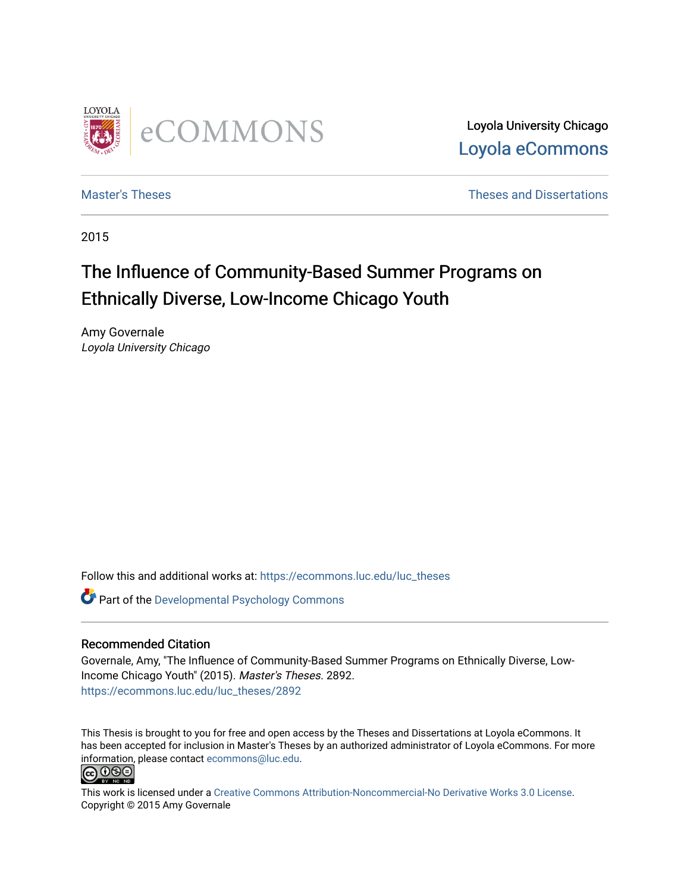Loyola University Chicago
Loyola eCommons

Master's Theses | Theses and Dissertations

2015

# The Influence of Community-Based Summer Programs on Ethnically Diverse, Low-Income Chicago Youth

Amy Governale
*Loyola University Chicago*

Follow this and additional works at: https://ecommons.luc.edu/luc_theses

Part of the Developmental Psychology Commons

## Recommended Citation

Governale, Amy, "The Influence of Community-Based Summer Programs on Ethnically Diverse, Low-Income Chicago Youth" (2015). *Master's Theses*. 2892.
https://ecommons.luc.edu/luc_theses/2892

This Thesis is brought to you for free and open access by the Theses and Dissertations at Loyola eCommons. It has been accepted for inclusion in Master's Theses by an authorized administrator of Loyola eCommons. For more information, please contact ecommons@luc.edu.

This work is licensed under a Creative Commons Attribution-Noncommercial-No Derivative Works 3.0 License.
Copyright © 2015 Amy Governale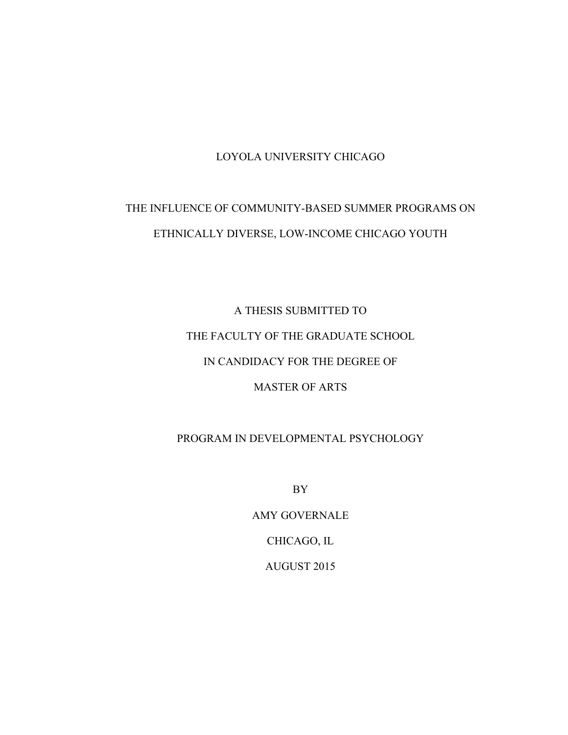LOYOLA UNIVERSITY CHICAGO

# THE INFLUENCE OF COMMUNITY-BASED SUMMER PROGRAMS ON ETHNICALLY DIVERSE, LOW-INCOME CHICAGO YOUTH

A THESIS SUBMITTED TO

THE FACULTY OF THE GRADUATE SCHOOL

IN CANDIDACY FOR THE DEGREE OF

MASTER OF ARTS

PROGRAM IN DEVELOPMENTAL PSYCHOLOGY

BY

AMY GOVERNALE

CHICAGO, IL

AUGUST 2015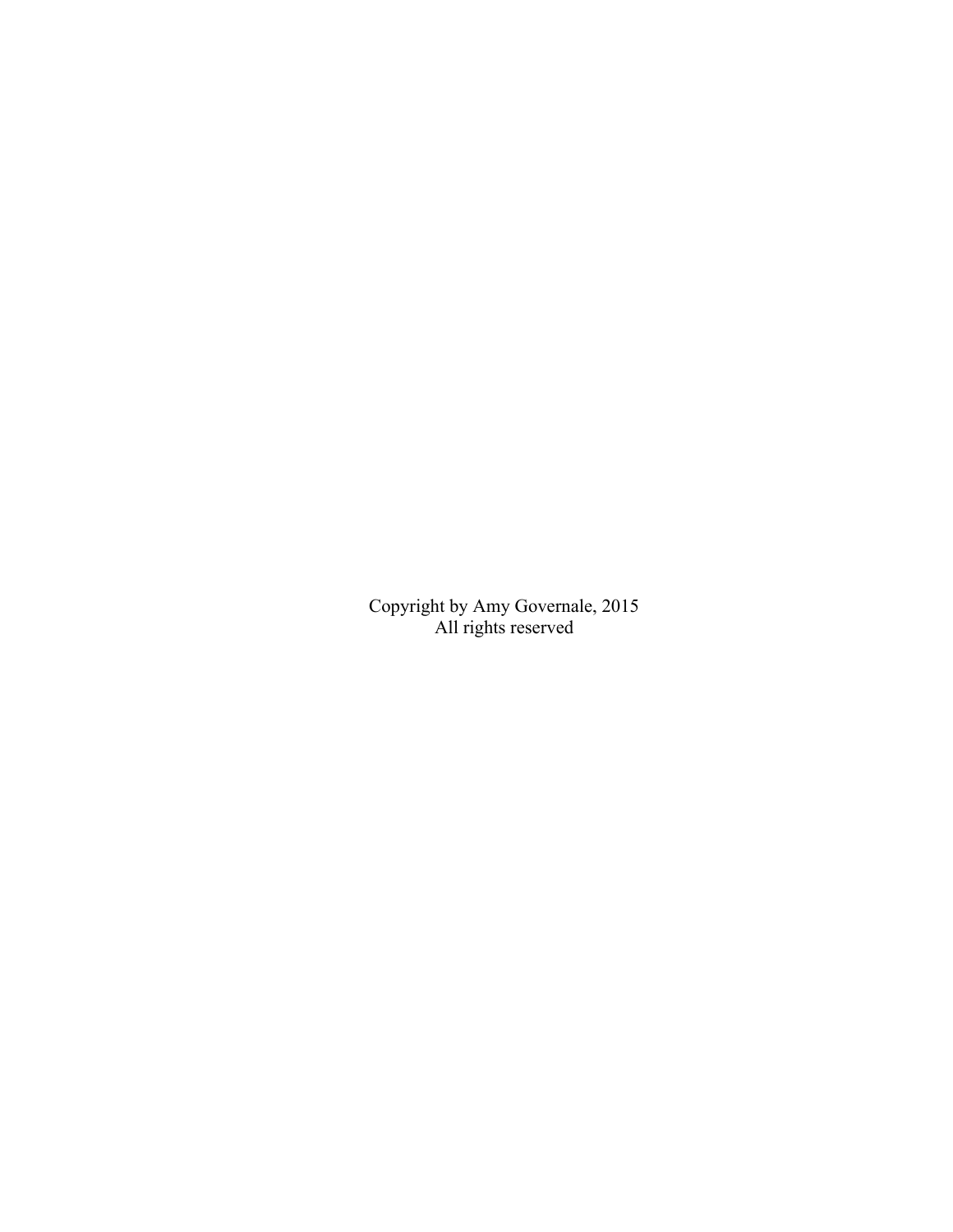Copyright by Amy Governale, 2015
All rights reserved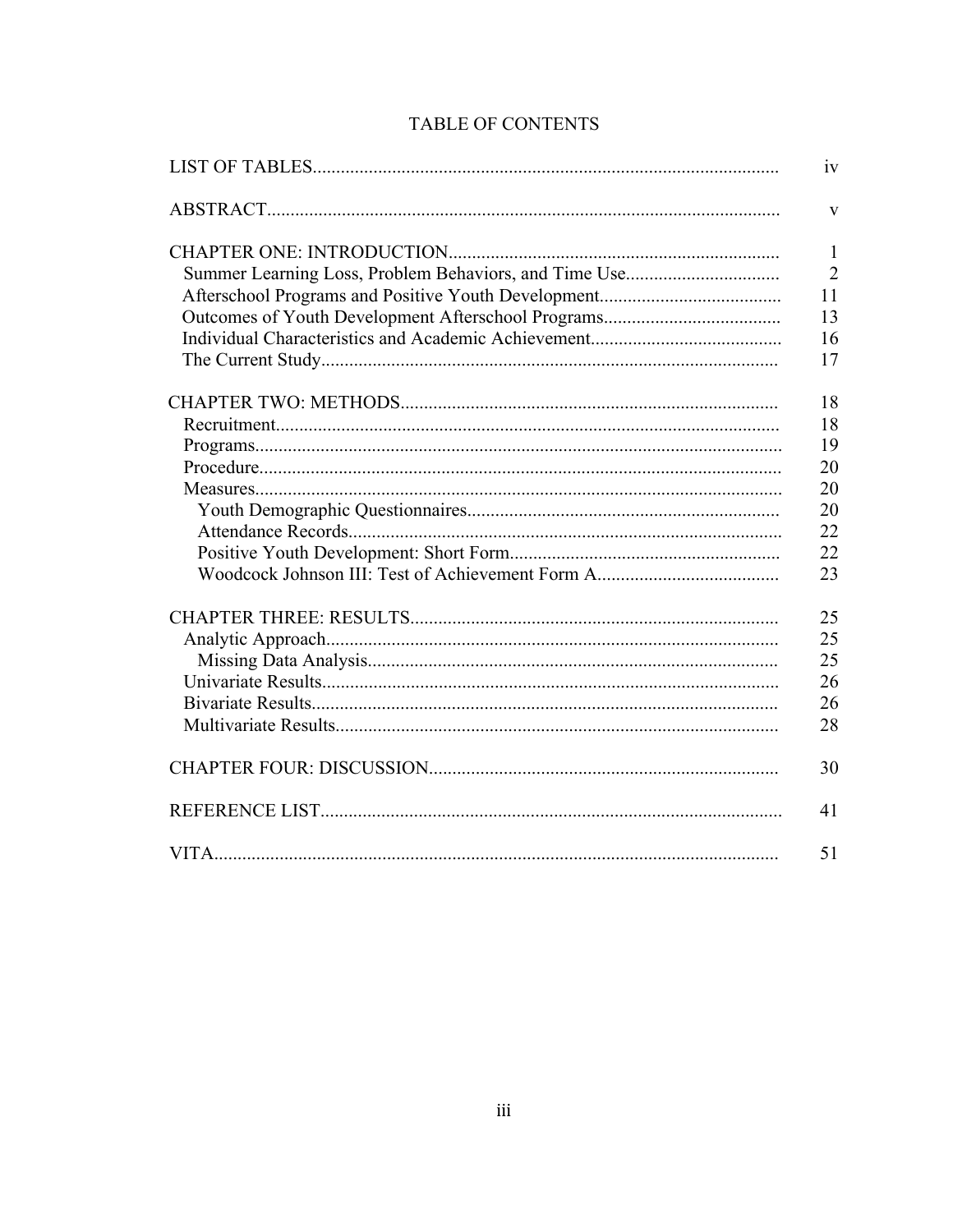# TABLE OF CONTENTS

| | |
|---|---|
| LIST OF TABLES | iv |
| ABSTRACT | v |
| CHAPTER ONE: INTRODUCTION | 1 |
| Summer Learning Loss, Problem Behaviors, and Time Use | 2 |
| Afterschool Programs and Positive Youth Development | 11 |
| Outcomes of Youth Development Afterschool Programs | 13 |
| Individual Characteristics and Academic Achievement | 16 |
| The Current Study | 17 |
| CHAPTER TWO: METHODS | 18 |
| Recruitment | 18 |
| Programs | 19 |
| Procedure | 20 |
| Measures | 20 |
| Youth Demographic Questionnaires | 20 |
| Attendance Records | 22 |
| Positive Youth Development: Short Form | 22 |
| Woodcock Johnson III: Test of Achievement Form A | 23 |
| CHAPTER THREE: RESULTS | 25 |
| Analytic Approach | 25 |
| Missing Data Analysis | 25 |
| Univariate Results | 26 |
| Bivariate Results | 26 |
| Multivariate Results | 28 |
| CHAPTER FOUR: DISCUSSION | 30 |
| REFERENCE LIST | 41 |
| VITA | 51 |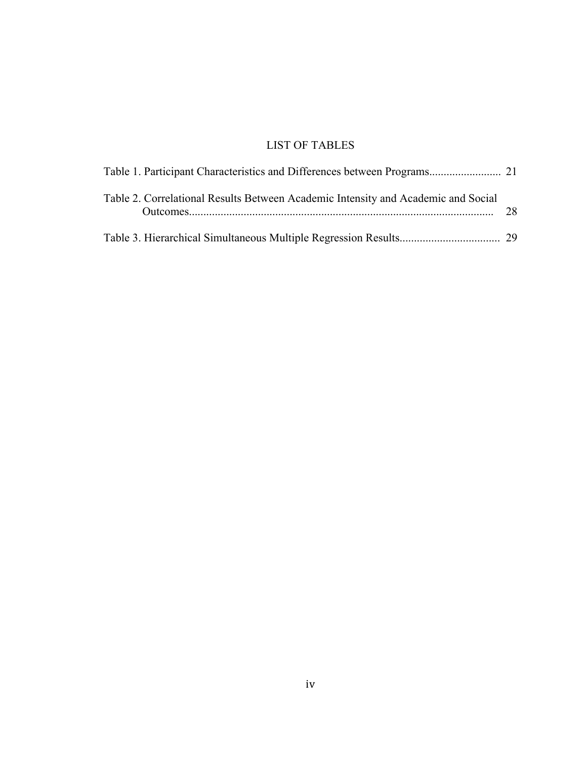# LIST OF TABLES

Table 1. Participant Characteristics and Differences between Programs......................... 21

Table 2. Correlational Results Between Academic Intensity and Academic and Social Outcomes......................................................................................................... 28

Table 3. Hierarchical Simultaneous Multiple Regression Results.................................. 29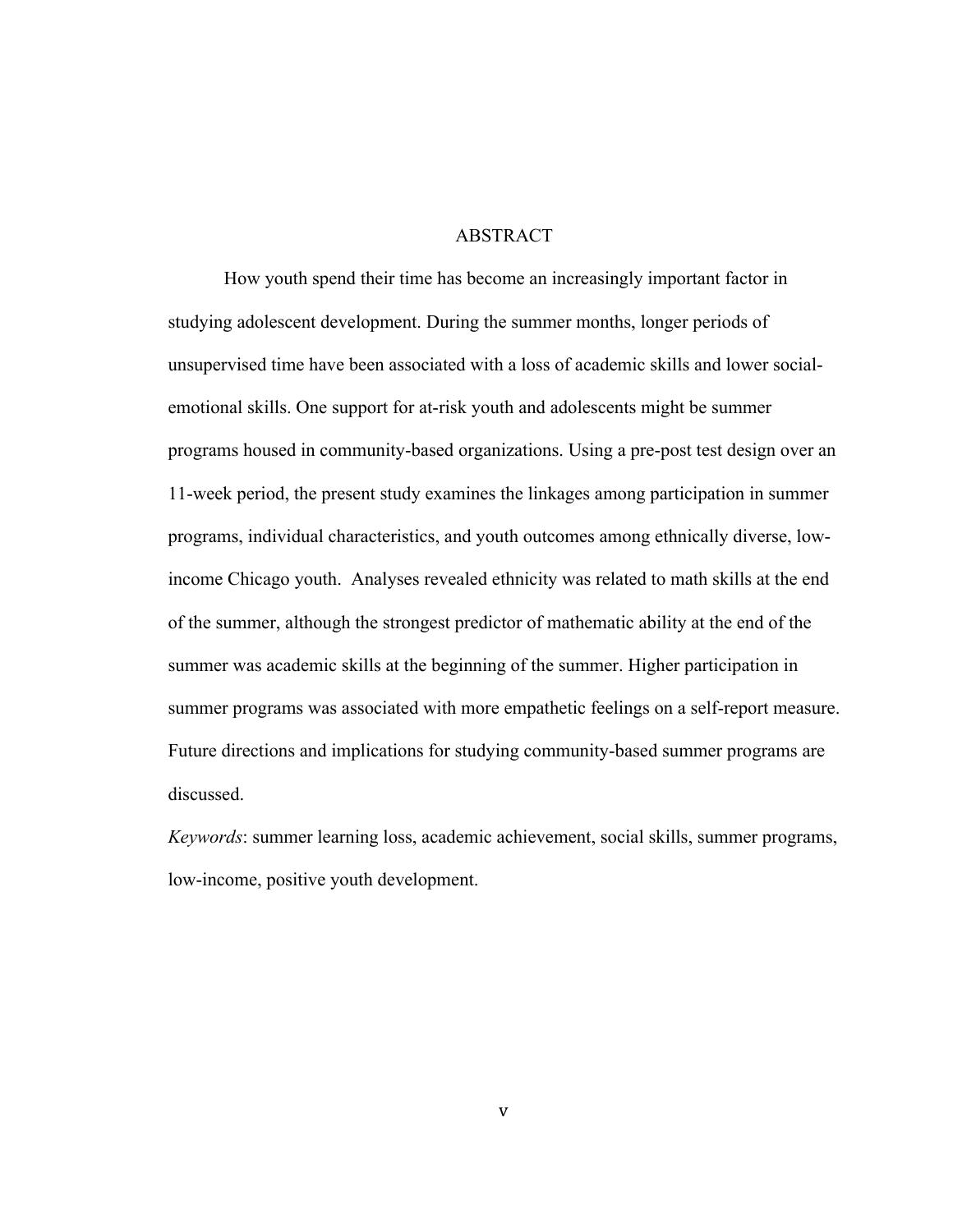# ABSTRACT

How youth spend their time has become an increasingly important factor in studying adolescent development. During the summer months, longer periods of unsupervised time have been associated with a loss of academic skills and lower social-emotional skills. One support for at-risk youth and adolescents might be summer programs housed in community-based organizations. Using a pre-post test design over an 11-week period, the present study examines the linkages among participation in summer programs, individual characteristics, and youth outcomes among ethnically diverse, low-income Chicago youth. Analyses revealed ethnicity was related to math skills at the end of the summer, although the strongest predictor of mathematic ability at the end of the summer was academic skills at the beginning of the summer. Higher participation in summer programs was associated with more empathetic feelings on a self-report measure. Future directions and implications for studying community-based summer programs are discussed.

*Keywords*: summer learning loss, academic achievement, social skills, summer programs, low-income, positive youth development.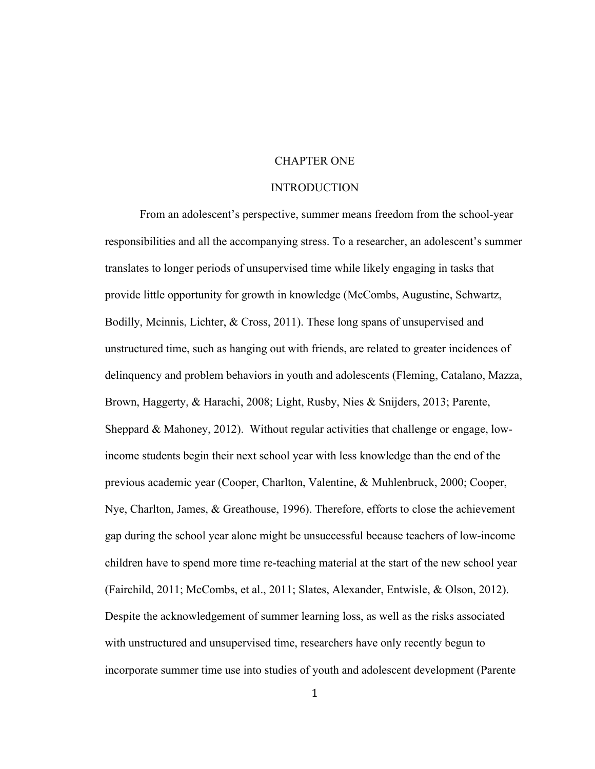# CHAPTER ONE

## INTRODUCTION

From an adolescent's perspective, summer means freedom from the school-year responsibilities and all the accompanying stress. To a researcher, an adolescent's summer translates to longer periods of unsupervised time while likely engaging in tasks that provide little opportunity for growth in knowledge (McCombs, Augustine, Schwartz, Bodilly, Mcinnis, Lichter, & Cross, 2011). These long spans of unsupervised and unstructured time, such as hanging out with friends, are related to greater incidences of delinquency and problem behaviors in youth and adolescents (Fleming, Catalano, Mazza, Brown, Haggerty, & Harachi, 2008; Light, Rusby, Nies & Snijders, 2013; Parente, Sheppard & Mahoney, 2012). Without regular activities that challenge or engage, low-income students begin their next school year with less knowledge than the end of the previous academic year (Cooper, Charlton, Valentine, & Muhlenbruck, 2000; Cooper, Nye, Charlton, James, & Greathouse, 1996). Therefore, efforts to close the achievement gap during the school year alone might be unsuccessful because teachers of low-income children have to spend more time re-teaching material at the start of the new school year (Fairchild, 2011; McCombs, et al., 2011; Slates, Alexander, Entwisle, & Olson, 2012). Despite the acknowledgement of summer learning loss, as well as the risks associated with unstructured and unsupervised time, researchers have only recently begun to incorporate summer time use into studies of youth and adolescent development (Parente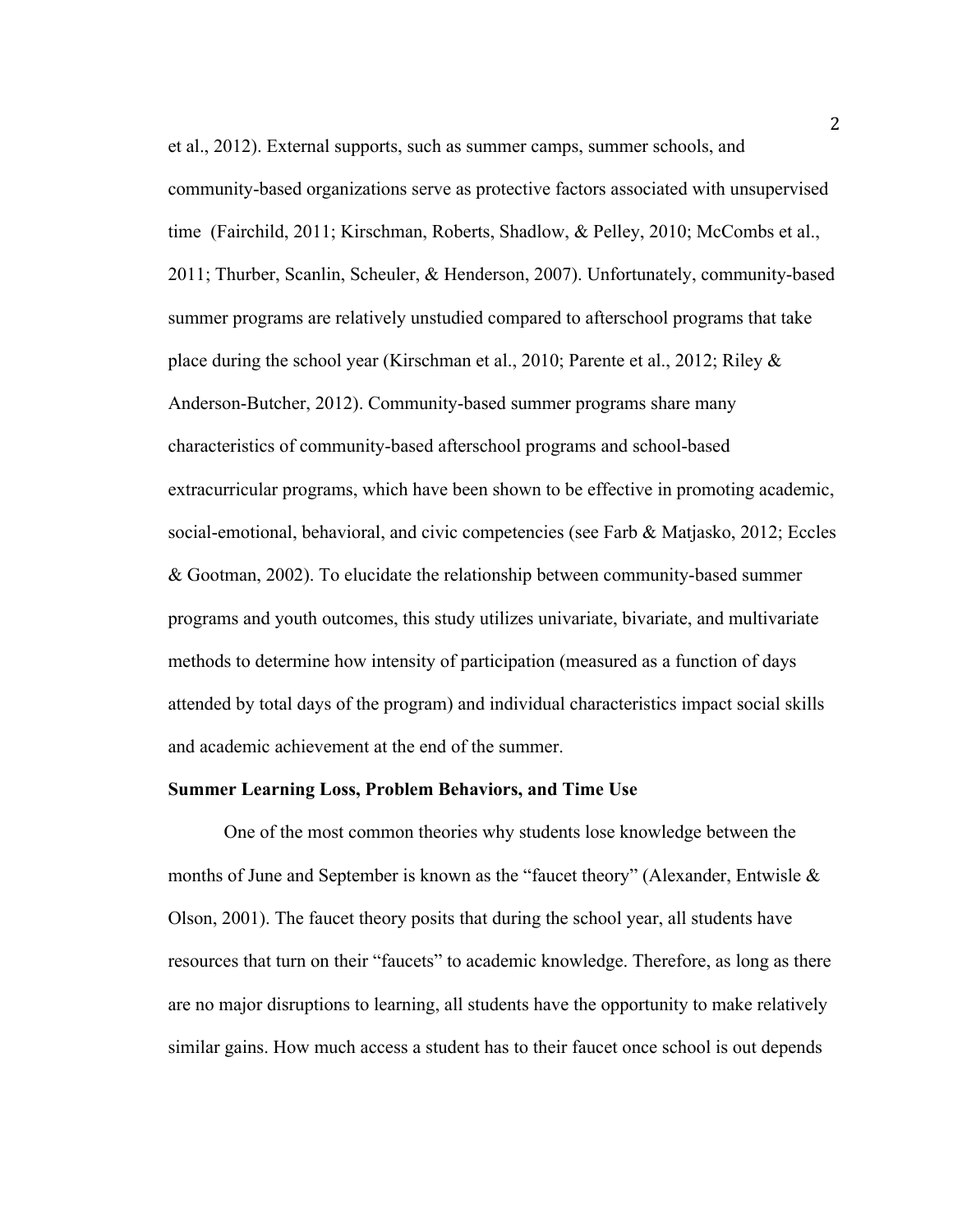et al., 2012). External supports, such as summer camps, summer schools, and community-based organizations serve as protective factors associated with unsupervised time (Fairchild, 2011; Kirschman, Roberts, Shadlow, & Pelley, 2010; McCombs et al., 2011; Thurber, Scanlin, Scheuler, & Henderson, 2007). Unfortunately, community-based summer programs are relatively unstudied compared to afterschool programs that take place during the school year (Kirschman et al., 2010; Parente et al., 2012; Riley & Anderson-Butcher, 2012). Community-based summer programs share many characteristics of community-based afterschool programs and school-based extracurricular programs, which have been shown to be effective in promoting academic, social-emotional, behavioral, and civic competencies (see Farb & Matjasko, 2012; Eccles & Gootman, 2002). To elucidate the relationship between community-based summer programs and youth outcomes, this study utilizes univariate, bivariate, and multivariate methods to determine how intensity of participation (measured as a function of days attended by total days of the program) and individual characteristics impact social skills and academic achievement at the end of the summer.

**Summer Learning Loss, Problem Behaviors, and Time Use**

One of the most common theories why students lose knowledge between the months of June and September is known as the "faucet theory" (Alexander, Entwisle & Olson, 2001). The faucet theory posits that during the school year, all students have resources that turn on their "faucets" to academic knowledge. Therefore, as long as there are no major disruptions to learning, all students have the opportunity to make relatively similar gains. How much access a student has to their faucet once school is out depends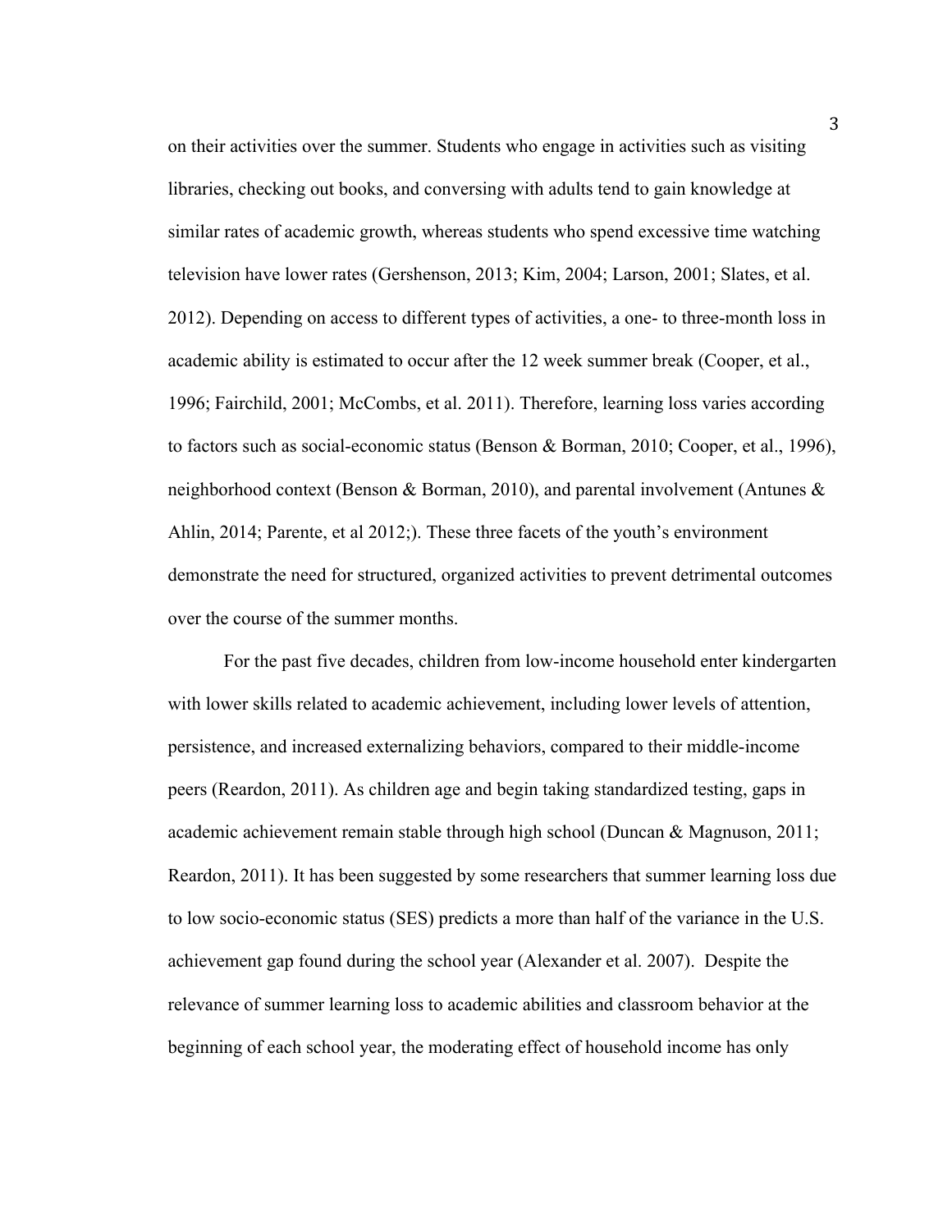on their activities over the summer. Students who engage in activities such as visiting libraries, checking out books, and conversing with adults tend to gain knowledge at similar rates of academic growth, whereas students who spend excessive time watching television have lower rates (Gershenson, 2013; Kim, 2004; Larson, 2001; Slates, et al. 2012). Depending on access to different types of activities, a one- to three-month loss in academic ability is estimated to occur after the 12 week summer break (Cooper, et al., 1996; Fairchild, 2001; McCombs, et al. 2011). Therefore, learning loss varies according to factors such as social-economic status (Benson & Borman, 2010; Cooper, et al., 1996), neighborhood context (Benson & Borman, 2010), and parental involvement (Antunes & Ahlin, 2014; Parente, et al 2012;). These three facets of the youth's environment demonstrate the need for structured, organized activities to prevent detrimental outcomes over the course of the summer months.

For the past five decades, children from low-income household enter kindergarten with lower skills related to academic achievement, including lower levels of attention, persistence, and increased externalizing behaviors, compared to their middle-income peers (Reardon, 2011). As children age and begin taking standardized testing, gaps in academic achievement remain stable through high school (Duncan & Magnuson, 2011; Reardon, 2011). It has been suggested by some researchers that summer learning loss due to low socio-economic status (SES) predicts a more than half of the variance in the U.S. achievement gap found during the school year (Alexander et al. 2007). Despite the relevance of summer learning loss to academic abilities and classroom behavior at the beginning of each school year, the moderating effect of household income has only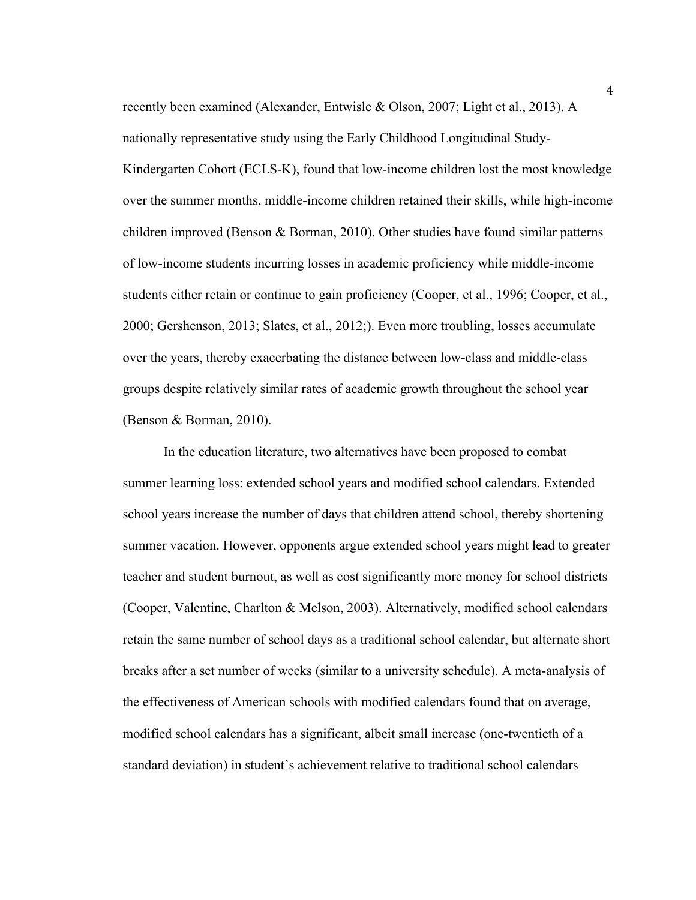recently been examined (Alexander, Entwisle & Olson, 2007; Light et al., 2013). A nationally representative study using the Early Childhood Longitudinal Study-Kindergarten Cohort (ECLS-K), found that low-income children lost the most knowledge over the summer months, middle-income children retained their skills, while high-income children improved (Benson & Borman, 2010). Other studies have found similar patterns of low-income students incurring losses in academic proficiency while middle-income students either retain or continue to gain proficiency (Cooper, et al., 1996; Cooper, et al., 2000; Gershenson, 2013; Slates, et al., 2012;). Even more troubling, losses accumulate over the years, thereby exacerbating the distance between low-class and middle-class groups despite relatively similar rates of academic growth throughout the school year (Benson & Borman, 2010).

In the education literature, two alternatives have been proposed to combat summer learning loss: extended school years and modified school calendars. Extended school years increase the number of days that children attend school, thereby shortening summer vacation. However, opponents argue extended school years might lead to greater teacher and student burnout, as well as cost significantly more money for school districts (Cooper, Valentine, Charlton & Melson, 2003). Alternatively, modified school calendars retain the same number of school days as a traditional school calendar, but alternate short breaks after a set number of weeks (similar to a university schedule). A meta-analysis of the effectiveness of American schools with modified calendars found that on average, modified school calendars has a significant, albeit small increase (one-twentieth of a standard deviation) in student's achievement relative to traditional school calendars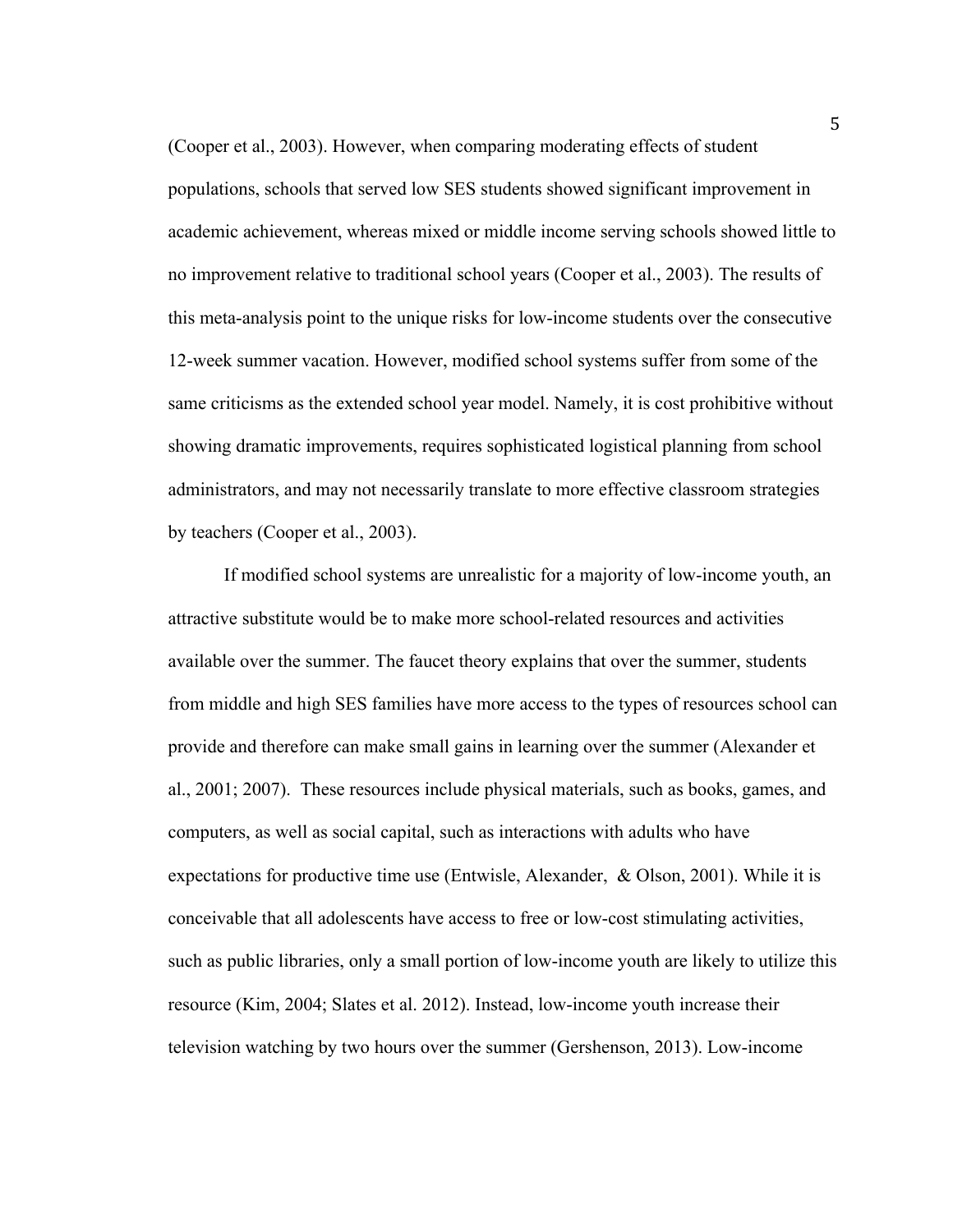(Cooper et al., 2003). However, when comparing moderating effects of student populations, schools that served low SES students showed significant improvement in academic achievement, whereas mixed or middle income serving schools showed little to no improvement relative to traditional school years (Cooper et al., 2003). The results of this meta-analysis point to the unique risks for low-income students over the consecutive 12-week summer vacation. However, modified school systems suffer from some of the same criticisms as the extended school year model. Namely, it is cost prohibitive without showing dramatic improvements, requires sophisticated logistical planning from school administrators, and may not necessarily translate to more effective classroom strategies by teachers (Cooper et al., 2003).

If modified school systems are unrealistic for a majority of low-income youth, an attractive substitute would be to make more school-related resources and activities available over the summer. The faucet theory explains that over the summer, students from middle and high SES families have more access to the types of resources school can provide and therefore can make small gains in learning over the summer (Alexander et al., 2001; 2007). These resources include physical materials, such as books, games, and computers, as well as social capital, such as interactions with adults who have expectations for productive time use (Entwisle, Alexander, & Olson, 2001). While it is conceivable that all adolescents have access to free or low-cost stimulating activities, such as public libraries, only a small portion of low-income youth are likely to utilize this resource (Kim, 2004; Slates et al. 2012). Instead, low-income youth increase their television watching by two hours over the summer (Gershenson, 2013). Low-income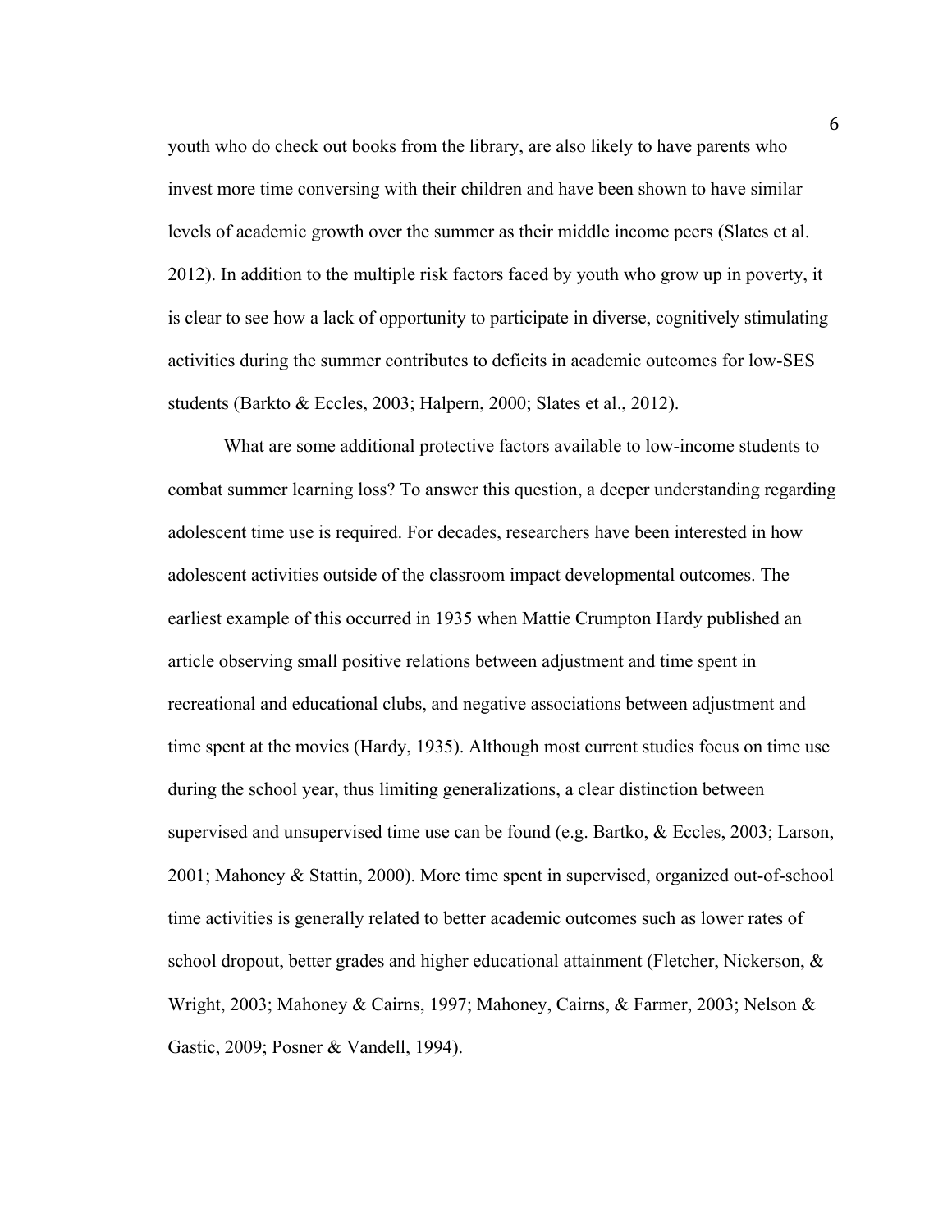youth who do check out books from the library, are also likely to have parents who invest more time conversing with their children and have been shown to have similar levels of academic growth over the summer as their middle income peers (Slates et al. 2012). In addition to the multiple risk factors faced by youth who grow up in poverty, it is clear to see how a lack of opportunity to participate in diverse, cognitively stimulating activities during the summer contributes to deficits in academic outcomes for low-SES students (Barkto & Eccles, 2003; Halpern, 2000; Slates et al., 2012).

What are some additional protective factors available to low-income students to combat summer learning loss? To answer this question, a deeper understanding regarding adolescent time use is required. For decades, researchers have been interested in how adolescent activities outside of the classroom impact developmental outcomes. The earliest example of this occurred in 1935 when Mattie Crumpton Hardy published an article observing small positive relations between adjustment and time spent in recreational and educational clubs, and negative associations between adjustment and time spent at the movies (Hardy, 1935). Although most current studies focus on time use during the school year, thus limiting generalizations, a clear distinction between supervised and unsupervised time use can be found (e.g. Bartko, & Eccles, 2003; Larson, 2001; Mahoney & Stattin, 2000). More time spent in supervised, organized out-of-school time activities is generally related to better academic outcomes such as lower rates of school dropout, better grades and higher educational attainment (Fletcher, Nickerson, & Wright, 2003; Mahoney & Cairns, 1997; Mahoney, Cairns, & Farmer, 2003; Nelson & Gastic, 2009; Posner & Vandell, 1994).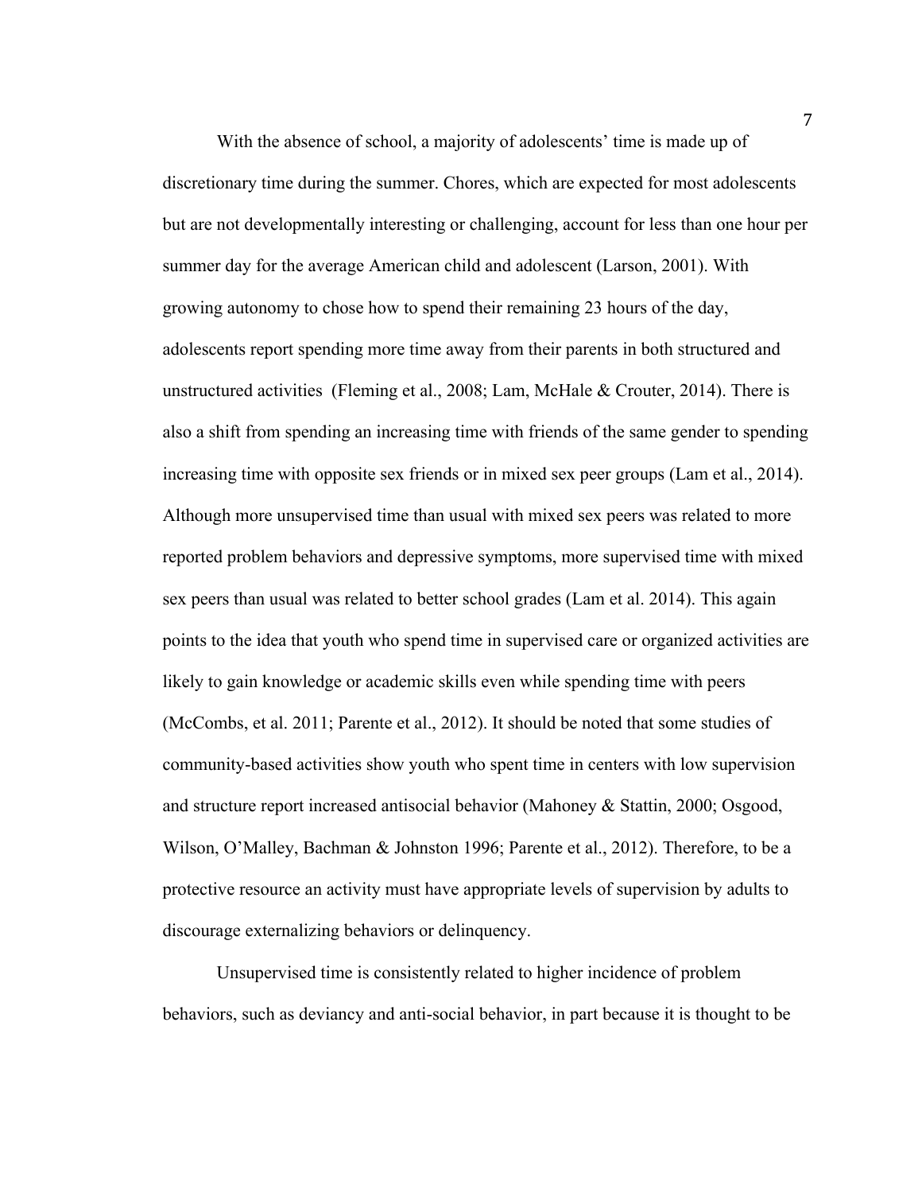With the absence of school, a majority of adolescents' time is made up of discretionary time during the summer. Chores, which are expected for most adolescents but are not developmentally interesting or challenging, account for less than one hour per summer day for the average American child and adolescent (Larson, 2001). With growing autonomy to chose how to spend their remaining 23 hours of the day, adolescents report spending more time away from their parents in both structured and unstructured activities (Fleming et al., 2008; Lam, McHale & Crouter, 2014). There is also a shift from spending an increasing time with friends of the same gender to spending increasing time with opposite sex friends or in mixed sex peer groups (Lam et al., 2014). Although more unsupervised time than usual with mixed sex peers was related to more reported problem behaviors and depressive symptoms, more supervised time with mixed sex peers than usual was related to better school grades (Lam et al. 2014). This again points to the idea that youth who spend time in supervised care or organized activities are likely to gain knowledge or academic skills even while spending time with peers (McCombs, et al. 2011; Parente et al., 2012). It should be noted that some studies of community-based activities show youth who spent time in centers with low supervision and structure report increased antisocial behavior (Mahoney & Stattin, 2000; Osgood, Wilson, O'Malley, Bachman & Johnston 1996; Parente et al., 2012). Therefore, to be a protective resource an activity must have appropriate levels of supervision by adults to discourage externalizing behaviors or delinquency.

Unsupervised time is consistently related to higher incidence of problem behaviors, such as deviancy and anti-social behavior, in part because it is thought to be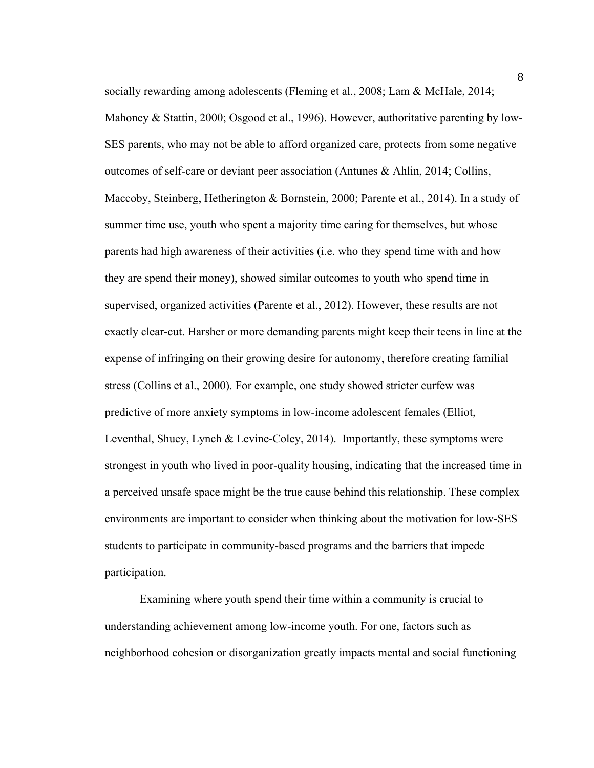socially rewarding among adolescents (Fleming et al., 2008; Lam & McHale, 2014; Mahoney & Stattin, 2000; Osgood et al., 1996). However, authoritative parenting by low-SES parents, who may not be able to afford organized care, protects from some negative outcomes of self-care or deviant peer association (Antunes & Ahlin, 2014; Collins, Maccoby, Steinberg, Hetherington & Bornstein, 2000; Parente et al., 2014). In a study of summer time use, youth who spent a majority time caring for themselves, but whose parents had high awareness of their activities (i.e. who they spend time with and how they are spend their money), showed similar outcomes to youth who spend time in supervised, organized activities (Parente et al., 2012). However, these results are not exactly clear-cut. Harsher or more demanding parents might keep their teens in line at the expense of infringing on their growing desire for autonomy, therefore creating familial stress (Collins et al., 2000). For example, one study showed stricter curfew was predictive of more anxiety symptoms in low-income adolescent females (Elliot, Leventhal, Shuey, Lynch & Levine-Coley, 2014). Importantly, these symptoms were strongest in youth who lived in poor-quality housing, indicating that the increased time in a perceived unsafe space might be the true cause behind this relationship. These complex environments are important to consider when thinking about the motivation for low-SES students to participate in community-based programs and the barriers that impede participation.

Examining where youth spend their time within a community is crucial to understanding achievement among low-income youth. For one, factors such as neighborhood cohesion or disorganization greatly impacts mental and social functioning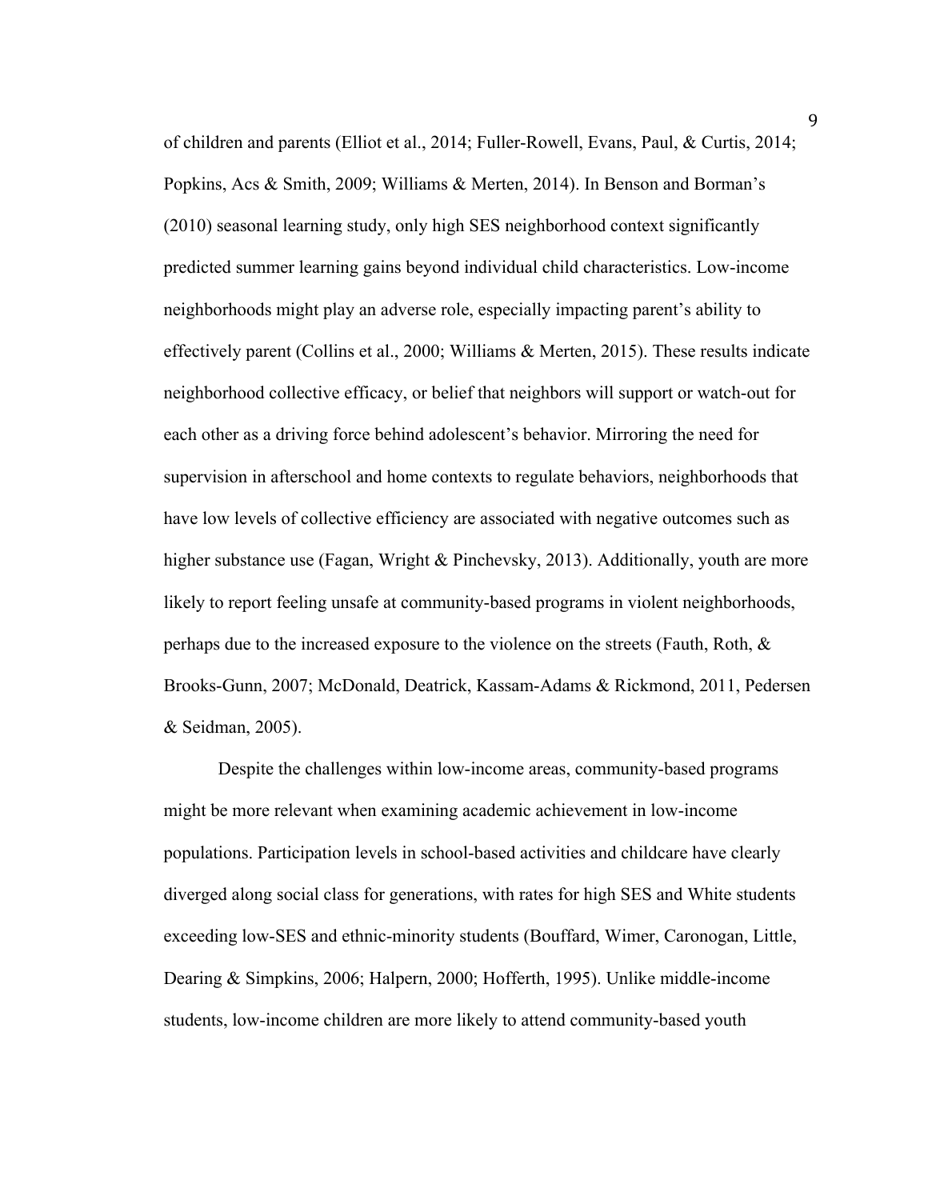of children and parents (Elliot et al., 2014; Fuller-Rowell, Evans, Paul, & Curtis, 2014; Popkins, Acs & Smith, 2009; Williams & Merten, 2014). In Benson and Borman's (2010) seasonal learning study, only high SES neighborhood context significantly predicted summer learning gains beyond individual child characteristics. Low-income neighborhoods might play an adverse role, especially impacting parent's ability to effectively parent (Collins et al., 2000; Williams & Merten, 2015). These results indicate neighborhood collective efficacy, or belief that neighbors will support or watch-out for each other as a driving force behind adolescent's behavior. Mirroring the need for supervision in afterschool and home contexts to regulate behaviors, neighborhoods that have low levels of collective efficiency are associated with negative outcomes such as higher substance use (Fagan, Wright & Pinchevsky, 2013). Additionally, youth are more likely to report feeling unsafe at community-based programs in violent neighborhoods, perhaps due to the increased exposure to the violence on the streets (Fauth, Roth, & Brooks-Gunn, 2007; McDonald, Deatrick, Kassam-Adams & Rickmond, 2011, Pedersen & Seidman, 2005).

Despite the challenges within low-income areas, community-based programs might be more relevant when examining academic achievement in low-income populations. Participation levels in school-based activities and childcare have clearly diverged along social class for generations, with rates for high SES and White students exceeding low-SES and ethnic-minority students (Bouffard, Wimer, Caronogan, Little, Dearing & Simpkins, 2006; Halpern, 2000; Hofferth, 1995). Unlike middle-income students, low-income children are more likely to attend community-based youth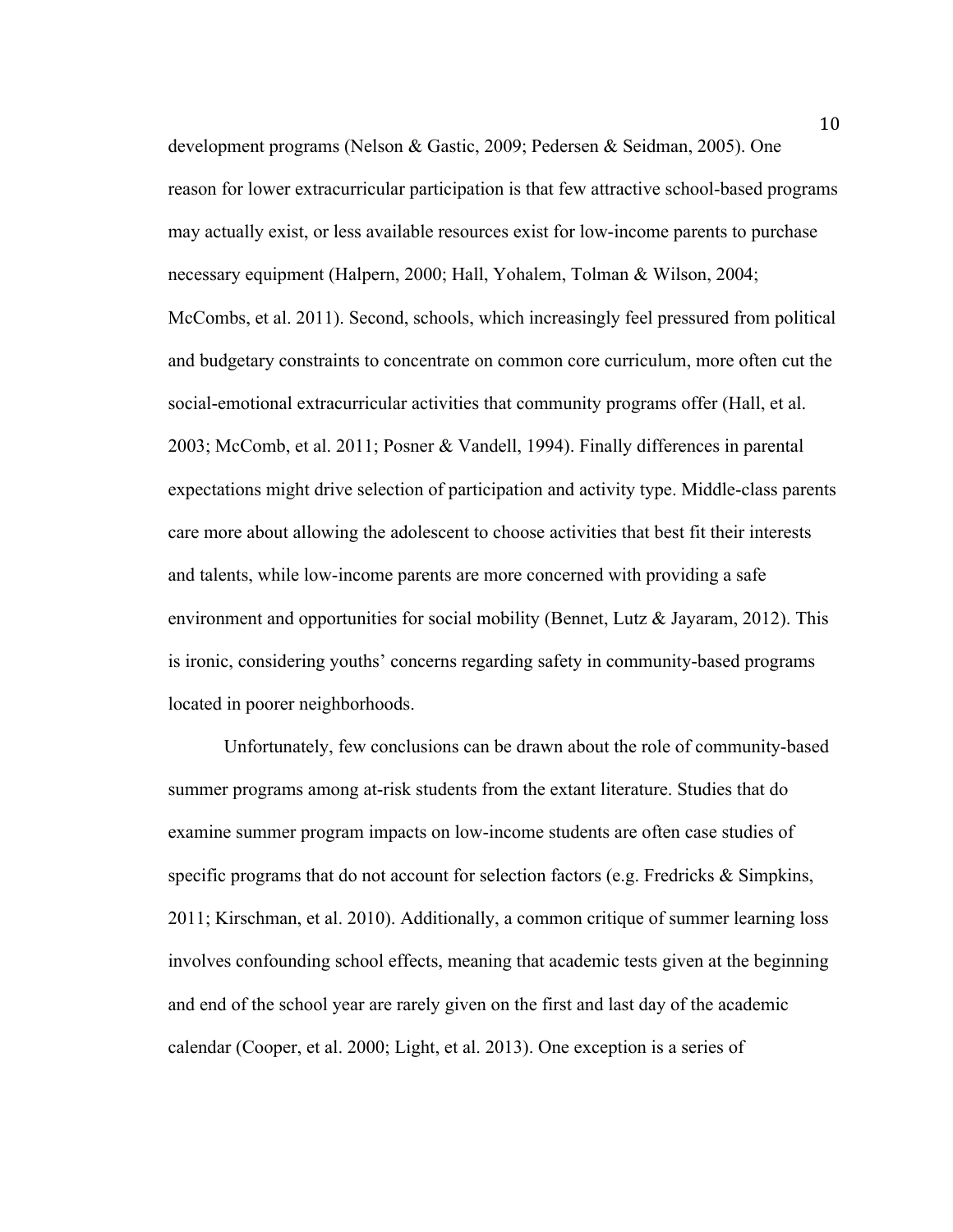development programs (Nelson & Gastic, 2009; Pedersen & Seidman, 2005). One reason for lower extracurricular participation is that few attractive school-based programs may actually exist, or less available resources exist for low-income parents to purchase necessary equipment (Halpern, 2000; Hall, Yohalem, Tolman & Wilson, 2004; McCombs, et al. 2011). Second, schools, which increasingly feel pressured from political and budgetary constraints to concentrate on common core curriculum, more often cut the social-emotional extracurricular activities that community programs offer (Hall, et al. 2003; McComb, et al. 2011; Posner & Vandell, 1994). Finally differences in parental expectations might drive selection of participation and activity type. Middle-class parents care more about allowing the adolescent to choose activities that best fit their interests and talents, while low-income parents are more concerned with providing a safe environment and opportunities for social mobility (Bennet, Lutz & Jayaram, 2012). This is ironic, considering youths' concerns regarding safety in community-based programs located in poorer neighborhoods.

Unfortunately, few conclusions can be drawn about the role of community-based summer programs among at-risk students from the extant literature. Studies that do examine summer program impacts on low-income students are often case studies of specific programs that do not account for selection factors (e.g. Fredricks & Simpkins, 2011; Kirschman, et al. 2010). Additionally, a common critique of summer learning loss involves confounding school effects, meaning that academic tests given at the beginning and end of the school year are rarely given on the first and last day of the academic calendar (Cooper, et al. 2000; Light, et al. 2013). One exception is a series of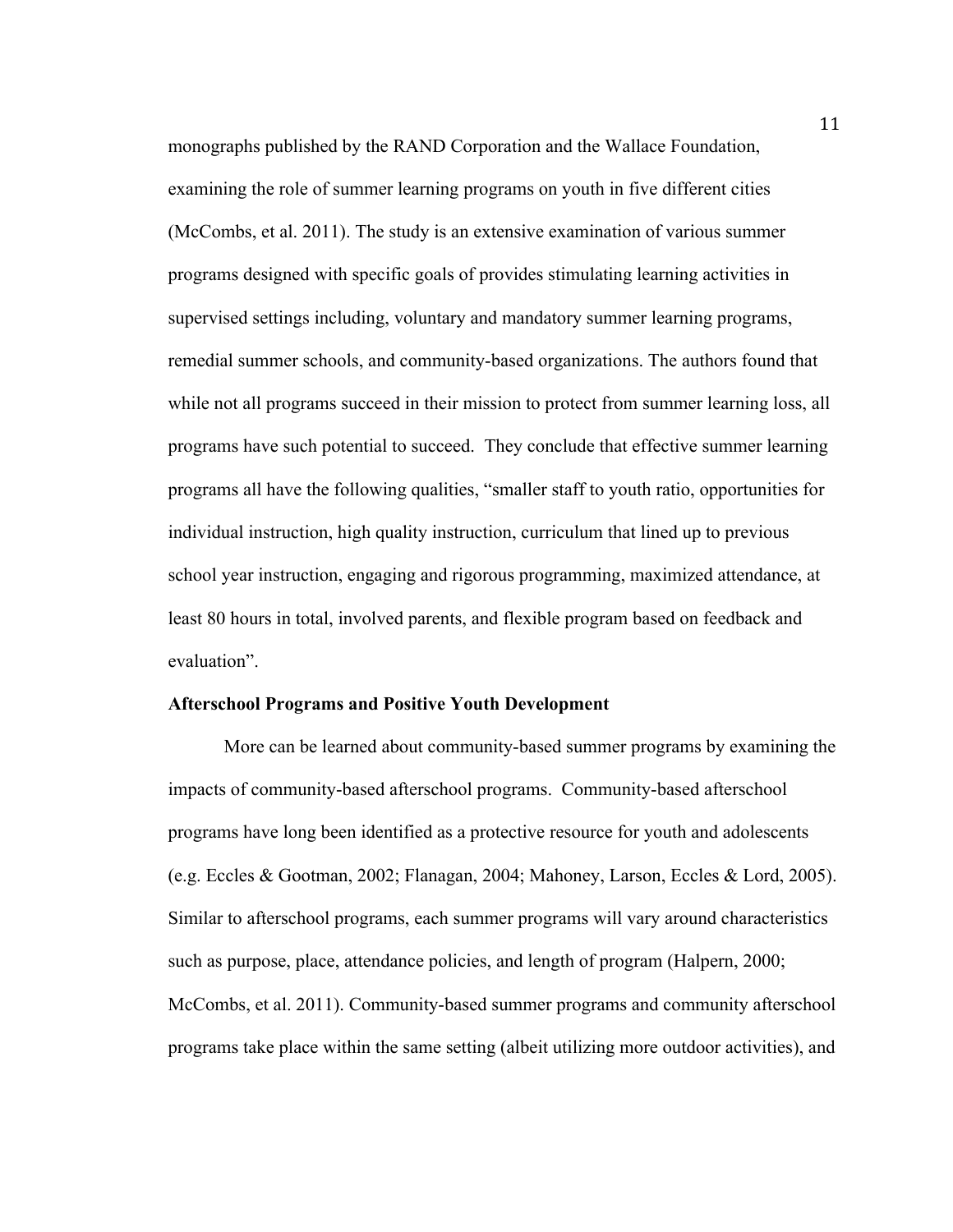monographs published by the RAND Corporation and the Wallace Foundation, examining the role of summer learning programs on youth in five different cities (McCombs, et al. 2011). The study is an extensive examination of various summer programs designed with specific goals of provides stimulating learning activities in supervised settings including, voluntary and mandatory summer learning programs, remedial summer schools, and community-based organizations. The authors found that while not all programs succeed in their mission to protect from summer learning loss, all programs have such potential to succeed. They conclude that effective summer learning programs all have the following qualities, "smaller staff to youth ratio, opportunities for individual instruction, high quality instruction, curriculum that lined up to previous school year instruction, engaging and rigorous programming, maximized attendance, at least 80 hours in total, involved parents, and flexible program based on feedback and evaluation".

**Afterschool Programs and Positive Youth Development**

More can be learned about community-based summer programs by examining the impacts of community-based afterschool programs. Community-based afterschool programs have long been identified as a protective resource for youth and adolescents (e.g. Eccles & Gootman, 2002; Flanagan, 2004; Mahoney, Larson, Eccles & Lord, 2005). Similar to afterschool programs, each summer programs will vary around characteristics such as purpose, place, attendance policies, and length of program (Halpern, 2000; McCombs, et al. 2011). Community-based summer programs and community afterschool programs take place within the same setting (albeit utilizing more outdoor activities), and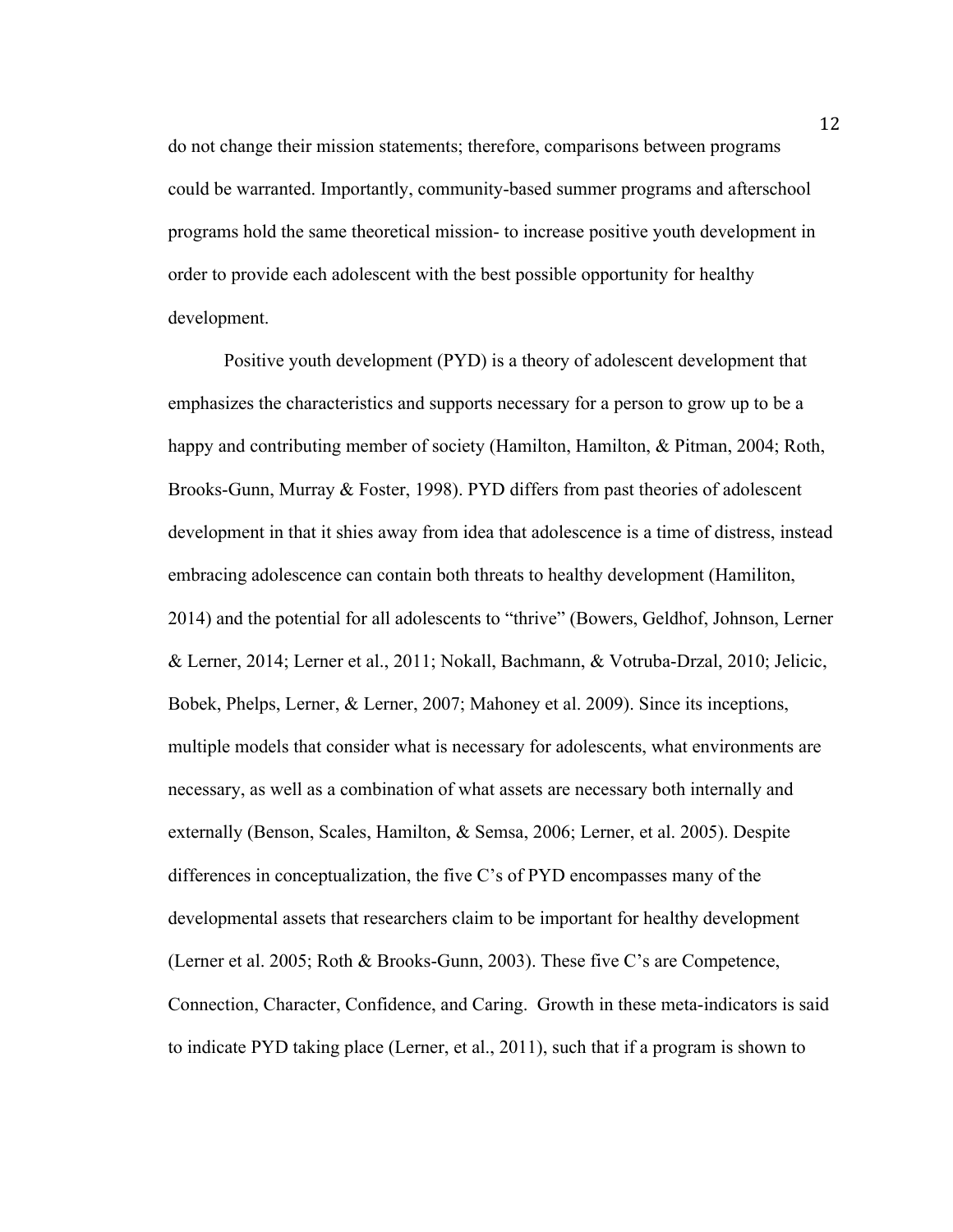do not change their mission statements; therefore, comparisons between programs could be warranted. Importantly, community-based summer programs and afterschool programs hold the same theoretical mission- to increase positive youth development in order to provide each adolescent with the best possible opportunity for healthy development.

Positive youth development (PYD) is a theory of adolescent development that emphasizes the characteristics and supports necessary for a person to grow up to be a happy and contributing member of society (Hamilton, Hamilton, & Pitman, 2004; Roth, Brooks-Gunn, Murray & Foster, 1998). PYD differs from past theories of adolescent development in that it shies away from idea that adolescence is a time of distress, instead embracing adolescence can contain both threats to healthy development (Hamiliton, 2014) and the potential for all adolescents to "thrive" (Bowers, Geldhof, Johnson, Lerner & Lerner, 2014; Lerner et al., 2011; Nokall, Bachmann, & Votruba-Drzal, 2010; Jelicic, Bobek, Phelps, Lerner, & Lerner, 2007; Mahoney et al. 2009). Since its inceptions, multiple models that consider what is necessary for adolescents, what environments are necessary, as well as a combination of what assets are necessary both internally and externally (Benson, Scales, Hamilton, & Semsa, 2006; Lerner, et al. 2005). Despite differences in conceptualization, the five C's of PYD encompasses many of the developmental assets that researchers claim to be important for healthy development (Lerner et al. 2005; Roth & Brooks-Gunn, 2003). These five C's are Competence, Connection, Character, Confidence, and Caring. Growth in these meta-indicators is said to indicate PYD taking place (Lerner, et al., 2011), such that if a program is shown to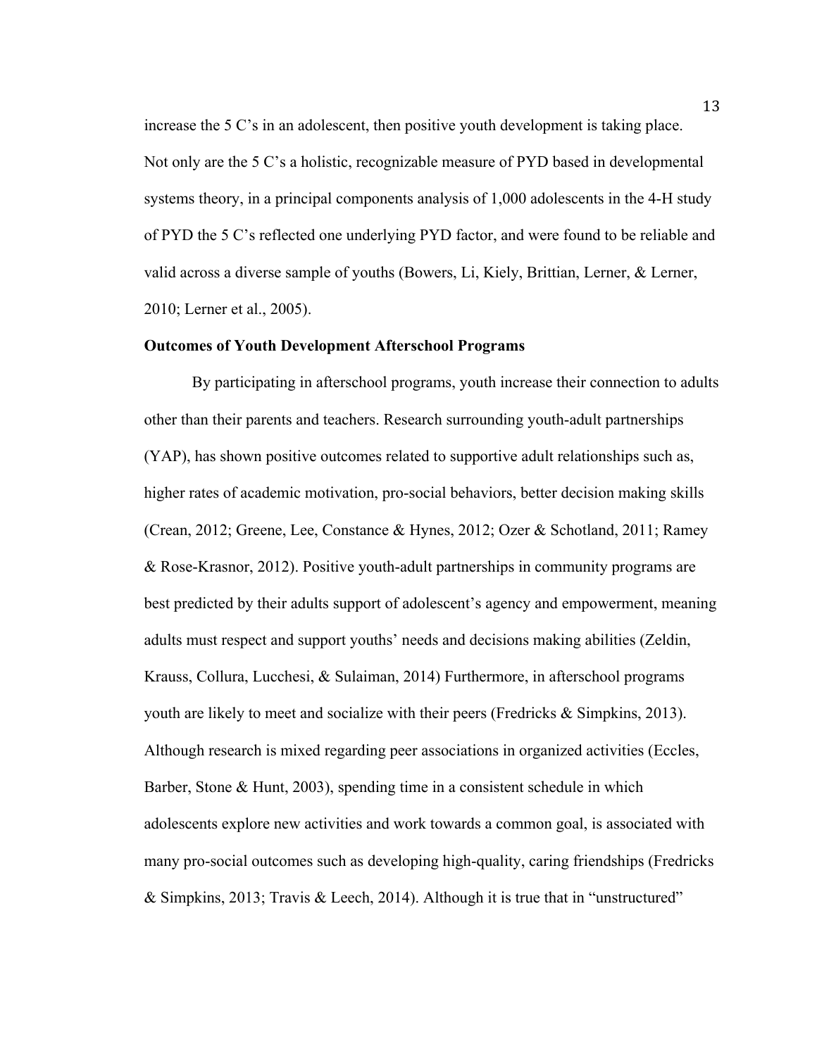increase the 5 C's in an adolescent, then positive youth development is taking place. Not only are the 5 C's a holistic, recognizable measure of PYD based in developmental systems theory, in a principal components analysis of 1,000 adolescents in the 4-H study of PYD the 5 C's reflected one underlying PYD factor, and were found to be reliable and valid across a diverse sample of youths (Bowers, Li, Kiely, Brittian, Lerner, & Lerner, 2010; Lerner et al., 2005).

**Outcomes of Youth Development Afterschool Programs**

By participating in afterschool programs, youth increase their connection to adults other than their parents and teachers. Research surrounding youth-adult partnerships (YAP), has shown positive outcomes related to supportive adult relationships such as, higher rates of academic motivation, pro-social behaviors, better decision making skills (Crean, 2012; Greene, Lee, Constance & Hynes, 2012; Ozer & Schotland, 2011; Ramey & Rose-Krasnor, 2012). Positive youth-adult partnerships in community programs are best predicted by their adults support of adolescent's agency and empowerment, meaning adults must respect and support youths' needs and decisions making abilities (Zeldin, Krauss, Collura, Lucchesi, & Sulaiman, 2014) Furthermore, in afterschool programs youth are likely to meet and socialize with their peers (Fredricks & Simpkins, 2013). Although research is mixed regarding peer associations in organized activities (Eccles, Barber, Stone & Hunt, 2003), spending time in a consistent schedule in which adolescents explore new activities and work towards a common goal, is associated with many pro-social outcomes such as developing high-quality, caring friendships (Fredricks & Simpkins, 2013; Travis & Leech, 2014). Although it is true that in "unstructured"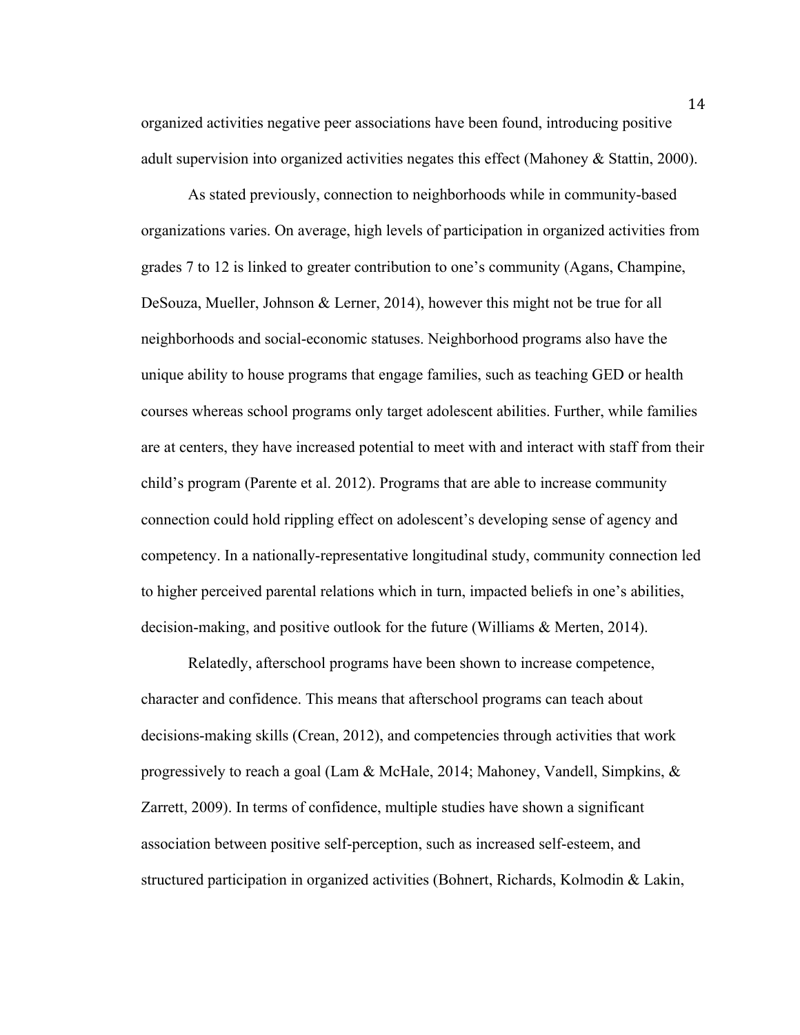organized activities negative peer associations have been found, introducing positive adult supervision into organized activities negates this effect (Mahoney & Stattin, 2000).

As stated previously, connection to neighborhoods while in community-based organizations varies. On average, high levels of participation in organized activities from grades 7 to 12 is linked to greater contribution to one's community (Agans, Champine, DeSouza, Mueller, Johnson & Lerner, 2014), however this might not be true for all neighborhoods and social-economic statuses. Neighborhood programs also have the unique ability to house programs that engage families, such as teaching GED or health courses whereas school programs only target adolescent abilities. Further, while families are at centers, they have increased potential to meet with and interact with staff from their child's program (Parente et al. 2012). Programs that are able to increase community connection could hold rippling effect on adolescent's developing sense of agency and competency. In a nationally-representative longitudinal study, community connection led to higher perceived parental relations which in turn, impacted beliefs in one's abilities, decision-making, and positive outlook for the future (Williams & Merten, 2014).

Relatedly, afterschool programs have been shown to increase competence, character and confidence. This means that afterschool programs can teach about decisions-making skills (Crean, 2012), and competencies through activities that work progressively to reach a goal (Lam & McHale, 2014; Mahoney, Vandell, Simpkins, & Zarrett, 2009). In terms of confidence, multiple studies have shown a significant association between positive self-perception, such as increased self-esteem, and structured participation in organized activities (Bohnert, Richards, Kolmodin & Lakin,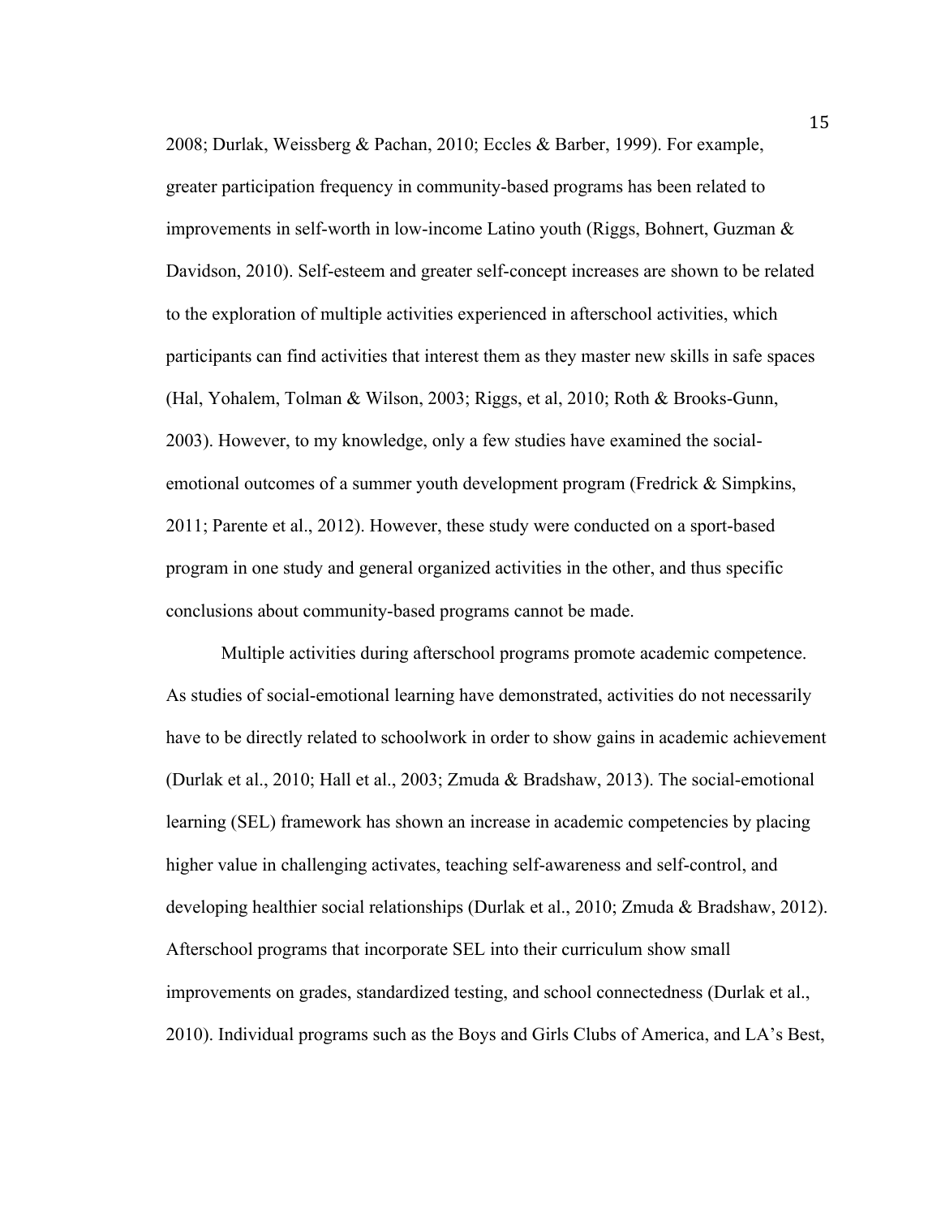2008; Durlak, Weissberg & Pachan, 2010; Eccles & Barber, 1999). For example, greater participation frequency in community-based programs has been related to improvements in self-worth in low-income Latino youth (Riggs, Bohnert, Guzman & Davidson, 2010). Self-esteem and greater self-concept increases are shown to be related to the exploration of multiple activities experienced in afterschool activities, which participants can find activities that interest them as they master new skills in safe spaces (Hal, Yohalem, Tolman & Wilson, 2003; Riggs, et al, 2010; Roth & Brooks-Gunn, 2003). However, to my knowledge, only a few studies have examined the social-emotional outcomes of a summer youth development program (Fredrick & Simpkins, 2011; Parente et al., 2012). However, these study were conducted on a sport-based program in one study and general organized activities in the other, and thus specific conclusions about community-based programs cannot be made.

Multiple activities during afterschool programs promote academic competence. As studies of social-emotional learning have demonstrated, activities do not necessarily have to be directly related to schoolwork in order to show gains in academic achievement (Durlak et al., 2010; Hall et al., 2003; Zmuda & Bradshaw, 2013). The social-emotional learning (SEL) framework has shown an increase in academic competencies by placing higher value in challenging activates, teaching self-awareness and self-control, and developing healthier social relationships (Durlak et al., 2010; Zmuda & Bradshaw, 2012). Afterschool programs that incorporate SEL into their curriculum show small improvements on grades, standardized testing, and school connectedness (Durlak et al., 2010). Individual programs such as the Boys and Girls Clubs of America, and LA's Best,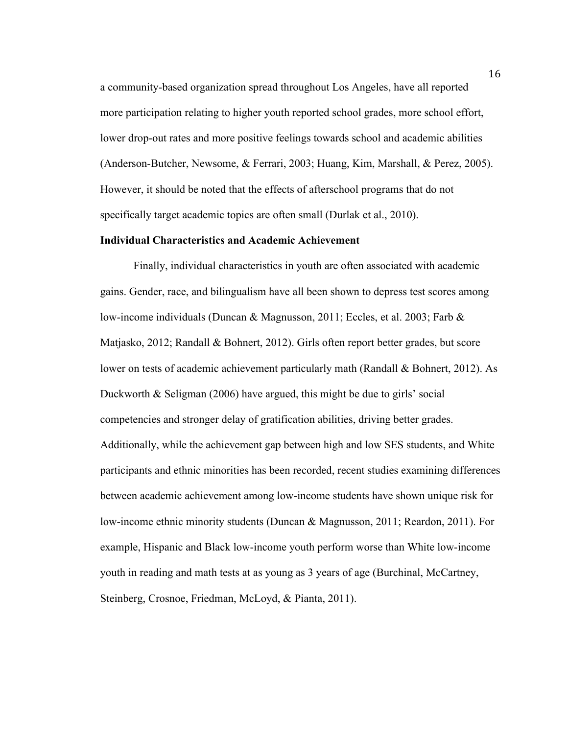a community-based organization spread throughout Los Angeles, have all reported more participation relating to higher youth reported school grades, more school effort, lower drop-out rates and more positive feelings towards school and academic abilities (Anderson-Butcher, Newsome, & Ferrari, 2003; Huang, Kim, Marshall, & Perez, 2005). However, it should be noted that the effects of afterschool programs that do not specifically target academic topics are often small (Durlak et al., 2010).

**Individual Characteristics and Academic Achievement**

Finally, individual characteristics in youth are often associated with academic gains. Gender, race, and bilingualism have all been shown to depress test scores among low-income individuals (Duncan & Magnusson, 2011; Eccles, et al. 2003; Farb & Matjasko, 2012; Randall & Bohnert, 2012). Girls often report better grades, but score lower on tests of academic achievement particularly math (Randall & Bohnert, 2012). As Duckworth & Seligman (2006) have argued, this might be due to girls' social competencies and stronger delay of gratification abilities, driving better grades. Additionally, while the achievement gap between high and low SES students, and White participants and ethnic minorities has been recorded, recent studies examining differences between academic achievement among low-income students have shown unique risk for low-income ethnic minority students (Duncan & Magnusson, 2011; Reardon, 2011). For example, Hispanic and Black low-income youth perform worse than White low-income youth in reading and math tests at as young as 3 years of age (Burchinal, McCartney, Steinberg, Crosnoe, Friedman, McLoyd, & Pianta, 2011).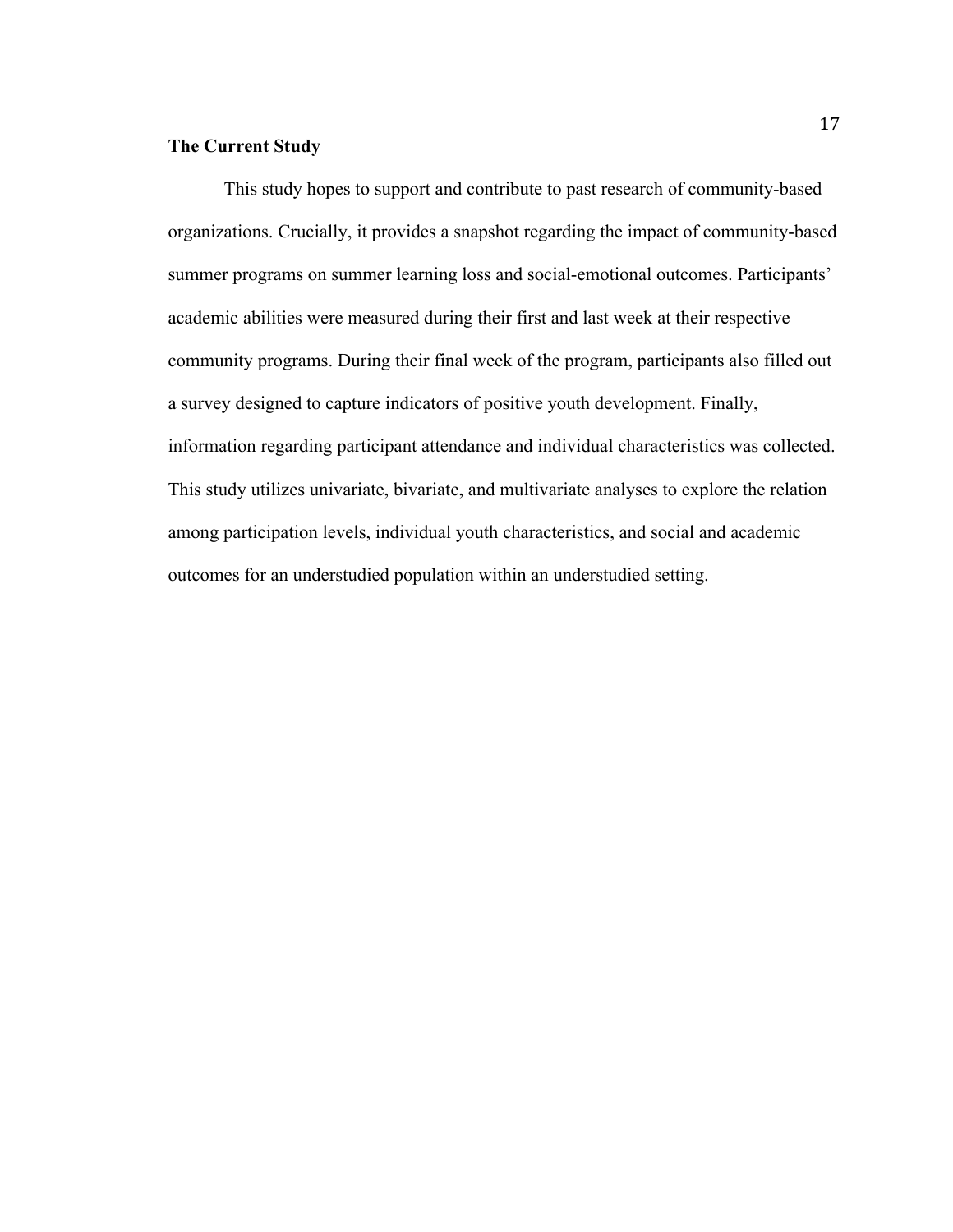## The Current Study

This study hopes to support and contribute to past research of community-based organizations. Crucially, it provides a snapshot regarding the impact of community-based summer programs on summer learning loss and social-emotional outcomes. Participants' academic abilities were measured during their first and last week at their respective community programs. During their final week of the program, participants also filled out a survey designed to capture indicators of positive youth development. Finally, information regarding participant attendance and individual characteristics was collected. This study utilizes univariate, bivariate, and multivariate analyses to explore the relation among participation levels, individual youth characteristics, and social and academic outcomes for an understudied population within an understudied setting.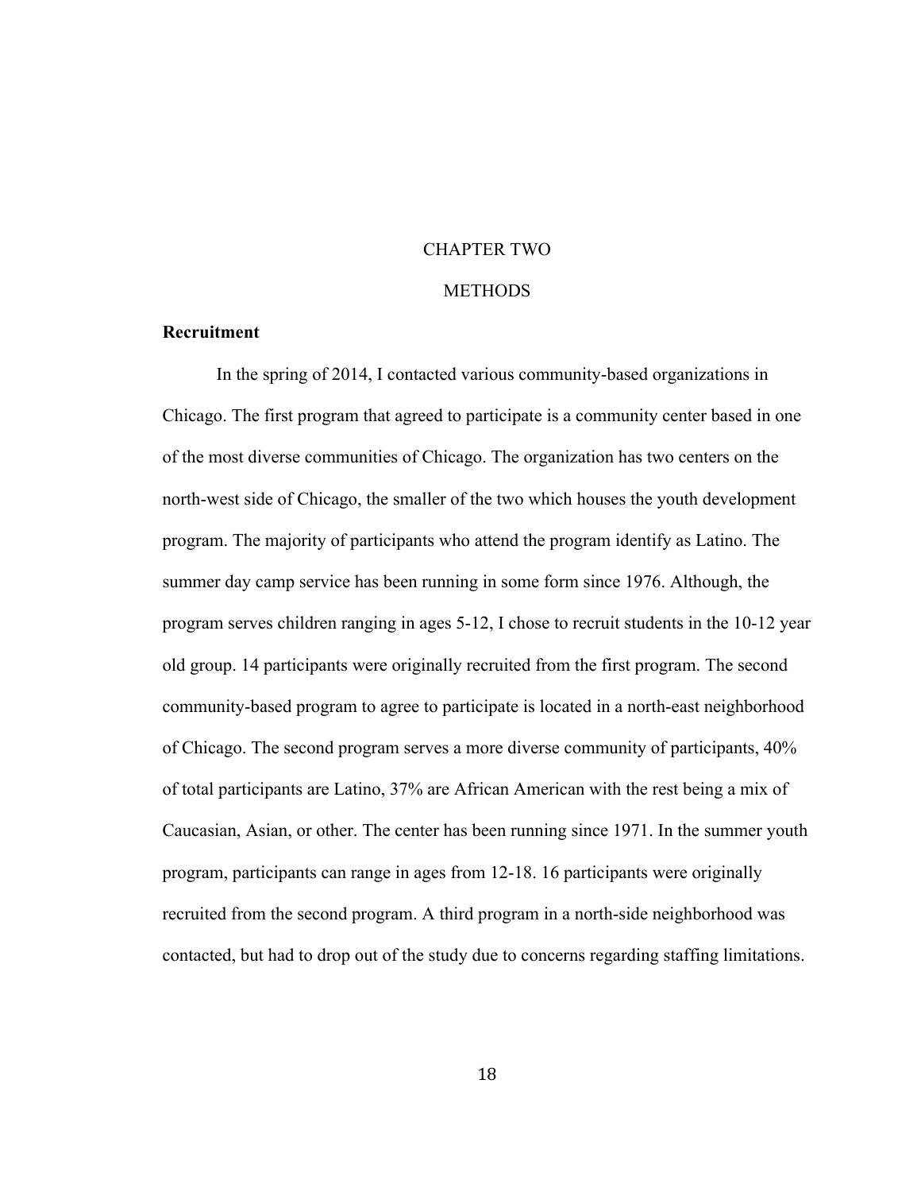# CHAPTER TWO

# METHODS

**Recruitment**

In the spring of 2014, I contacted various community-based organizations in Chicago. The first program that agreed to participate is a community center based in one of the most diverse communities of Chicago. The organization has two centers on the north-west side of Chicago, the smaller of the two which houses the youth development program. The majority of participants who attend the program identify as Latino. The summer day camp service has been running in some form since 1976. Although, the program serves children ranging in ages 5-12, I chose to recruit students in the 10-12 year old group. 14 participants were originally recruited from the first program. The second community-based program to agree to participate is located in a north-east neighborhood of Chicago. The second program serves a more diverse community of participants, 40% of total participants are Latino, 37% are African American with the rest being a mix of Caucasian, Asian, or other. The center has been running since 1971. In the summer youth program, participants can range in ages from 12-18. 16 participants were originally recruited from the second program. A third program in a north-side neighborhood was contacted, but had to drop out of the study due to concerns regarding staffing limitations.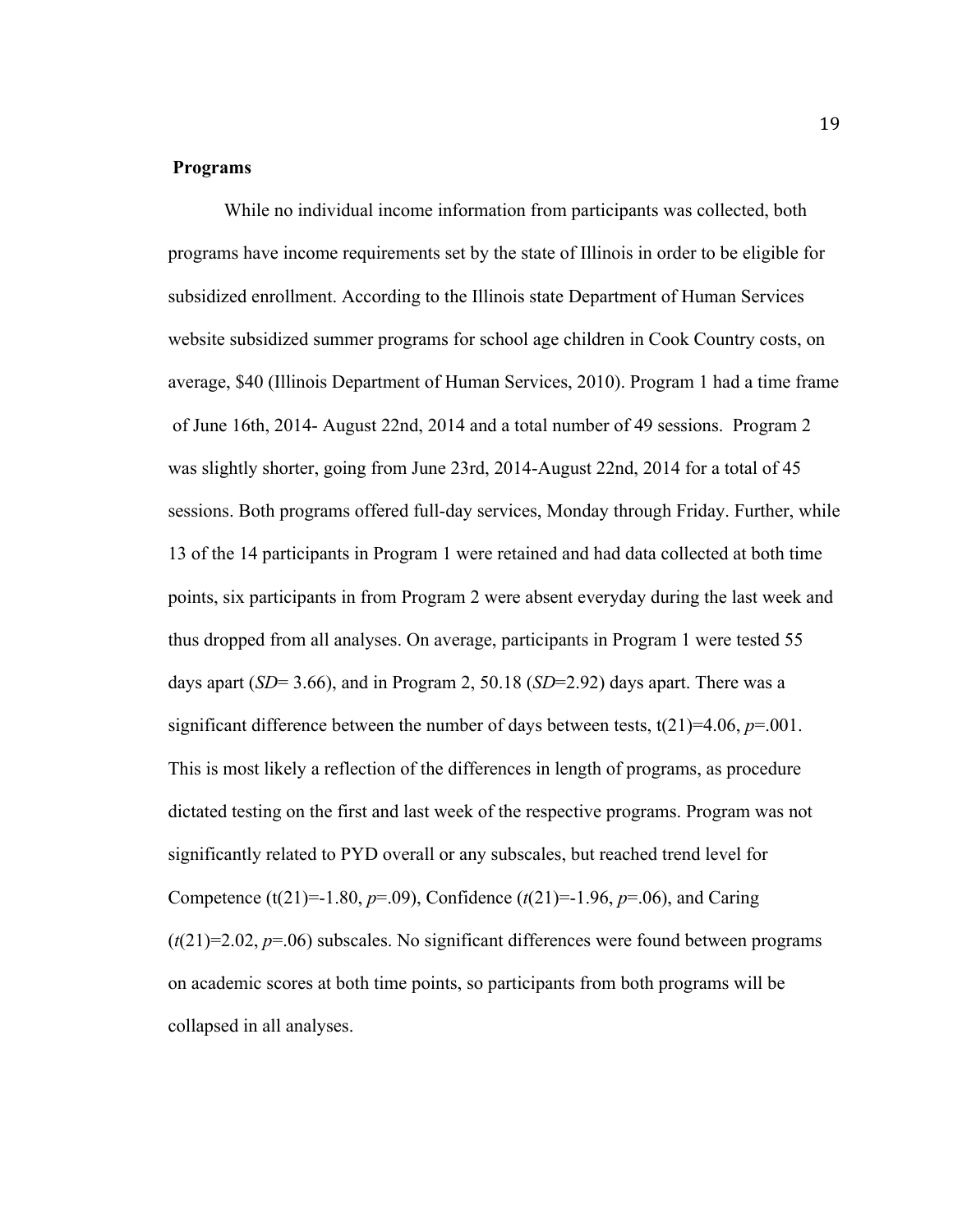**Programs**

While no individual income information from participants was collected, both programs have income requirements set by the state of Illinois in order to be eligible for subsidized enrollment. According to the Illinois state Department of Human Services website subsidized summer programs for school age children in Cook Country costs, on average, $40 (Illinois Department of Human Services, 2010). Program 1 had a time frame of June 16th, 2014- August 22nd, 2014 and a total number of 49 sessions. Program 2 was slightly shorter, going from June 23rd, 2014-August 22nd, 2014 for a total of 45 sessions. Both programs offered full-day services, Monday through Friday. Further, while 13 of the 14 participants in Program 1 were retained and had data collected at both time points, six participants in from Program 2 were absent everyday during the last week and thus dropped from all analyses. On average, participants in Program 1 were tested 55 days apart (*SD*= 3.66), and in Program 2, 50.18 (*SD*=2.92) days apart. There was a significant difference between the number of days between tests, $t(21)=4.06$, $p=.001$. This is most likely a reflection of the differences in length of programs, as procedure dictated testing on the first and last week of the respective programs. Program was not significantly related to PYD overall or any subscales, but reached trend level for Competence ($t(21)=-1.80$, $p=.09$), Confidence ($t(21)=-1.96$, $p=.06$), and Caring ($t(21)=2.02$, $p=.06$) subscales. No significant differences were found between programs on academic scores at both time points, so participants from both programs will be collapsed in all analyses.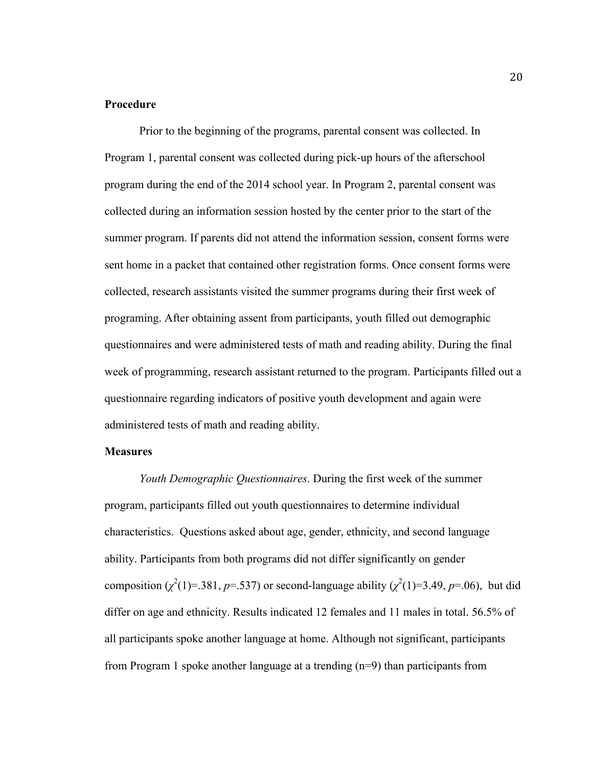**Procedure**

Prior to the beginning of the programs, parental consent was collected. In Program 1, parental consent was collected during pick-up hours of the afterschool program during the end of the 2014 school year. In Program 2, parental consent was collected during an information session hosted by the center prior to the start of the summer program. If parents did not attend the information session, consent forms were sent home in a packet that contained other registration forms. Once consent forms were collected, research assistants visited the summer programs during their first week of programing. After obtaining assent from participants, youth filled out demographic questionnaires and were administered tests of math and reading ability. During the final week of programming, research assistant returned to the program. Participants filled out a questionnaire regarding indicators of positive youth development and again were administered tests of math and reading ability.

**Measures**

*Youth Demographic Questionnaires*. During the first week of the summer program, participants filled out youth questionnaires to determine individual characteristics. Questions asked about age, gender, ethnicity, and second language ability. Participants from both programs did not differ significantly on gender composition ($\chi^2(1)=.381$, $p=.537$) or second-language ability ($\chi^2(1)=3.49$, $p=.06$), but did differ on age and ethnicity. Results indicated 12 females and 11 males in total. 56.5% of all participants spoke another language at home. Although not significant, participants from Program 1 spoke another language at a trending (n=9) than participants from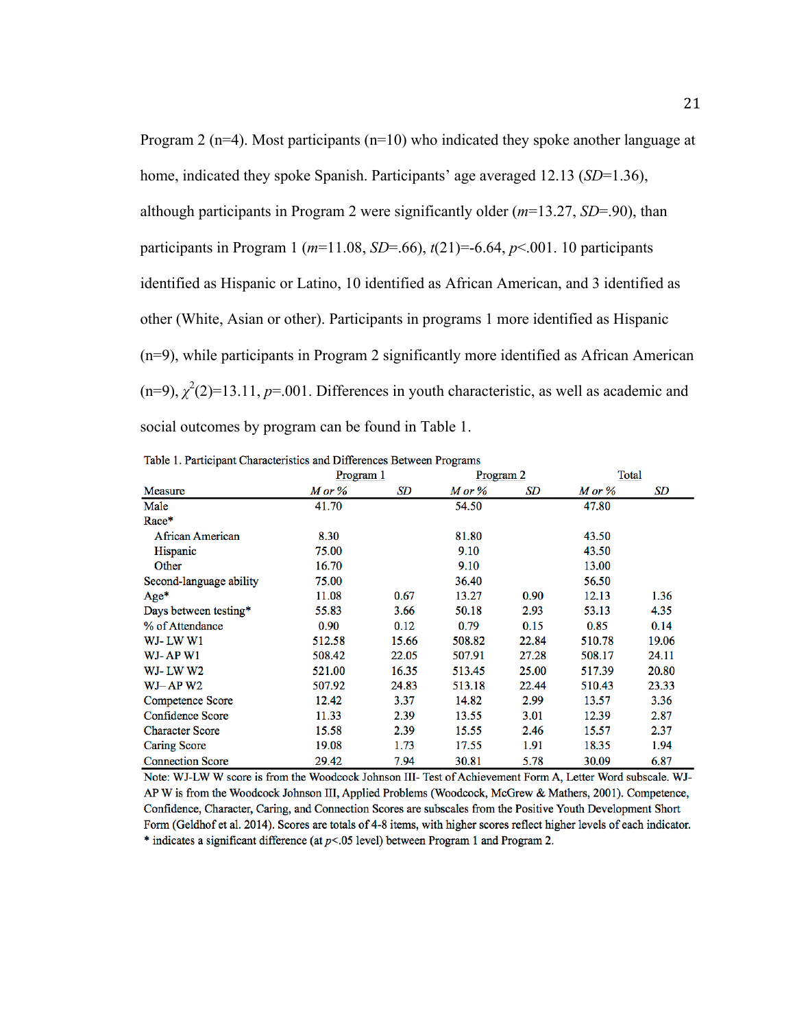Program 2 (n=4). Most participants (n=10) who indicated they spoke another language at home, indicated they spoke Spanish. Participants' age averaged 12.13 (*SD*=1.36), although participants in Program 2 were significantly older (*m*=13.27, *SD*=.90), than participants in Program 1 (*m*=11.08, *SD*=.66), $t(21)=-6.64$, $p<.001$. 10 participants identified as Hispanic or Latino, 10 identified as African American, and 3 identified as other (White, Asian or other). Participants in programs 1 more identified as Hispanic (n=9), while participants in Program 2 significantly more identified as African American (n=9), $\chi^2(2)=13.11$, $p=.001$. Differences in youth characteristic, as well as academic and social outcomes by program can be found in Table 1.

Table 1. Participant Characteristics and Differences Between Programs

| | Program 1 | | Program 2 | | Total | |
|---|---|---|---|---|---|---|
| Measure | *M or %* | *SD* | *M or %* | *SD* | *M or %* | *SD* |
| Male | 41.70 | | 54.50 | | 47.80 | |
| Race* | | | | | | |
| African American | 8.30 | | 81.80 | | 43.50 | |
| Hispanic | 75.00 | | 9.10 | | 43.50 | |
| Other | 16.70 | | 9.10 | | 13.00 | |
| Second-language ability | 75.00 | | 36.40 | | 56.50 | |
| Age* | 11.08 | 0.67 | 13.27 | 0.90 | 12.13 | 1.36 |
| Days between testing* | 55.83 | 3.66 | 50.18 | 2.93 | 53.13 | 4.35 |
| % of Attendance | 0.90 | 0.12 | 0.79 | 0.15 | 0.85 | 0.14 |
| WJ- LW W1 | 512.58 | 15.66 | 508.82 | 22.84 | 510.78 | 19.06 |
| WJ- AP W1 | 508.42 | 22.05 | 507.91 | 27.28 | 508.17 | 24.11 |
| WJ- LW W2 | 521.00 | 16.35 | 513.45 | 25.00 | 517.39 | 20.80 |
| WJ– AP W2 | 507.92 | 24.83 | 513.18 | 22.44 | 510.43 | 23.33 |
| Competence Score | 12.42 | 3.37 | 14.82 | 2.99 | 13.57 | 3.36 |
| Confidence Score | 11.33 | 2.39 | 13.55 | 3.01 | 12.39 | 2.87 |
| Character Score | 15.58 | 2.39 | 15.55 | 2.46 | 15.57 | 2.37 |
| Caring Score | 19.08 | 1.73 | 17.55 | 1.91 | 18.35 | 1.94 |
| Connection Score | 29.42 | 7.94 | 30.81 | 5.78 | 30.09 | 6.87 |

Note: WJ-LW W score is from the Woodcock Johnson III- Test of Achievement Form A, Letter Word subscale. WJ-AP W is from the Woodcock Johnson III, Applied Problems (Woodcock, McGrew & Mathers, 2001). Competence, Confidence, Character, Caring, and Connection Scores are subscales from the Positive Youth Development Short Form (Geldhof et al. 2014). Scores are totals of 4-8 items, with higher scores reflect higher levels of each indicator.
\* indicates a significant difference (at $p<.05$ level) between Program 1 and Program 2.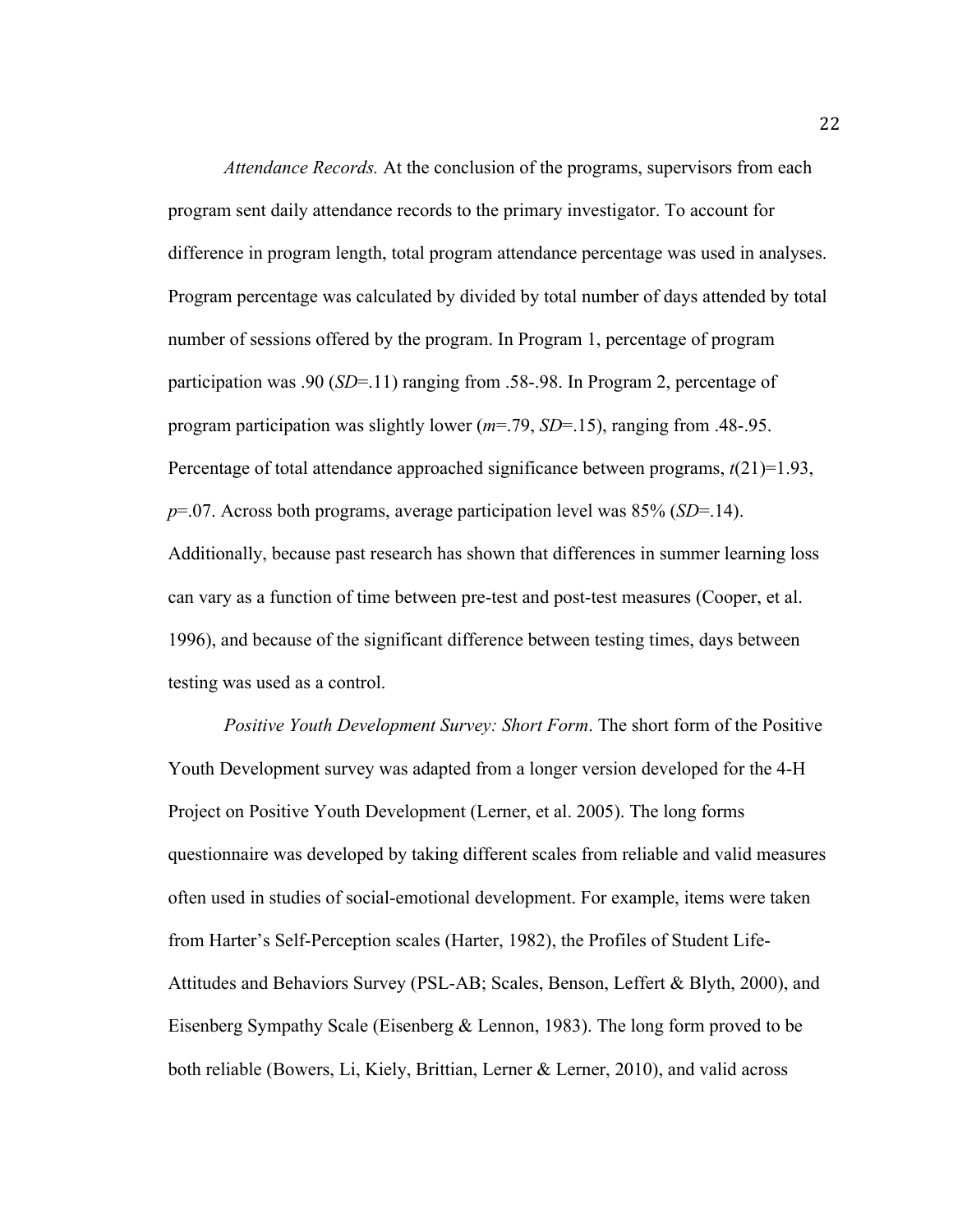*Attendance Records.* At the conclusion of the programs, supervisors from each program sent daily attendance records to the primary investigator. To account for difference in program length, total program attendance percentage was used in analyses. Program percentage was calculated by divided by total number of days attended by total number of sessions offered by the program. In Program 1, percentage of program participation was .90 ($SD$=.11) ranging from .58-.98. In Program 2, percentage of program participation was slightly lower ($m$=.79, $SD$=.15), ranging from .48-.95. Percentage of total attendance approached significance between programs, $t(21)$=1.93, $p$=.07. Across both programs, average participation level was 85% ($SD$=.14). Additionally, because past research has shown that differences in summer learning loss can vary as a function of time between pre-test and post-test measures (Cooper, et al. 1996), and because of the significant difference between testing times, days between testing was used as a control.

*Positive Youth Development Survey: Short Form*. The short form of the Positive Youth Development survey was adapted from a longer version developed for the 4-H Project on Positive Youth Development (Lerner, et al. 2005). The long forms questionnaire was developed by taking different scales from reliable and valid measures often used in studies of social-emotional development. For example, items were taken from Harter's Self-Perception scales (Harter, 1982), the Profiles of Student Life-Attitudes and Behaviors Survey (PSL-AB; Scales, Benson, Leffert & Blyth, 2000), and Eisenberg Sympathy Scale (Eisenberg & Lennon, 1983). The long form proved to be both reliable (Bowers, Li, Kiely, Brittian, Lerner & Lerner, 2010), and valid across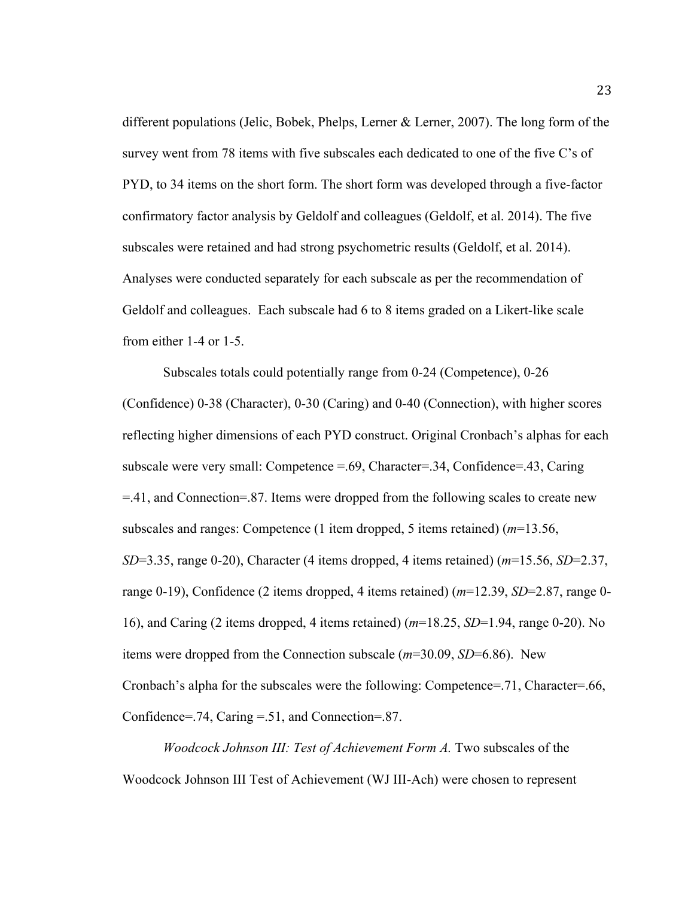different populations (Jelic, Bobek, Phelps, Lerner & Lerner, 2007). The long form of the survey went from 78 items with five subscales each dedicated to one of the five C's of PYD, to 34 items on the short form. The short form was developed through a five-factor confirmatory factor analysis by Geldolf and colleagues (Geldolf, et al. 2014). The five subscales were retained and had strong psychometric results (Geldolf, et al. 2014). Analyses were conducted separately for each subscale as per the recommendation of Geldolf and colleagues. Each subscale had 6 to 8 items graded on a Likert-like scale from either 1-4 or 1-5.

Subscales totals could potentially range from 0-24 (Competence), 0-26 (Confidence) 0-38 (Character), 0-30 (Caring) and 0-40 (Connection), with higher scores reflecting higher dimensions of each PYD construct. Original Cronbach's alphas for each subscale were very small: Competence =.69, Character=.34, Confidence=.43, Caring =.41, and Connection=.87. Items were dropped from the following scales to create new subscales and ranges: Competence (1 item dropped, 5 items retained) (*m*=13.56, *SD*=3.35, range 0-20), Character (4 items dropped, 4 items retained) (*m*=15.56, *SD*=2.37, range 0-19), Confidence (2 items dropped, 4 items retained) (*m*=12.39, *SD*=2.87, range 0-16), and Caring (2 items dropped, 4 items retained) (*m*=18.25, *SD*=1.94, range 0-20). No items were dropped from the Connection subscale (*m*=30.09, *SD*=6.86). New Cronbach's alpha for the subscales were the following: Competence=.71, Character=.66, Confidence=.74, Caring =.51, and Connection=.87.

*Woodcock Johnson III: Test of Achievement Form A.* Two subscales of the Woodcock Johnson III Test of Achievement (WJ III-Ach) were chosen to represent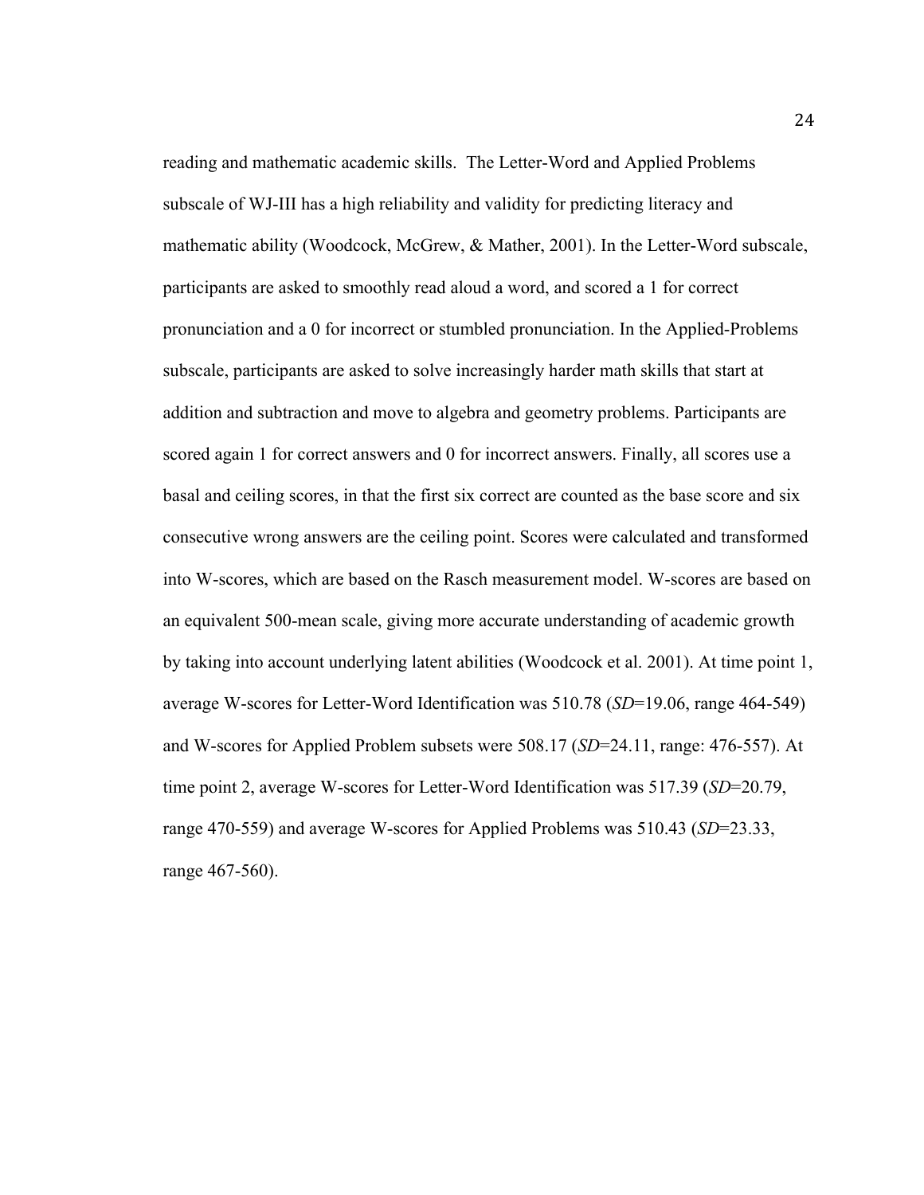reading and mathematic academic skills. The Letter-Word and Applied Problems subscale of WJ-III has a high reliability and validity for predicting literacy and mathematic ability (Woodcock, McGrew, & Mather, 2001). In the Letter-Word subscale, participants are asked to smoothly read aloud a word, and scored a 1 for correct pronunciation and a 0 for incorrect or stumbled pronunciation. In the Applied-Problems subscale, participants are asked to solve increasingly harder math skills that start at addition and subtraction and move to algebra and geometry problems. Participants are scored again 1 for correct answers and 0 for incorrect answers. Finally, all scores use a basal and ceiling scores, in that the first six correct are counted as the base score and six consecutive wrong answers are the ceiling point. Scores were calculated and transformed into W-scores, which are based on the Rasch measurement model. W-scores are based on an equivalent 500-mean scale, giving more accurate understanding of academic growth by taking into account underlying latent abilities (Woodcock et al. 2001). At time point 1, average W-scores for Letter-Word Identification was 510.78 (*SD*=19.06, range 464-549) and W-scores for Applied Problem subsets were 508.17 (*SD*=24.11, range: 476-557). At time point 2, average W-scores for Letter-Word Identification was 517.39 (*SD*=20.79, range 470-559) and average W-scores for Applied Problems was 510.43 (*SD*=23.33, range 467-560).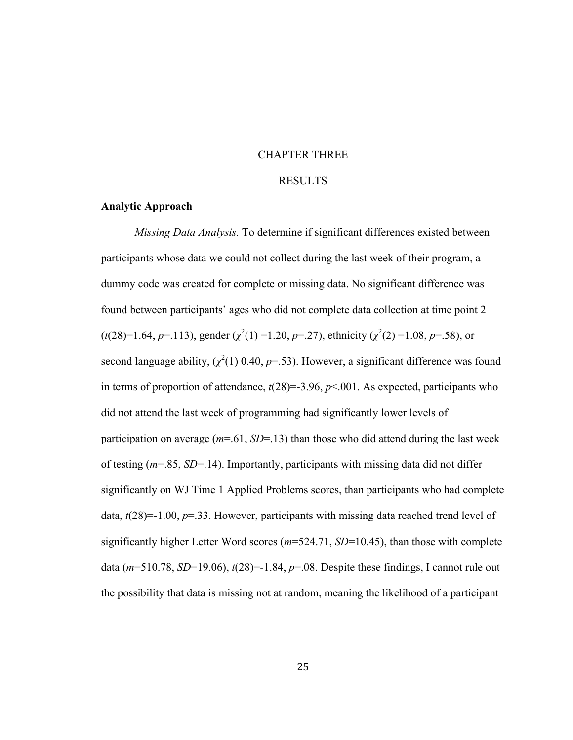# CHAPTER THREE

# RESULTS

## Analytic Approach

*Missing Data Analysis.* To determine if significant differences existed between participants whose data we could not collect during the last week of their program, a dummy code was created for complete or missing data. No significant difference was found between participants' ages who did not complete data collection at time point 2 ($t(28)=1.64$, $p=.113$), gender ($\chi^2(1)=1.20$, $p=.27$), ethnicity ($\chi^2(2)=1.08$, $p=.58$), or second language ability, ($\chi^2(1)$ 0.40, $p=.53$). However, a significant difference was found in terms of proportion of attendance, $t(28)=-3.96$, $p<.001$. As expected, participants who did not attend the last week of programming had significantly lower levels of participation on average ($m=.61$, $SD=.13$) than those who did attend during the last week of testing ($m=.85$, $SD=.14$). Importantly, participants with missing data did not differ significantly on WJ Time 1 Applied Problems scores, than participants who had complete data, $t(28)=-1.00$, $p=.33$. However, participants with missing data reached trend level of significantly higher Letter Word scores ($m=524.71$, $SD=10.45$), than those with complete data ($m=510.78$, $SD=19.06$), $t(28)=-1.84$, $p=.08$. Despite these findings, I cannot rule out the possibility that data is missing not at random, meaning the likelihood of a participant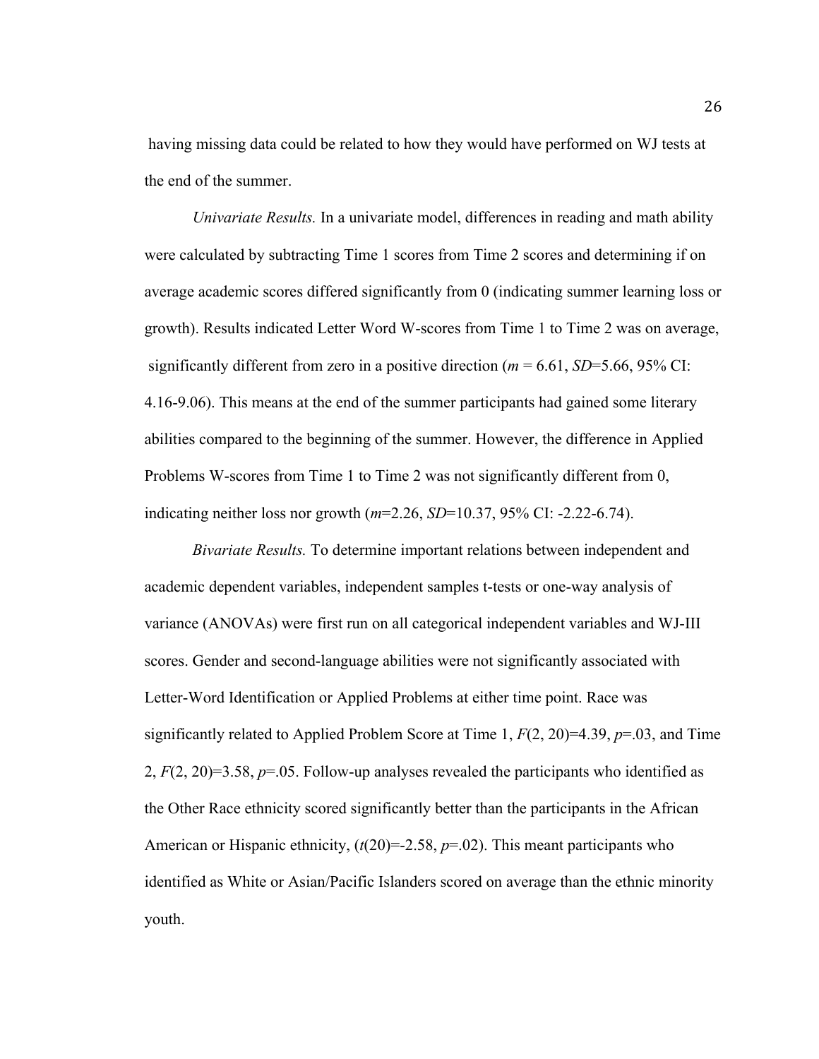having missing data could be related to how they would have performed on WJ tests at the end of the summer.

*Univariate Results.* In a univariate model, differences in reading and math ability were calculated by subtracting Time 1 scores from Time 2 scores and determining if on average academic scores differed significantly from 0 (indicating summer learning loss or growth). Results indicated Letter Word W-scores from Time 1 to Time 2 was on average, significantly different from zero in a positive direction ($m$ = 6.61, $SD$=5.66, 95% CI: 4.16-9.06). This means at the end of the summer participants had gained some literary abilities compared to the beginning of the summer. However, the difference in Applied Problems W-scores from Time 1 to Time 2 was not significantly different from 0, indicating neither loss nor growth ($m$=2.26, $SD$=10.37, 95% CI: -2.22-6.74).

*Bivariate Results.* To determine important relations between independent and academic dependent variables, independent samples t-tests or one-way analysis of variance (ANOVAs) were first run on all categorical independent variables and WJ-III scores. Gender and second-language abilities were not significantly associated with Letter-Word Identification or Applied Problems at either time point. Race was significantly related to Applied Problem Score at Time 1, $F(2, 20)$=4.39, $p$=.03, and Time 2, $F(2, 20)$=3.58, $p$=.05. Follow-up analyses revealed the participants who identified as the Other Race ethnicity scored significantly better than the participants in the African American or Hispanic ethnicity, ($t(20)$=-2.58, $p$=.02). This meant participants who identified as White or Asian/Pacific Islanders scored on average than the ethnic minority youth.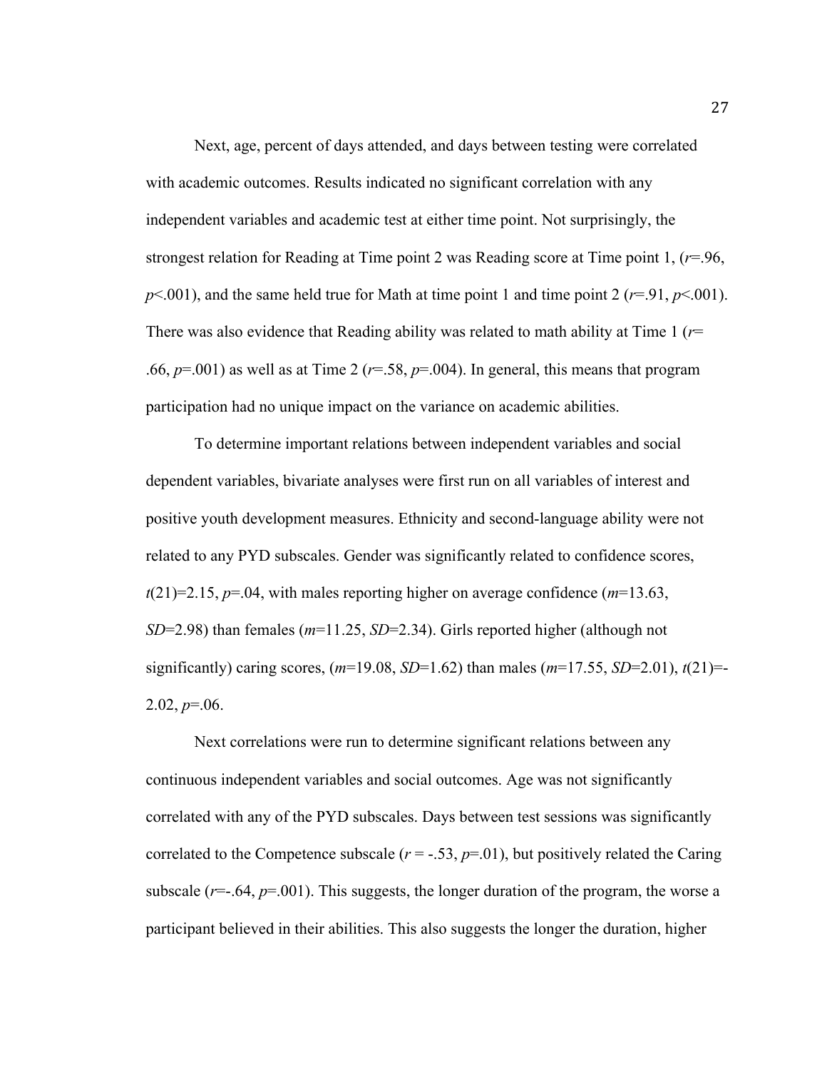Next, age, percent of days attended, and days between testing were correlated with academic outcomes. Results indicated no significant correlation with any independent variables and academic test at either time point. Not surprisingly, the strongest relation for Reading at Time point 2 was Reading score at Time point 1, ($r$=.96, $p$<.001), and the same held true for Math at time point 1 and time point 2 ($r$=.91, $p$<.001). There was also evidence that Reading ability was related to math ability at Time 1 ($r$= .66, $p$=.001) as well as at Time 2 ($r$=.58, $p$=.004). In general, this means that program participation had no unique impact on the variance on academic abilities.

To determine important relations between independent variables and social dependent variables, bivariate analyses were first run on all variables of interest and positive youth development measures. Ethnicity and second-language ability were not related to any PYD subscales. Gender was significantly related to confidence scores, $t(21)$=2.15, $p$=.04, with males reporting higher on average confidence ($m$=13.63, $SD$=2.98) than females ($m$=11.25, $SD$=2.34). Girls reported higher (although not significantly) caring scores, ($m$=19.08, $SD$=1.62) than males ($m$=17.55, $SD$=2.01), $t(21)$=-2.02, $p$=.06.

Next correlations were run to determine significant relations between any continuous independent variables and social outcomes. Age was not significantly correlated with any of the PYD subscales. Days between test sessions was significantly correlated to the Competence subscale ($r$ = -.53, $p$=.01), but positively related the Caring subscale ($r$=-.64, $p$=.001). This suggests, the longer duration of the program, the worse a participant believed in their abilities. This also suggests the longer the duration, higher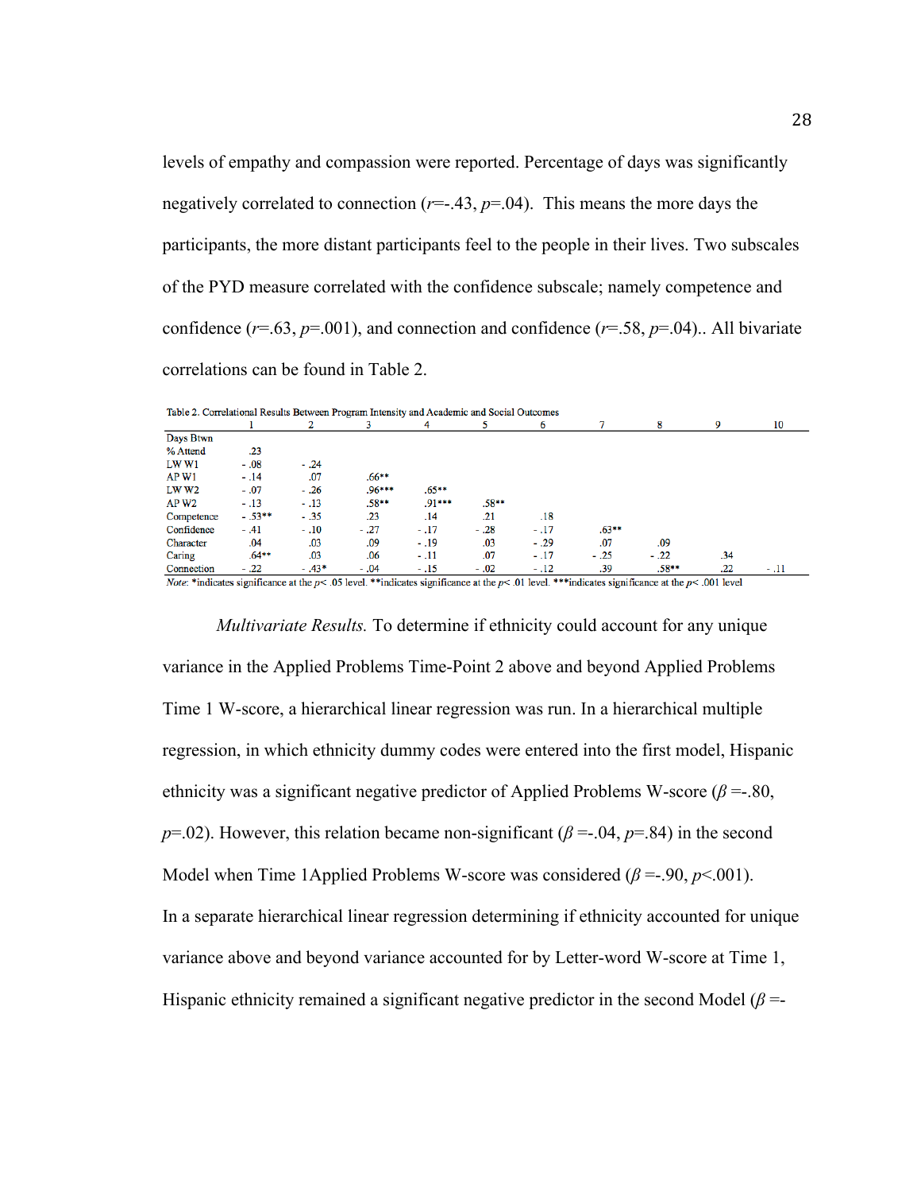levels of empathy and compassion were reported. Percentage of days was significantly negatively correlated to connection ($r$=-.43, $p$=.04). This means the more days the participants, the more distant participants feel to the people in their lives. Two subscales of the PYD measure correlated with the confidence subscale; namely competence and confidence ($r$=.63, $p$=.001), and connection and confidence ($r$=.58, $p$=.04).. All bivariate correlations can be found in Table 2.

Table 2. Correlational Results Between Program Intensity and Academic and Social Outcomes

| | 1 | 2 | 3 | 4 | 5 | 6 | 7 | 8 | 9 | 10 |
|---|---|---|---|---|---|---|---|---|---|---|
| Days Btwn | | | | | | | | | | |
| % Attend | .23 | | | | | | | | | |
| LW W1 | -.08 | -.24 | | | | | | | | |
| AP W1 | -.14 | .07 | .66** | | | | | | | |
| LW W2 | -.07 | -.26 | .96*** | .65** | | | | | | |
| AP W2 | -.13 | -.13 | .58** | .91*** | .58** | | | | | |
| Competence | -.53** | -.35 | .23 | .14 | .21 | .18 | | | | |
| Confidence | -.41 | -.10 | -.27 | -.17 | -.28 | -.17 | .63** | | | |
| Character | .04 | .03 | .09 | -.19 | .03 | -.29 | .07 | .09 | | |
| Caring | .64** | .03 | .06 | -.11 | .07 | -.17 | -.25 | -.22 | .34 | |
| Connection | -.22 | -.43* | -.04 | -.15 | -.02 | -.12 | .39 | .58** | .22 | -.11 |

*Note*: *indicates significance at the $p$< .05 level. **indicates significance at the $p$< .01 level. ***indicates significance at the $p$< .001 level

*Multivariate Results.* To determine if ethnicity could account for any unique variance in the Applied Problems Time-Point 2 above and beyond Applied Problems Time 1 W-score, a hierarchical linear regression was run. In a hierarchical multiple regression, in which ethnicity dummy codes were entered into the first model, Hispanic ethnicity was a significant negative predictor of Applied Problems W-score ($\beta$ =-.80, $p$=.02). However, this relation became non-significant ($\beta$ =-.04, $p$=.84) in the second Model when Time 1Applied Problems W-score was considered ($\beta$ =-.90, $p$<.001). In a separate hierarchical linear regression determining if ethnicity accounted for unique variance above and beyond variance accounted for by Letter-word W-score at Time 1, Hispanic ethnicity remained a significant negative predictor in the second Model ($\beta$ =-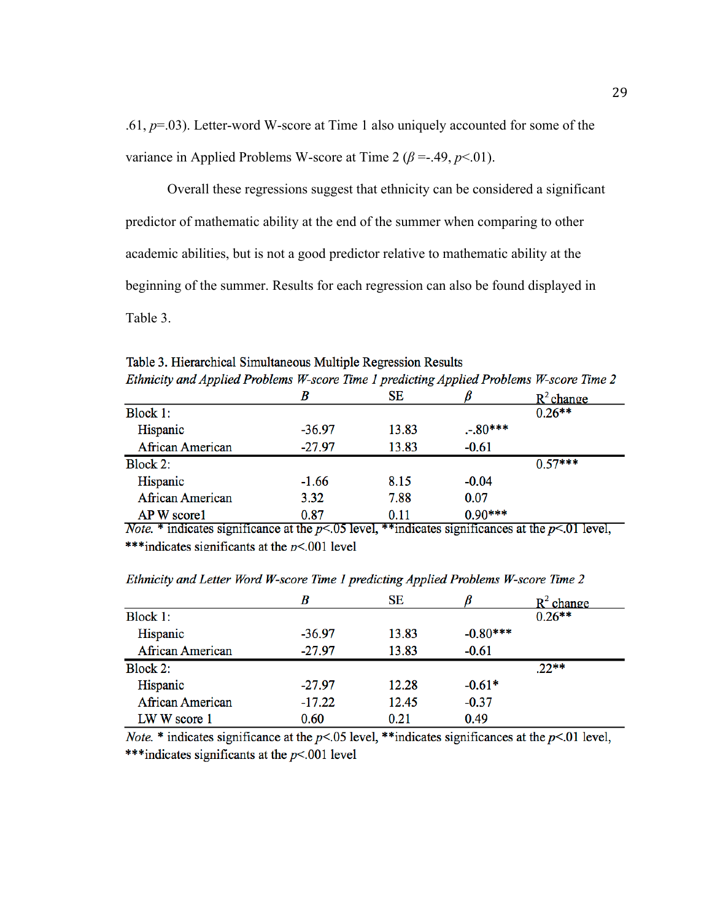.61, $p$=.03). Letter-word W-score at Time 1 also uniquely accounted for some of the variance in Applied Problems W-score at Time 2 ($\beta$ =-.49, $p$<.01).

Overall these regressions suggest that ethnicity can be considered a significant predictor of mathematic ability at the end of the summer when comparing to other academic abilities, but is not a good predictor relative to mathematic ability at the beginning of the summer. Results for each regression can also be found displayed in Table 3.

Table 3. Hierarchical Simultaneous Multiple Regression Results

*Ethnicity and Applied Problems W-score Time 1 predicting Applied Problems W-score Time 2*

| | *B* | SE | $\beta$ | $R^2$ change |
|---|---|---|---|---|
| Block 1: | | | | 0.26** |
| Hispanic | -36.97 | 13.83 | .-.80*** | |
| African American | -27.97 | 13.83 | -0.61 | |
| Block 2: | | | | 0.57*** |
| Hispanic | -1.66 | 8.15 | -0.04 | |
| African American | 3.32 | 7.88 | 0.07 | |
| AP W score1 | 0.87 | 0.11 | 0.90*** | |

*Note.* * indicates significance at the $p$<.05 level, **indicates significances at the $p$<.01 level, ***indicates significants at the $p$<.001 level

*Ethnicity and Letter Word W-score Time 1 predicting Applied Problems W-score Time 2*

| | *B* | SE | $\beta$ | $R^2$ change |
|---|---|---|---|---|
| Block 1: | | | | 0.26** |
| Hispanic | -36.97 | 13.83 | -0.80*** | |
| African American | -27.97 | 13.83 | -0.61 | |
| Block 2: | | | | .22** |
| Hispanic | -27.97 | 12.28 | -0.61* | |
| African American | -17.22 | 12.45 | -0.37 | |
| LW W score 1 | 0.60 | 0.21 | 0.49 | |

*Note.* * indicates significance at the $p$<.05 level, **indicates significances at the $p$<.01 level, ***indicates significants at the $p$<.001 level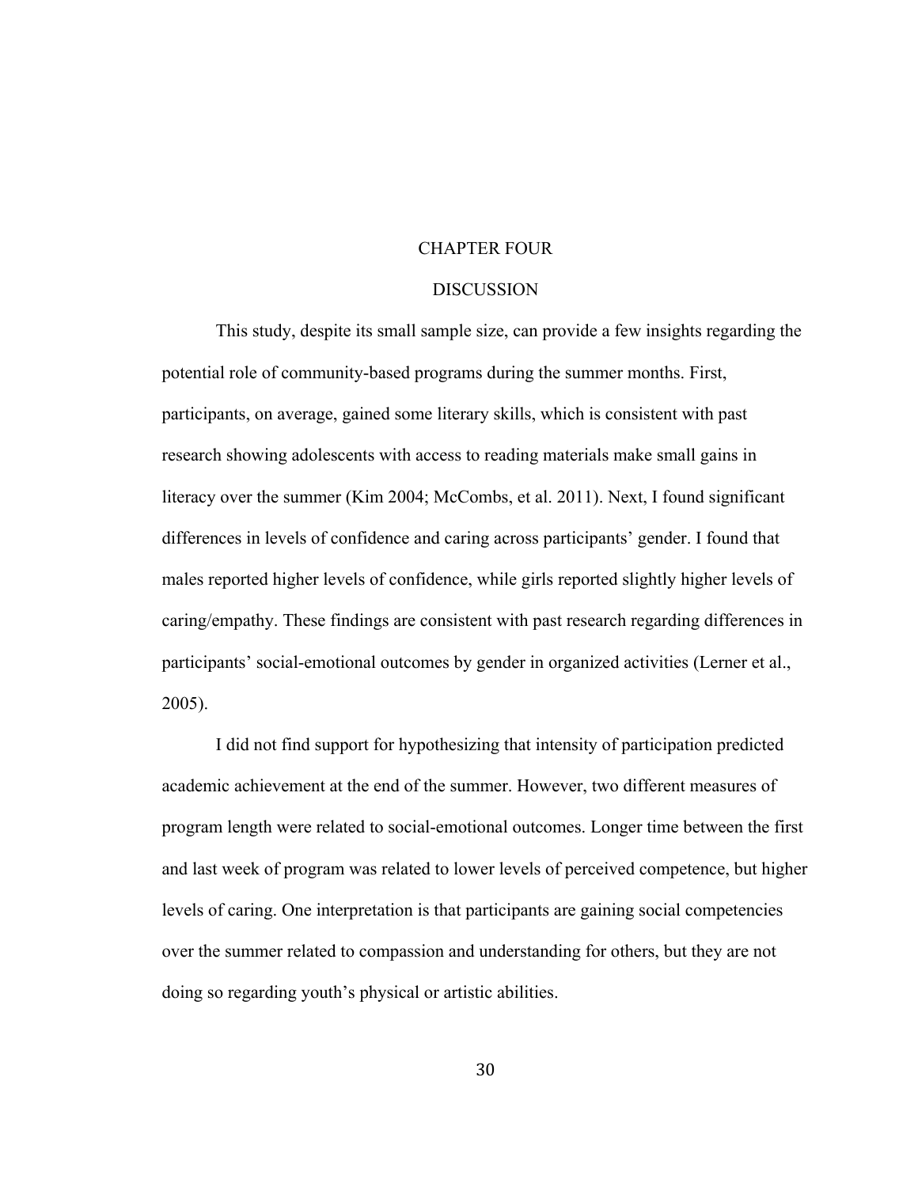# CHAPTER FOUR

## DISCUSSION

This study, despite its small sample size, can provide a few insights regarding the potential role of community-based programs during the summer months. First, participants, on average, gained some literary skills, which is consistent with past research showing adolescents with access to reading materials make small gains in literacy over the summer (Kim 2004; McCombs, et al. 2011). Next, I found significant differences in levels of confidence and caring across participants' gender. I found that males reported higher levels of confidence, while girls reported slightly higher levels of caring/empathy. These findings are consistent with past research regarding differences in participants' social-emotional outcomes by gender in organized activities (Lerner et al., 2005).

I did not find support for hypothesizing that intensity of participation predicted academic achievement at the end of the summer. However, two different measures of program length were related to social-emotional outcomes. Longer time between the first and last week of program was related to lower levels of perceived competence, but higher levels of caring. One interpretation is that participants are gaining social competencies over the summer related to compassion and understanding for others, but they are not doing so regarding youth's physical or artistic abilities.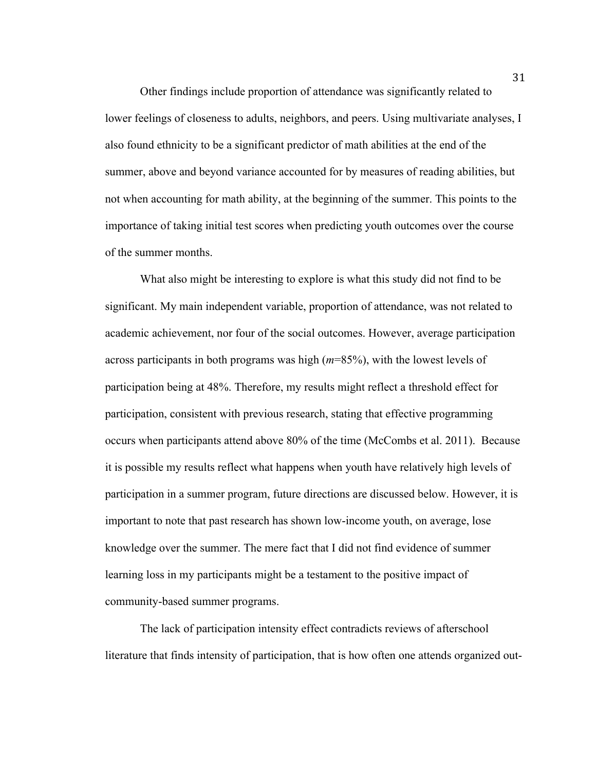Other findings include proportion of attendance was significantly related to lower feelings of closeness to adults, neighbors, and peers. Using multivariate analyses, I also found ethnicity to be a significant predictor of math abilities at the end of the summer, above and beyond variance accounted for by measures of reading abilities, but not when accounting for math ability, at the beginning of the summer. This points to the importance of taking initial test scores when predicting youth outcomes over the course of the summer months.

What also might be interesting to explore is what this study did not find to be significant. My main independent variable, proportion of attendance, was not related to academic achievement, nor four of the social outcomes. However, average participation across participants in both programs was high ($m$=85%), with the lowest levels of participation being at 48%. Therefore, my results might reflect a threshold effect for participation, consistent with previous research, stating that effective programming occurs when participants attend above 80% of the time (McCombs et al. 2011). Because it is possible my results reflect what happens when youth have relatively high levels of participation in a summer program, future directions are discussed below. However, it is important to note that past research has shown low-income youth, on average, lose knowledge over the summer. The mere fact that I did not find evidence of summer learning loss in my participants might be a testament to the positive impact of community-based summer programs.

The lack of participation intensity effect contradicts reviews of afterschool literature that finds intensity of participation, that is how often one attends organized out-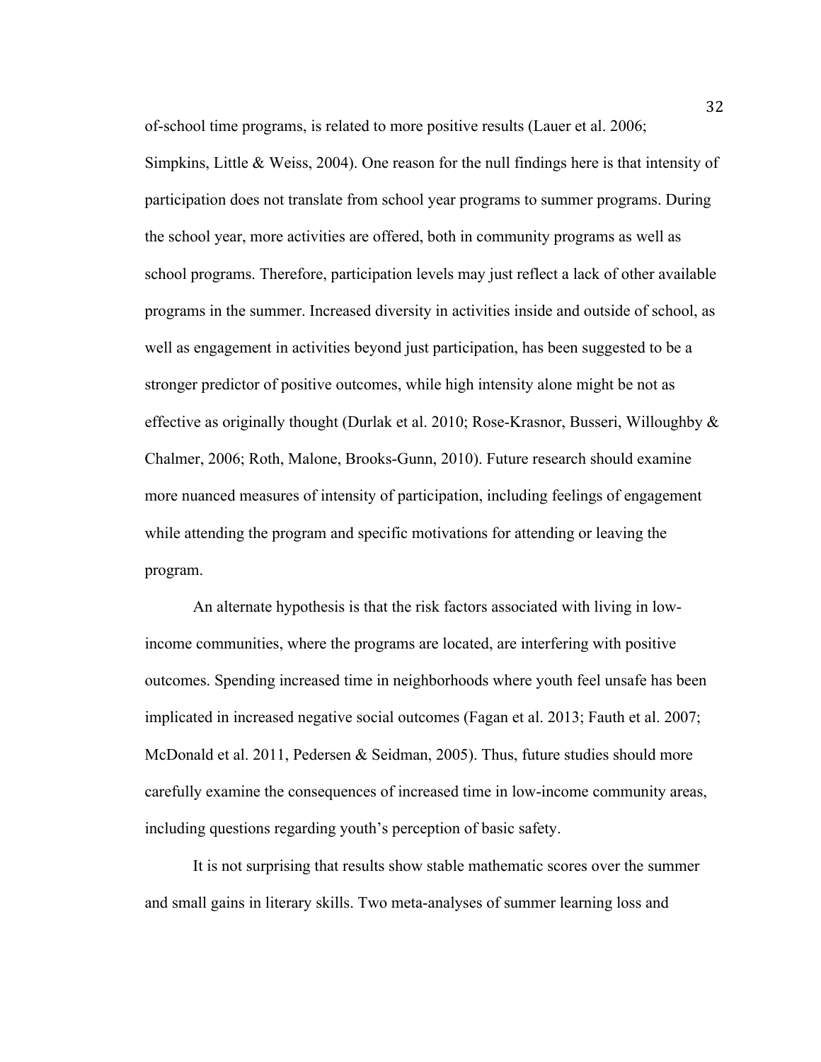of-school time programs, is related to more positive results (Lauer et al. 2006; Simpkins, Little & Weiss, 2004). One reason for the null findings here is that intensity of participation does not translate from school year programs to summer programs. During the school year, more activities are offered, both in community programs as well as school programs. Therefore, participation levels may just reflect a lack of other available programs in the summer. Increased diversity in activities inside and outside of school, as well as engagement in activities beyond just participation, has been suggested to be a stronger predictor of positive outcomes, while high intensity alone might be not as effective as originally thought (Durlak et al. 2010; Rose-Krasnor, Busseri, Willoughby & Chalmer, 2006; Roth, Malone, Brooks-Gunn, 2010). Future research should examine more nuanced measures of intensity of participation, including feelings of engagement while attending the program and specific motivations for attending or leaving the program.

An alternate hypothesis is that the risk factors associated with living in low-income communities, where the programs are located, are interfering with positive outcomes. Spending increased time in neighborhoods where youth feel unsafe has been implicated in increased negative social outcomes (Fagan et al. 2013; Fauth et al. 2007; McDonald et al. 2011, Pedersen & Seidman, 2005). Thus, future studies should more carefully examine the consequences of increased time in low-income community areas, including questions regarding youth's perception of basic safety.

It is not surprising that results show stable mathematic scores over the summer and small gains in literary skills. Two meta-analyses of summer learning loss and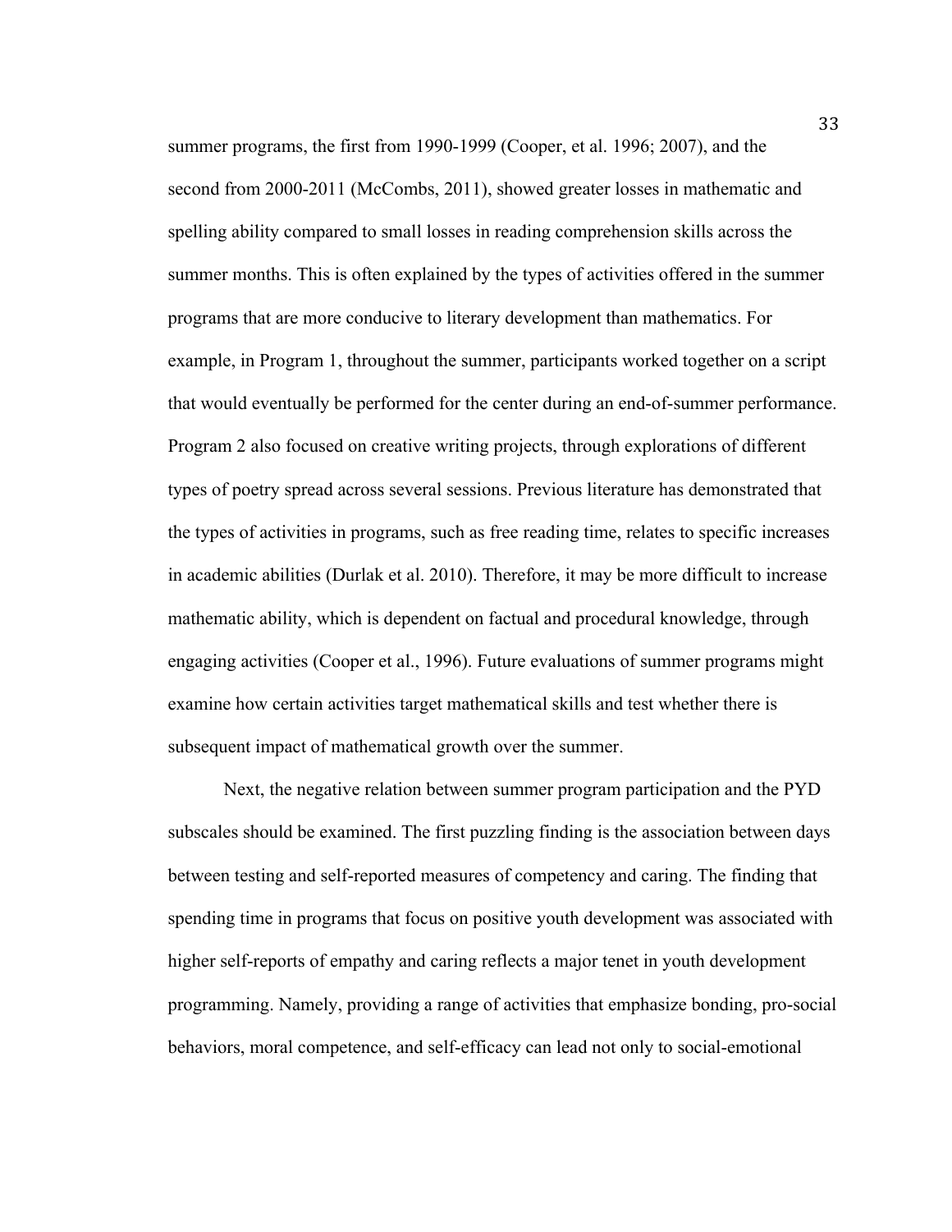summer programs, the first from 1990-1999 (Cooper, et al. 1996; 2007), and the second from 2000-2011 (McCombs, 2011), showed greater losses in mathematic and spelling ability compared to small losses in reading comprehension skills across the summer months. This is often explained by the types of activities offered in the summer programs that are more conducive to literary development than mathematics. For example, in Program 1, throughout the summer, participants worked together on a script that would eventually be performed for the center during an end-of-summer performance. Program 2 also focused on creative writing projects, through explorations of different types of poetry spread across several sessions. Previous literature has demonstrated that the types of activities in programs, such as free reading time, relates to specific increases in academic abilities (Durlak et al. 2010). Therefore, it may be more difficult to increase mathematic ability, which is dependent on factual and procedural knowledge, through engaging activities (Cooper et al., 1996). Future evaluations of summer programs might examine how certain activities target mathematical skills and test whether there is subsequent impact of mathematical growth over the summer.

Next, the negative relation between summer program participation and the PYD subscales should be examined. The first puzzling finding is the association between days between testing and self-reported measures of competency and caring. The finding that spending time in programs that focus on positive youth development was associated with higher self-reports of empathy and caring reflects a major tenet in youth development programming. Namely, providing a range of activities that emphasize bonding, pro-social behaviors, moral competence, and self-efficacy can lead not only to social-emotional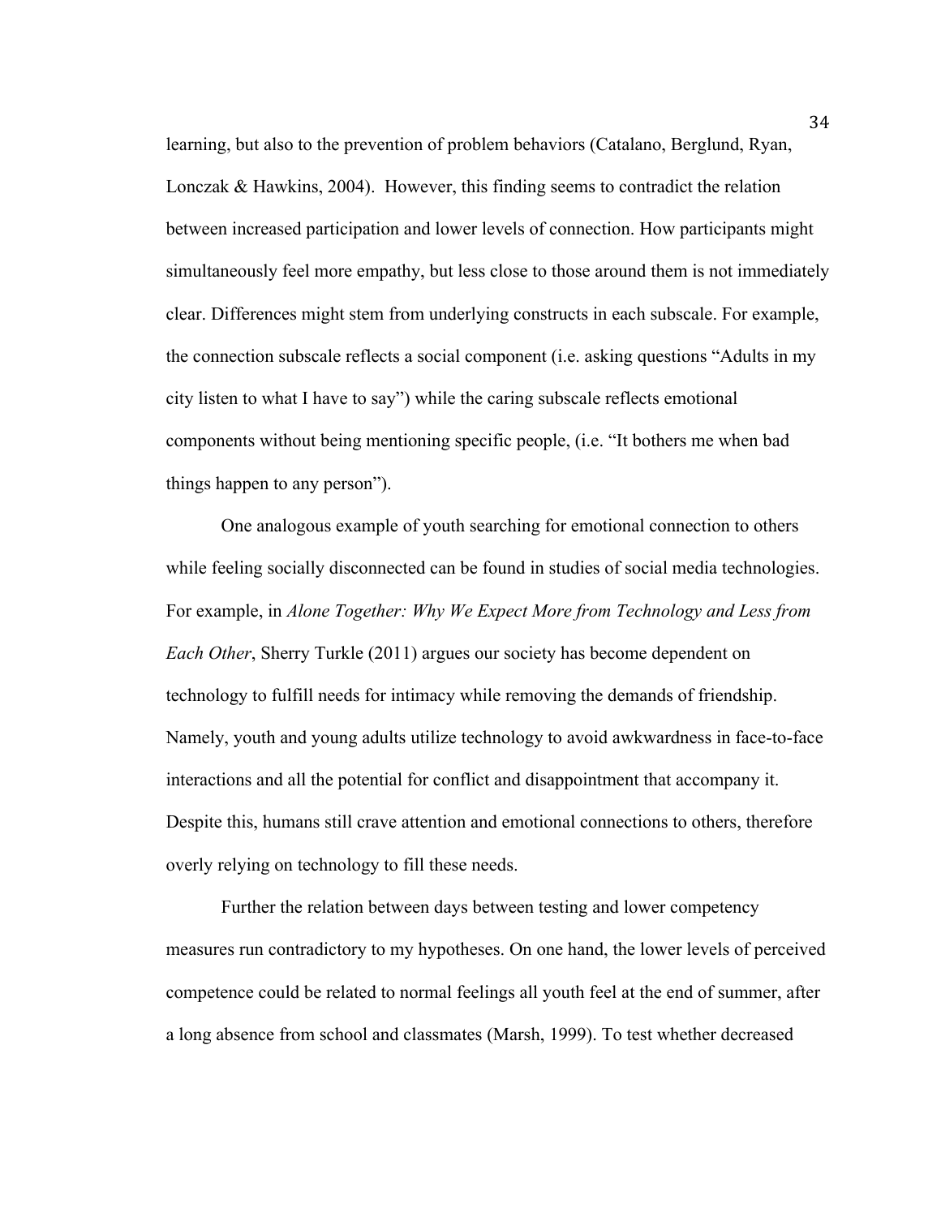learning, but also to the prevention of problem behaviors (Catalano, Berglund, Ryan, Lonczak & Hawkins, 2004). However, this finding seems to contradict the relation between increased participation and lower levels of connection. How participants might simultaneously feel more empathy, but less close to those around them is not immediately clear. Differences might stem from underlying constructs in each subscale. For example, the connection subscale reflects a social component (i.e. asking questions “Adults in my city listen to what I have to say”) while the caring subscale reflects emotional components without being mentioning specific people, (i.e. “It bothers me when bad things happen to any person”).

One analogous example of youth searching for emotional connection to others while feeling socially disconnected can be found in studies of social media technologies. For example, in *Alone Together: Why We Expect More from Technology and Less from Each Other*, Sherry Turkle (2011) argues our society has become dependent on technology to fulfill needs for intimacy while removing the demands of friendship. Namely, youth and young adults utilize technology to avoid awkwardness in face-to-face interactions and all the potential for conflict and disappointment that accompany it. Despite this, humans still crave attention and emotional connections to others, therefore overly relying on technology to fill these needs.

Further the relation between days between testing and lower competency measures run contradictory to my hypotheses. On one hand, the lower levels of perceived competence could be related to normal feelings all youth feel at the end of summer, after a long absence from school and classmates (Marsh, 1999). To test whether decreased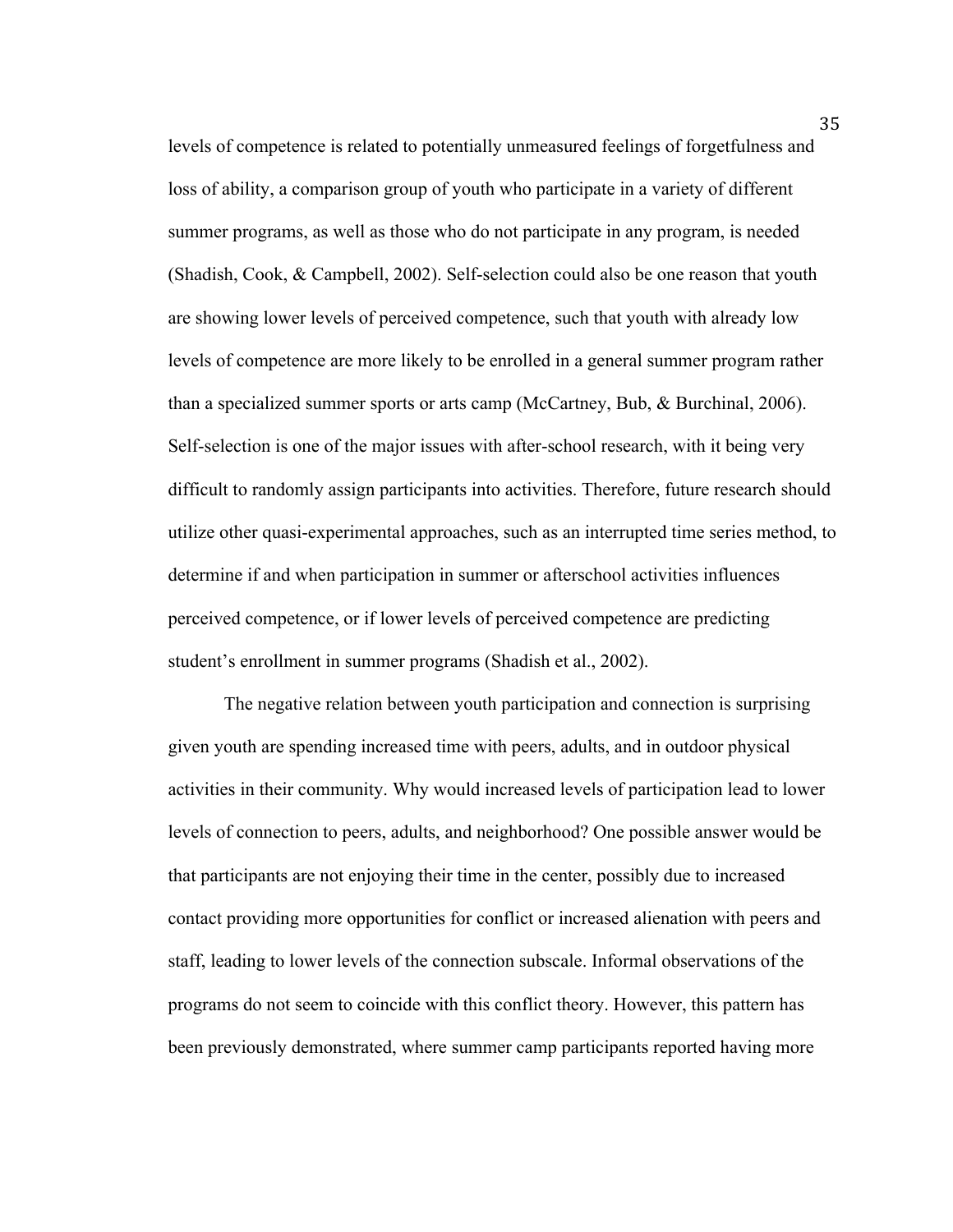levels of competence is related to potentially unmeasured feelings of forgetfulness and loss of ability, a comparison group of youth who participate in a variety of different summer programs, as well as those who do not participate in any program, is needed (Shadish, Cook, & Campbell, 2002). Self-selection could also be one reason that youth are showing lower levels of perceived competence, such that youth with already low levels of competence are more likely to be enrolled in a general summer program rather than a specialized summer sports or arts camp (McCartney, Bub, & Burchinal, 2006). Self-selection is one of the major issues with after-school research, with it being very difficult to randomly assign participants into activities. Therefore, future research should utilize other quasi-experimental approaches, such as an interrupted time series method, to determine if and when participation in summer or afterschool activities influences perceived competence, or if lower levels of perceived competence are predicting student's enrollment in summer programs (Shadish et al., 2002).

The negative relation between youth participation and connection is surprising given youth are spending increased time with peers, adults, and in outdoor physical activities in their community. Why would increased levels of participation lead to lower levels of connection to peers, adults, and neighborhood? One possible answer would be that participants are not enjoying their time in the center, possibly due to increased contact providing more opportunities for conflict or increased alienation with peers and staff, leading to lower levels of the connection subscale. Informal observations of the programs do not seem to coincide with this conflict theory. However, this pattern has been previously demonstrated, where summer camp participants reported having more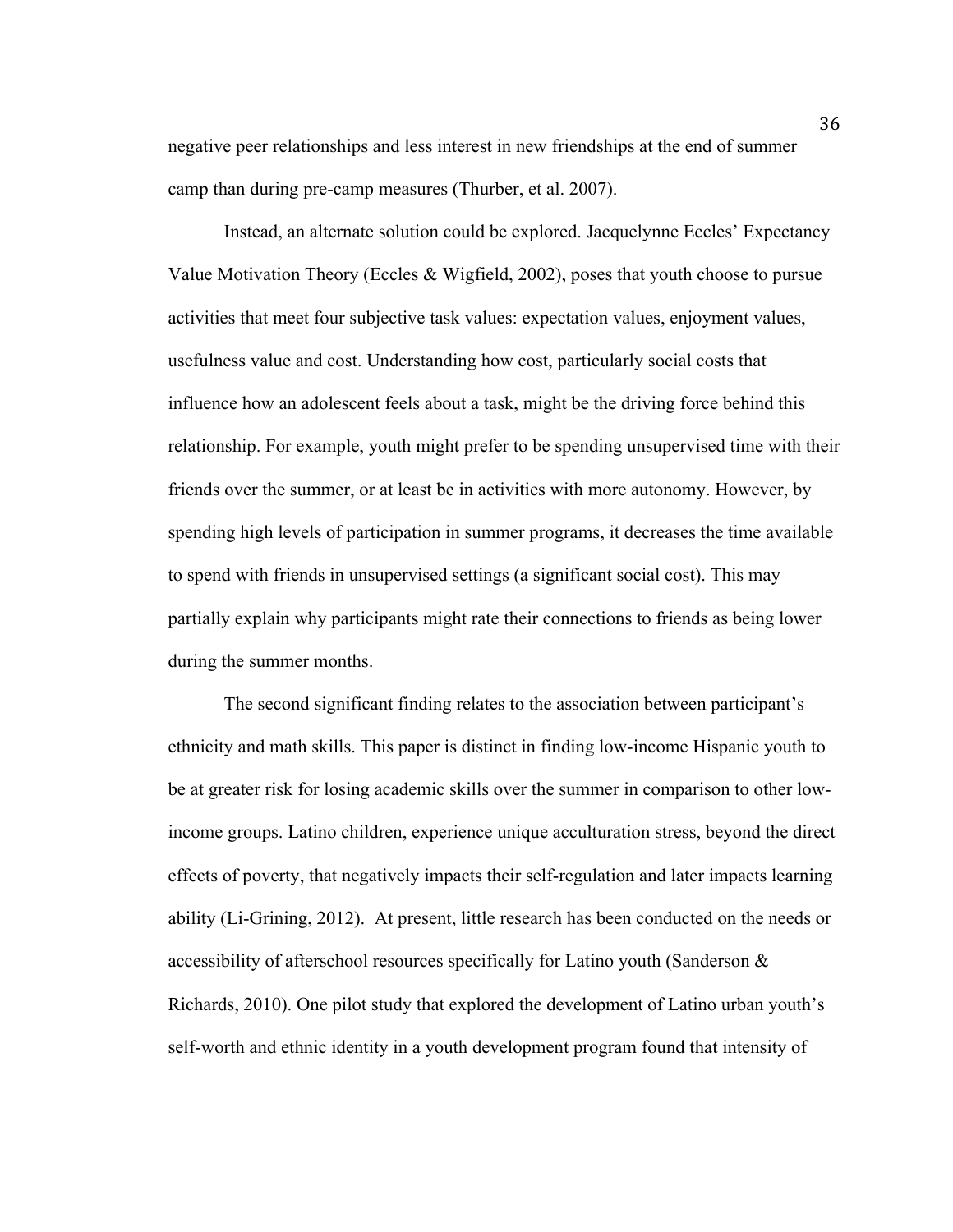negative peer relationships and less interest in new friendships at the end of summer camp than during pre-camp measures (Thurber, et al. 2007).

Instead, an alternate solution could be explored. Jacquelynne Eccles' Expectancy Value Motivation Theory (Eccles & Wigfield, 2002), poses that youth choose to pursue activities that meet four subjective task values: expectation values, enjoyment values, usefulness value and cost. Understanding how cost, particularly social costs that influence how an adolescent feels about a task, might be the driving force behind this relationship. For example, youth might prefer to be spending unsupervised time with their friends over the summer, or at least be in activities with more autonomy. However, by spending high levels of participation in summer programs, it decreases the time available to spend with friends in unsupervised settings (a significant social cost). This may partially explain why participants might rate their connections to friends as being lower during the summer months.

The second significant finding relates to the association between participant's ethnicity and math skills. This paper is distinct in finding low-income Hispanic youth to be at greater risk for losing academic skills over the summer in comparison to other low-income groups. Latino children, experience unique acculturation stress, beyond the direct effects of poverty, that negatively impacts their self-regulation and later impacts learning ability (Li-Grining, 2012). At present, little research has been conducted on the needs or accessibility of afterschool resources specifically for Latino youth (Sanderson & Richards, 2010). One pilot study that explored the development of Latino urban youth's self-worth and ethnic identity in a youth development program found that intensity of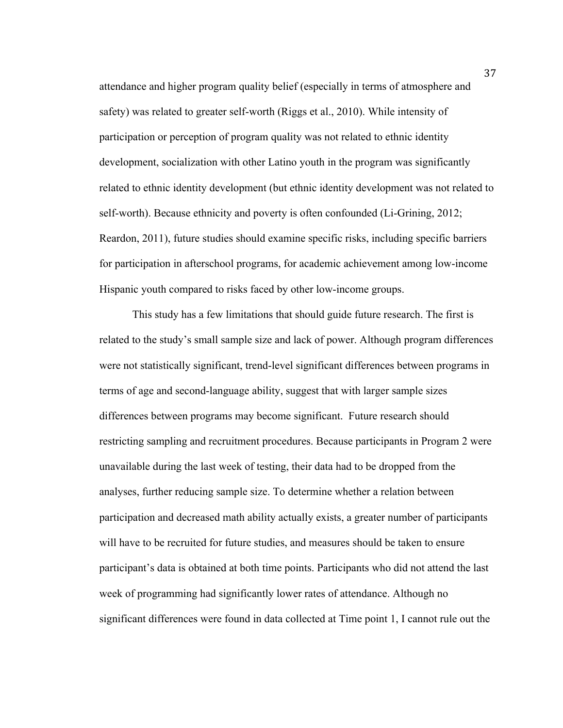attendance and higher program quality belief (especially in terms of atmosphere and safety) was related to greater self-worth (Riggs et al., 2010). While intensity of participation or perception of program quality was not related to ethnic identity development, socialization with other Latino youth in the program was significantly related to ethnic identity development (but ethnic identity development was not related to self-worth). Because ethnicity and poverty is often confounded (Li-Grining, 2012; Reardon, 2011), future studies should examine specific risks, including specific barriers for participation in afterschool programs, for academic achievement among low-income Hispanic youth compared to risks faced by other low-income groups.

This study has a few limitations that should guide future research. The first is related to the study's small sample size and lack of power. Although program differences were not statistically significant, trend-level significant differences between programs in terms of age and second-language ability, suggest that with larger sample sizes differences between programs may become significant. Future research should restricting sampling and recruitment procedures. Because participants in Program 2 were unavailable during the last week of testing, their data had to be dropped from the analyses, further reducing sample size. To determine whether a relation between participation and decreased math ability actually exists, a greater number of participants will have to be recruited for future studies, and measures should be taken to ensure participant's data is obtained at both time points. Participants who did not attend the last week of programming had significantly lower rates of attendance. Although no significant differences were found in data collected at Time point 1, I cannot rule out the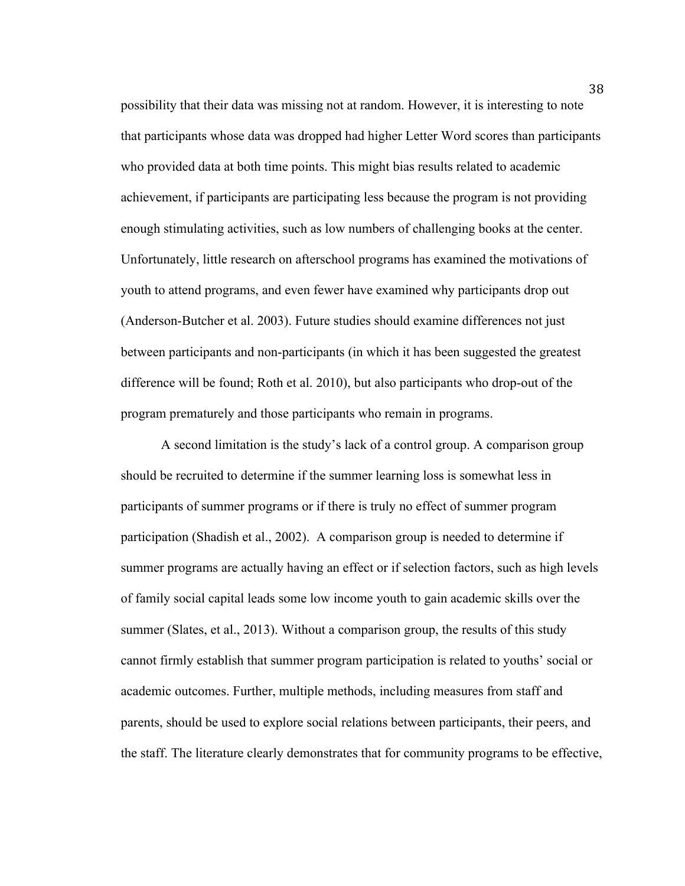possibility that their data was missing not at random. However, it is interesting to note that participants whose data was dropped had higher Letter Word scores than participants who provided data at both time points. This might bias results related to academic achievement, if participants are participating less because the program is not providing enough stimulating activities, such as low numbers of challenging books at the center. Unfortunately, little research on afterschool programs has examined the motivations of youth to attend programs, and even fewer have examined why participants drop out (Anderson-Butcher et al. 2003). Future studies should examine differences not just between participants and non-participants (in which it has been suggested the greatest difference will be found; Roth et al. 2010), but also participants who drop-out of the program prematurely and those participants who remain in programs.

A second limitation is the study's lack of a control group. A comparison group should be recruited to determine if the summer learning loss is somewhat less in participants of summer programs or if there is truly no effect of summer program participation (Shadish et al., 2002). A comparison group is needed to determine if summer programs are actually having an effect or if selection factors, such as high levels of family social capital leads some low income youth to gain academic skills over the summer (Slates, et al., 2013). Without a comparison group, the results of this study cannot firmly establish that summer program participation is related to youths' social or academic outcomes. Further, multiple methods, including measures from staff and parents, should be used to explore social relations between participants, their peers, and the staff. The literature clearly demonstrates that for community programs to be effective,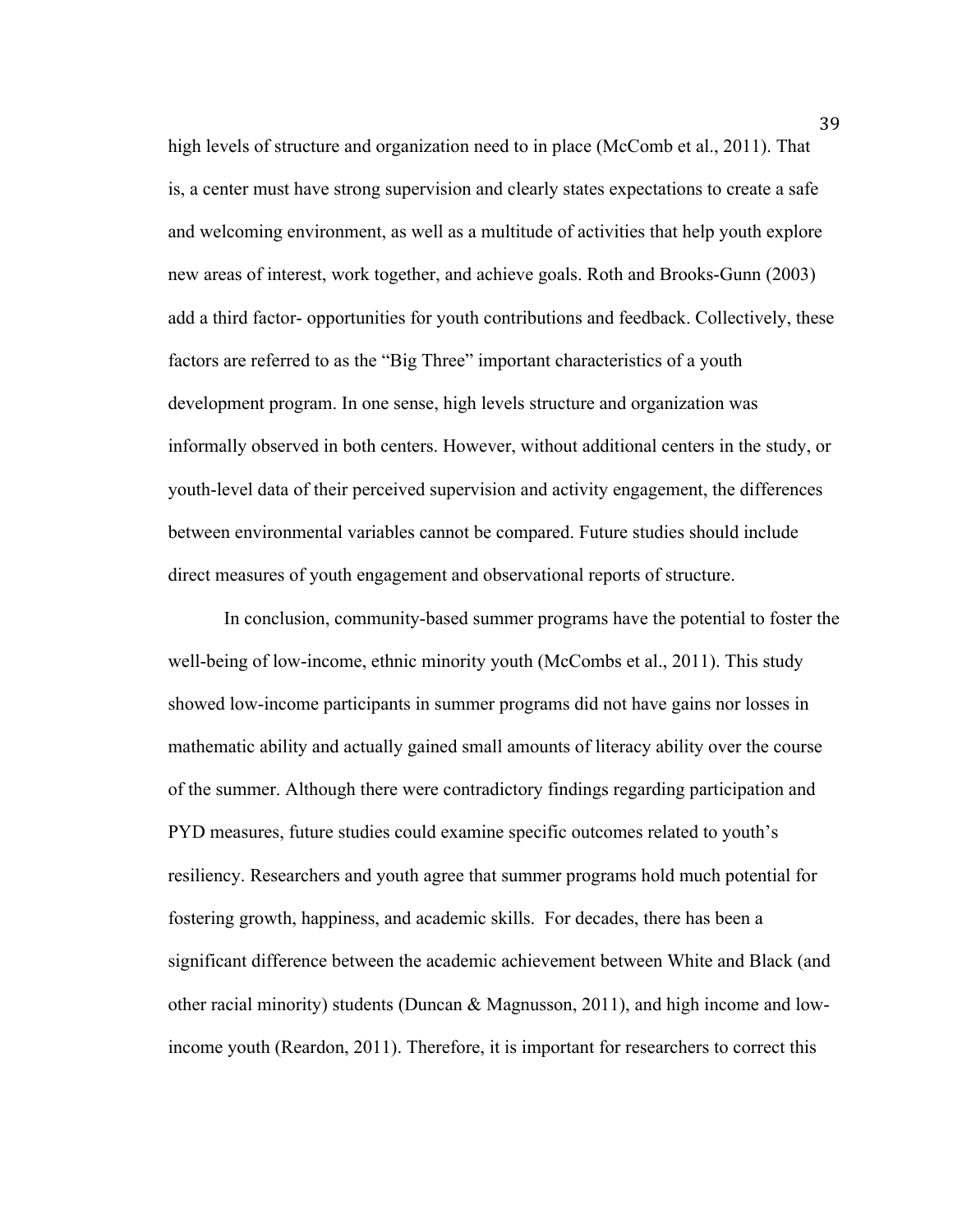high levels of structure and organization need to in place (McComb et al., 2011). That is, a center must have strong supervision and clearly states expectations to create a safe and welcoming environment, as well as a multitude of activities that help youth explore new areas of interest, work together, and achieve goals. Roth and Brooks-Gunn (2003) add a third factor- opportunities for youth contributions and feedback. Collectively, these factors are referred to as the "Big Three" important characteristics of a youth development program. In one sense, high levels structure and organization was informally observed in both centers. However, without additional centers in the study, or youth-level data of their perceived supervision and activity engagement, the differences between environmental variables cannot be compared. Future studies should include direct measures of youth engagement and observational reports of structure.

In conclusion, community-based summer programs have the potential to foster the well-being of low-income, ethnic minority youth (McCombs et al., 2011). This study showed low-income participants in summer programs did not have gains nor losses in mathematic ability and actually gained small amounts of literacy ability over the course of the summer. Although there were contradictory findings regarding participation and PYD measures, future studies could examine specific outcomes related to youth's resiliency. Researchers and youth agree that summer programs hold much potential for fostering growth, happiness, and academic skills. For decades, there has been a significant difference between the academic achievement between White and Black (and other racial minority) students (Duncan & Magnusson, 2011), and high income and low-income youth (Reardon, 2011). Therefore, it is important for researchers to correct this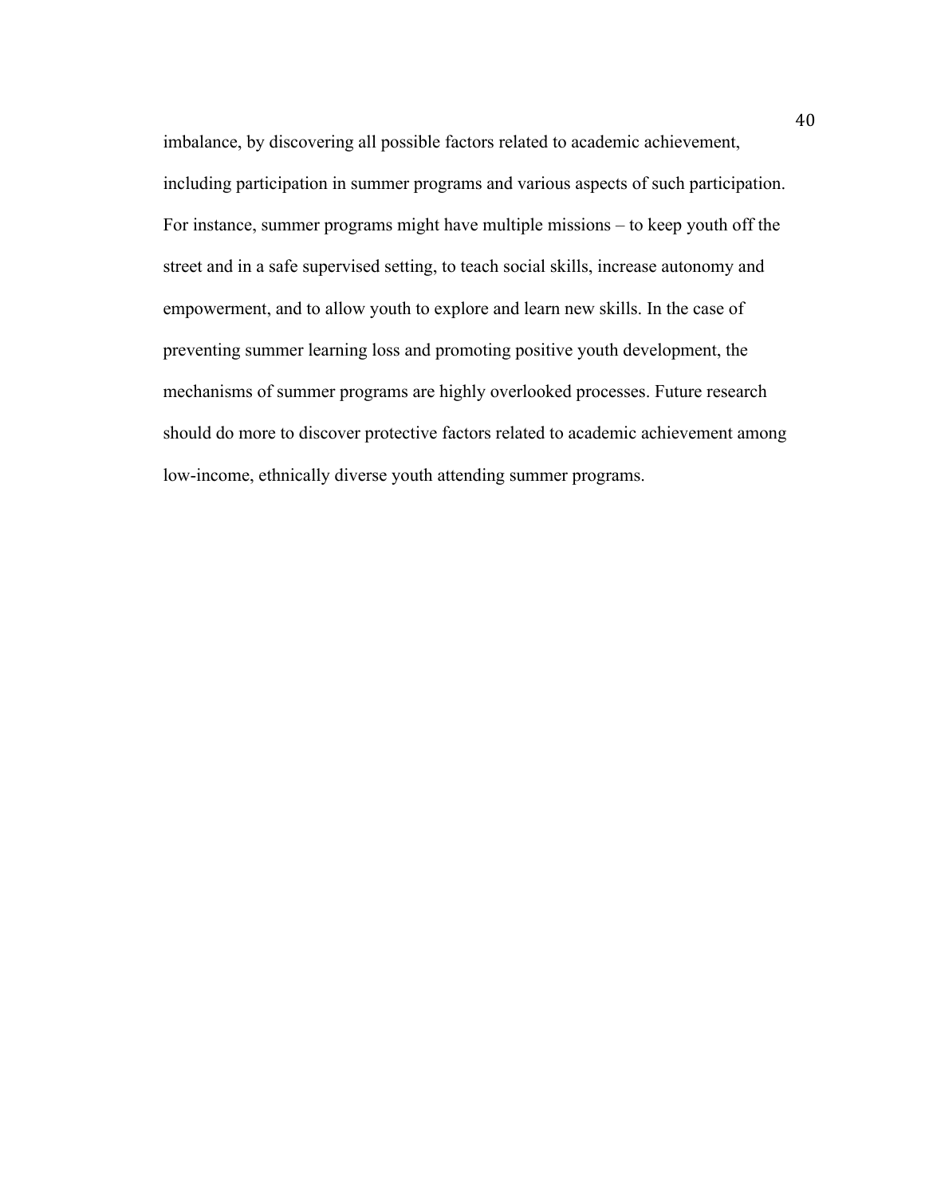imbalance, by discovering all possible factors related to academic achievement, including participation in summer programs and various aspects of such participation. For instance, summer programs might have multiple missions – to keep youth off the street and in a safe supervised setting, to teach social skills, increase autonomy and empowerment, and to allow youth to explore and learn new skills. In the case of preventing summer learning loss and promoting positive youth development, the mechanisms of summer programs are highly overlooked processes. Future research should do more to discover protective factors related to academic achievement among low-income, ethnically diverse youth attending summer programs.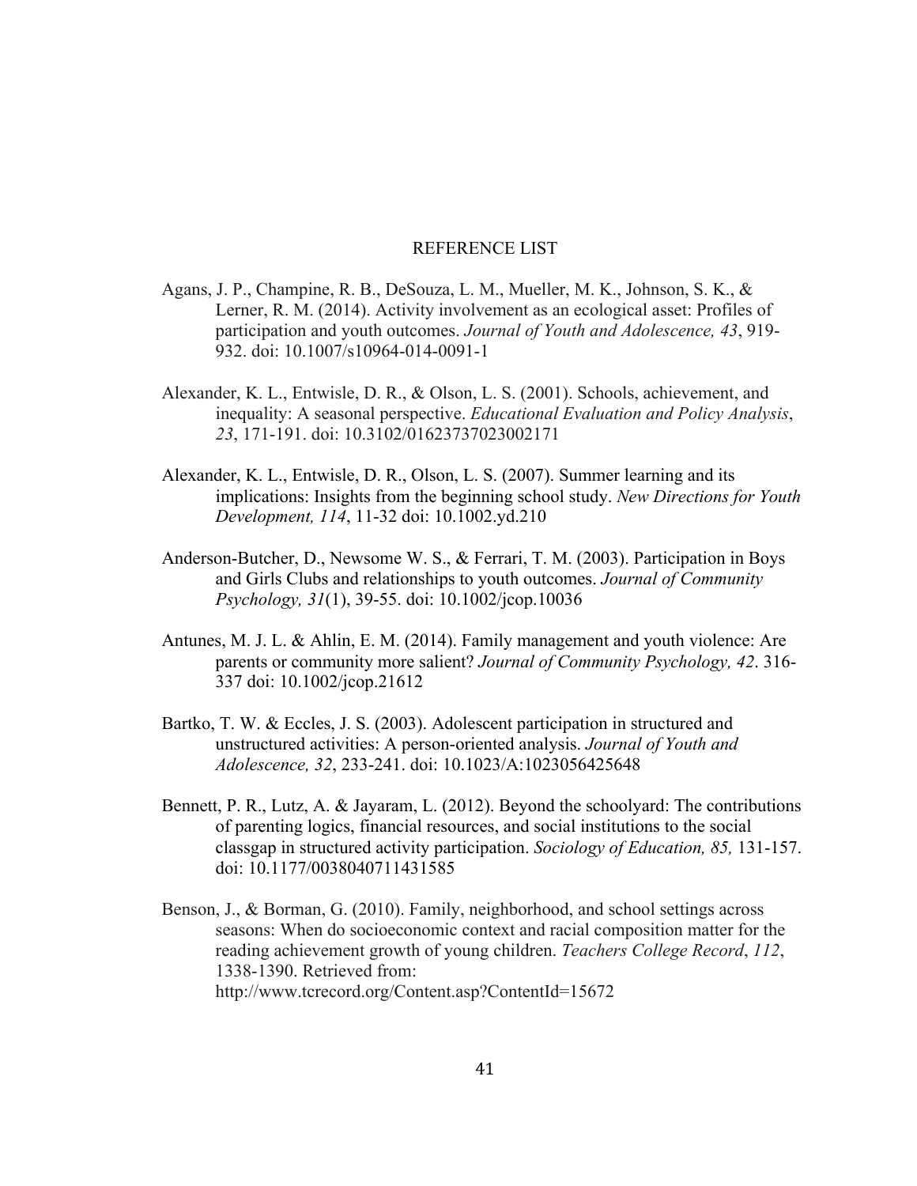# REFERENCE LIST

Agans, J. P., Champine, R. B., DeSouza, L. M., Mueller, M. K., Johnson, S. K., & Lerner, R. M. (2014). Activity involvement as an ecological asset: Profiles of participation and youth outcomes. *Journal of Youth and Adolescence, 43*, 919-932. doi: 10.1007/s10964-014-0091-1

Alexander, K. L., Entwisle, D. R., & Olson, L. S. (2001). Schools, achievement, and inequality: A seasonal perspective. *Educational Evaluation and Policy Analysis*, *23*, 171-191. doi: 10.3102/01623737023002171

Alexander, K. L., Entwisle, D. R., Olson, L. S. (2007). Summer learning and its implications: Insights from the beginning school study. *New Directions for Youth Development, 114*, 11-32 doi: 10.1002.yd.210

Anderson-Butcher, D., Newsome W. S., & Ferrari, T. M. (2003). Participation in Boys and Girls Clubs and relationships to youth outcomes. *Journal of Community Psychology, 31*(1), 39-55. doi: 10.1002/jcop.10036

Antunes, M. J. L. & Ahlin, E. M. (2014). Family management and youth violence: Are parents or community more salient? *Journal of Community Psychology, 42*. 316-337 doi: 10.1002/jcop.21612

Bartko, T. W. & Eccles, J. S. (2003). Adolescent participation in structured and unstructured activities: A person-oriented analysis. *Journal of Youth and Adolescence, 32*, 233-241. doi: 10.1023/A:1023056425648

Bennett, P. R., Lutz, A. & Jayaram, L. (2012). Beyond the schoolyard: The contributions of parenting logics, financial resources, and social institutions to the social classgap in structured activity participation. *Sociology of Education, 85,* 131-157. doi: 10.1177/0038040711431585

Benson, J., & Borman, G. (2010). Family, neighborhood, and school settings across seasons: When do socioeconomic context and racial composition matter for the reading achievement growth of young children. *Teachers College Record*, *112*, 1338-1390. Retrieved from: http://www.tcrecord.org/Content.asp?ContentId=15672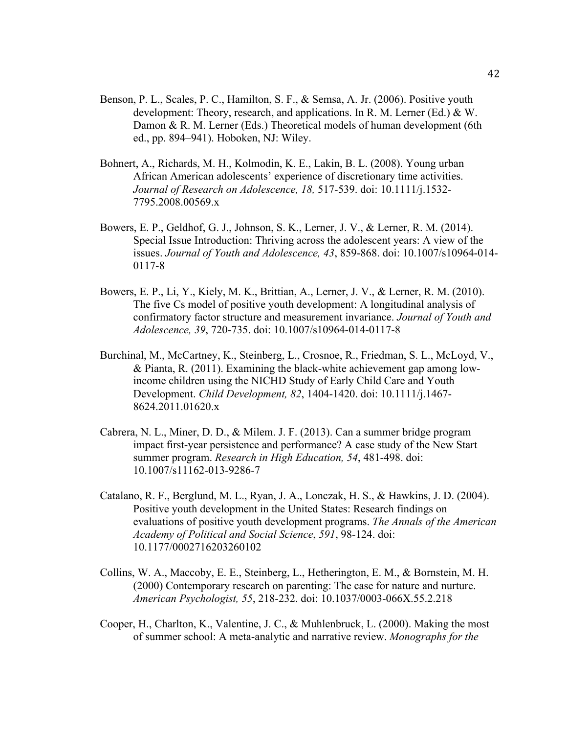Benson, P. L., Scales, P. C., Hamilton, S. F., & Semsa, A. Jr. (2006). Positive youth development: Theory, research, and applications. In R. M. Lerner (Ed.) & W. Damon & R. M. Lerner (Eds.) Theoretical models of human development (6th ed., pp. 894–941). Hoboken, NJ: Wiley.

Bohnert, A., Richards, M. H., Kolmodin, K. E., Lakin, B. L. (2008). Young urban African American adolescents' experience of discretionary time activities. *Journal of Research on Adolescence, 18,* 517-539. doi: 10.1111/j.1532-7795.2008.00569.x

Bowers, E. P., Geldhof, G. J., Johnson, S. K., Lerner, J. V., & Lerner, R. M. (2014). Special Issue Introduction: Thriving across the adolescent years: A view of the issues. *Journal of Youth and Adolescence, 43*, 859-868. doi: 10.1007/s10964-014-0117-8

Bowers, E. P., Li, Y., Kiely, M. K., Brittian, A., Lerner, J. V., & Lerner, R. M. (2010). The five Cs model of positive youth development: A longitudinal analysis of confirmatory factor structure and measurement invariance. *Journal of Youth and Adolescence, 39*, 720-735. doi: 10.1007/s10964-014-0117-8

Burchinal, M., McCartney, K., Steinberg, L., Crosnoe, R., Friedman, S. L., McLoyd, V., & Pianta, R. (2011). Examining the black-white achievement gap among low-income children using the NICHD Study of Early Child Care and Youth Development. *Child Development, 82*, 1404-1420. doi: 10.1111/j.1467-8624.2011.01620.x

Cabrera, N. L., Miner, D. D., & Milem. J. F. (2013). Can a summer bridge program impact first-year persistence and performance? A case study of the New Start summer program. *Research in High Education, 54*, 481-498. doi: 10.1007/s11162-013-9286-7

Catalano, R. F., Berglund, M. L., Ryan, J. A., Lonczak, H. S., & Hawkins, J. D. (2004). Positive youth development in the United States: Research findings on evaluations of positive youth development programs. *The Annals of the American Academy of Political and Social Science*, *591*, 98-124. doi: 10.1177/0002716203260102

Collins, W. A., Maccoby, E. E., Steinberg, L., Hetherington, E. M., & Bornstein, M. H. (2000) Contemporary research on parenting: The case for nature and nurture. *American Psychologist, 55*, 218-232. doi: 10.1037/0003-066X.55.2.218

Cooper, H., Charlton, K., Valentine, J. C., & Muhlenbruck, L. (2000). Making the most of summer school: A meta-analytic and narrative review. *Monographs for the*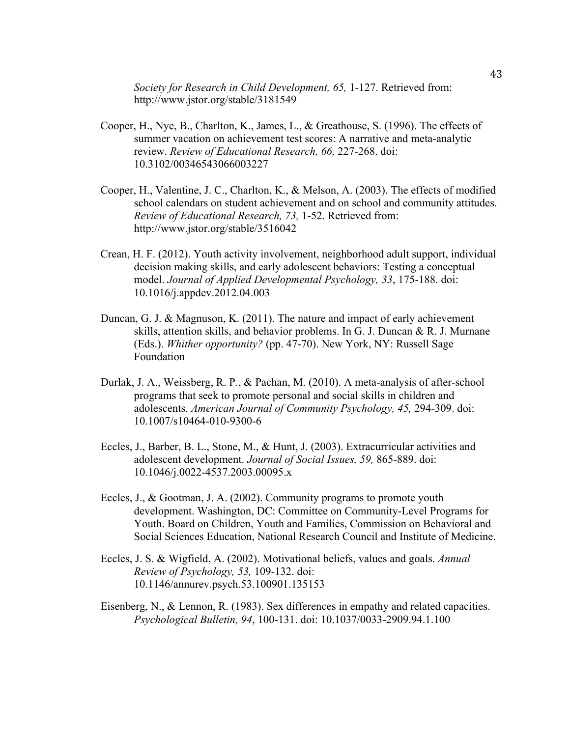*Society for Research in Child Development, 65,* 1-127. Retrieved from: http://www.jstor.org/stable/3181549

Cooper, H., Nye, B., Charlton, K., James, L., & Greathouse, S. (1996). The effects of summer vacation on achievement test scores: A narrative and meta-analytic review. *Review of Educational Research, 66,* 227-268. doi: 10.3102/00346543066003227

Cooper, H., Valentine, J. C., Charlton, K., & Melson, A. (2003). The effects of modified school calendars on student achievement and on school and community attitudes. *Review of Educational Research, 73,* 1-52. Retrieved from: http://www.jstor.org/stable/3516042

Crean, H. F. (2012). Youth activity involvement, neighborhood adult support, individual decision making skills, and early adolescent behaviors: Testing a conceptual model. *Journal of Applied Developmental Psychology, 33*, 175-188. doi: 10.1016/j.appdev.2012.04.003

Duncan, G. J. & Magnuson, K. (2011). The nature and impact of early achievement skills, attention skills, and behavior problems. In G. J. Duncan & R. J. Murnane (Eds.). *Whither opportunity?* (pp. 47-70). New York, NY: Russell Sage Foundation

Durlak, J. A., Weissberg, R. P., & Pachan, M. (2010). A meta-analysis of after-school programs that seek to promote personal and social skills in children and adolescents. *American Journal of Community Psychology, 45,* 294-309. doi: 10.1007/s10464-010-9300-6

Eccles, J., Barber, B. L., Stone, M., & Hunt, J. (2003). Extracurricular activities and adolescent development. *Journal of Social Issues, 59,* 865-889. doi: 10.1046/j.0022-4537.2003.00095.x

Eccles, J., & Gootman, J. A. (2002). Community programs to promote youth development. Washington, DC: Committee on Community-Level Programs for Youth. Board on Children, Youth and Families, Commission on Behavioral and Social Sciences Education, National Research Council and Institute of Medicine.

Eccles, J. S. & Wigfield, A. (2002). Motivational beliefs, values and goals. *Annual Review of Psychology, 53,* 109-132. doi: 10.1146/annurev.psych.53.100901.135153

Eisenberg, N., & Lennon, R. (1983). Sex differences in empathy and related capacities. *Psychological Bulletin, 94*, 100-131. doi: 10.1037/0033-2909.94.1.100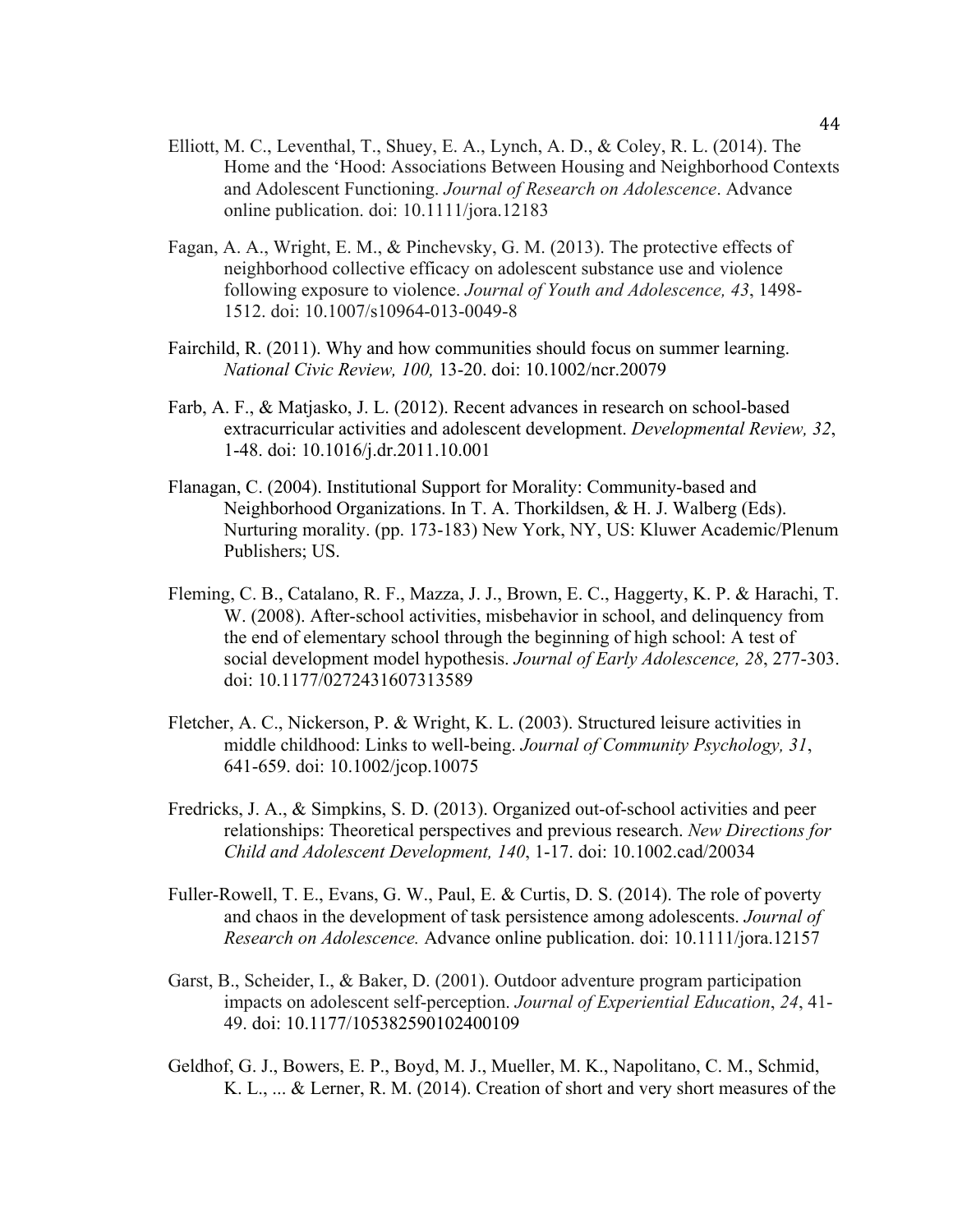Elliott, M. C., Leventhal, T., Shuey, E. A., Lynch, A. D., & Coley, R. L. (2014). The Home and the 'Hood: Associations Between Housing and Neighborhood Contexts and Adolescent Functioning. *Journal of Research on Adolescence*. Advance online publication. doi: 10.1111/jora.12183

Fagan, A. A., Wright, E. M., & Pinchevsky, G. M. (2013). The protective effects of neighborhood collective efficacy on adolescent substance use and violence following exposure to violence. *Journal of Youth and Adolescence, 43*, 1498-1512. doi: 10.1007/s10964-013-0049-8

Fairchild, R. (2011). Why and how communities should focus on summer learning. *National Civic Review, 100,* 13-20. doi: 10.1002/ncr.20079

Farb, A. F., & Matjasko, J. L. (2012). Recent advances in research on school-based extracurricular activities and adolescent development. *Developmental Review, 32*, 1-48. doi: 10.1016/j.dr.2011.10.001

Flanagan, C. (2004). Institutional Support for Morality: Community-based and Neighborhood Organizations. In T. A. Thorkildsen, & H. J. Walberg (Eds). Nurturing morality. (pp. 173-183) New York, NY, US: Kluwer Academic/Plenum Publishers; US.

Fleming, C. B., Catalano, R. F., Mazza, J. J., Brown, E. C., Haggerty, K. P. & Harachi, T. W. (2008). After-school activities, misbehavior in school, and delinquency from the end of elementary school through the beginning of high school: A test of social development model hypothesis. *Journal of Early Adolescence, 28*, 277-303. doi: 10.1177/0272431607313589

Fletcher, A. C., Nickerson, P. & Wright, K. L. (2003). Structured leisure activities in middle childhood: Links to well-being. *Journal of Community Psychology, 31*, 641-659. doi: 10.1002/jcop.10075

Fredricks, J. A., & Simpkins, S. D. (2013). Organized out-of-school activities and peer relationships: Theoretical perspectives and previous research. *New Directions for Child and Adolescent Development, 140*, 1-17. doi: 10.1002.cad/20034

Fuller-Rowell, T. E., Evans, G. W., Paul, E. & Curtis, D. S. (2014). The role of poverty and chaos in the development of task persistence among adolescents. *Journal of Research on Adolescence.* Advance online publication. doi: 10.1111/jora.12157

Garst, B., Scheider, I., & Baker, D. (2001). Outdoor adventure program participation impacts on adolescent self-perception. *Journal of Experiential Education*, *24*, 41-49. doi: 10.1177/105382590102400109

Geldhof, G. J., Bowers, E. P., Boyd, M. J., Mueller, M. K., Napolitano, C. M., Schmid, K. L., ... & Lerner, R. M. (2014). Creation of short and very short measures of the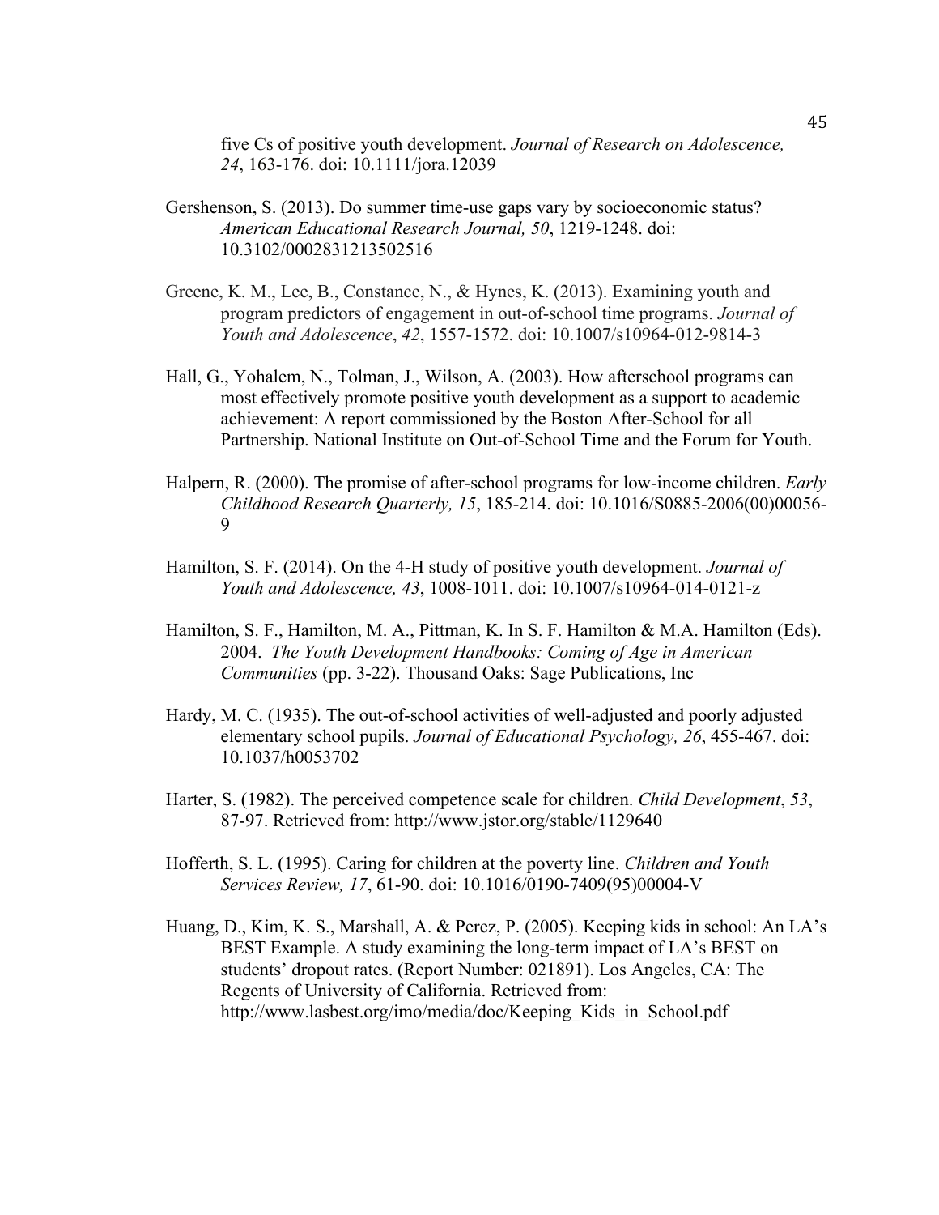five Cs of positive youth development. *Journal of Research on Adolescence, 24*, 163-176. doi: 10.1111/jora.12039

Gershenson, S. (2013). Do summer time-use gaps vary by socioeconomic status? *American Educational Research Journal, 50*, 1219-1248. doi: 10.3102/0002831213502516

Greene, K. M., Lee, B., Constance, N., & Hynes, K. (2013). Examining youth and program predictors of engagement in out-of-school time programs. *Journal of Youth and Adolescence*, *42*, 1557-1572. doi: 10.1007/s10964-012-9814-3

Hall, G., Yohalem, N., Tolman, J., Wilson, A. (2003). How afterschool programs can most effectively promote positive youth development as a support to academic achievement: A report commissioned by the Boston After-School for all Partnership. National Institute on Out-of-School Time and the Forum for Youth.

Halpern, R. (2000). The promise of after-school programs for low-income children. *Early Childhood Research Quarterly, 15*, 185-214. doi: 10.1016/S0885-2006(00)00056-9

Hamilton, S. F. (2014). On the 4-H study of positive youth development. *Journal of Youth and Adolescence, 43*, 1008-1011. doi: 10.1007/s10964-014-0121-z

Hamilton, S. F., Hamilton, M. A., Pittman, K. In S. F. Hamilton & M.A. Hamilton (Eds). 2004. *The Youth Development Handbooks: Coming of Age in American Communities* (pp. 3-22). Thousand Oaks: Sage Publications, Inc

Hardy, M. C. (1935). The out-of-school activities of well-adjusted and poorly adjusted elementary school pupils. *Journal of Educational Psychology, 26*, 455-467. doi: 10.1037/h0053702

Harter, S. (1982). The perceived competence scale for children. *Child Development*, *53*, 87-97. Retrieved from: http://www.jstor.org/stable/1129640

Hofferth, S. L. (1995). Caring for children at the poverty line. *Children and Youth Services Review, 17*, 61-90. doi: 10.1016/0190-7409(95)00004-V

Huang, D., Kim, K. S., Marshall, A. & Perez, P. (2005). Keeping kids in school: An LA's BEST Example. A study examining the long-term impact of LA's BEST on students' dropout rates. (Report Number: 021891). Los Angeles, CA: The Regents of University of California. Retrieved from: http://www.lasbest.org/imo/media/doc/Keeping_Kids_in_School.pdf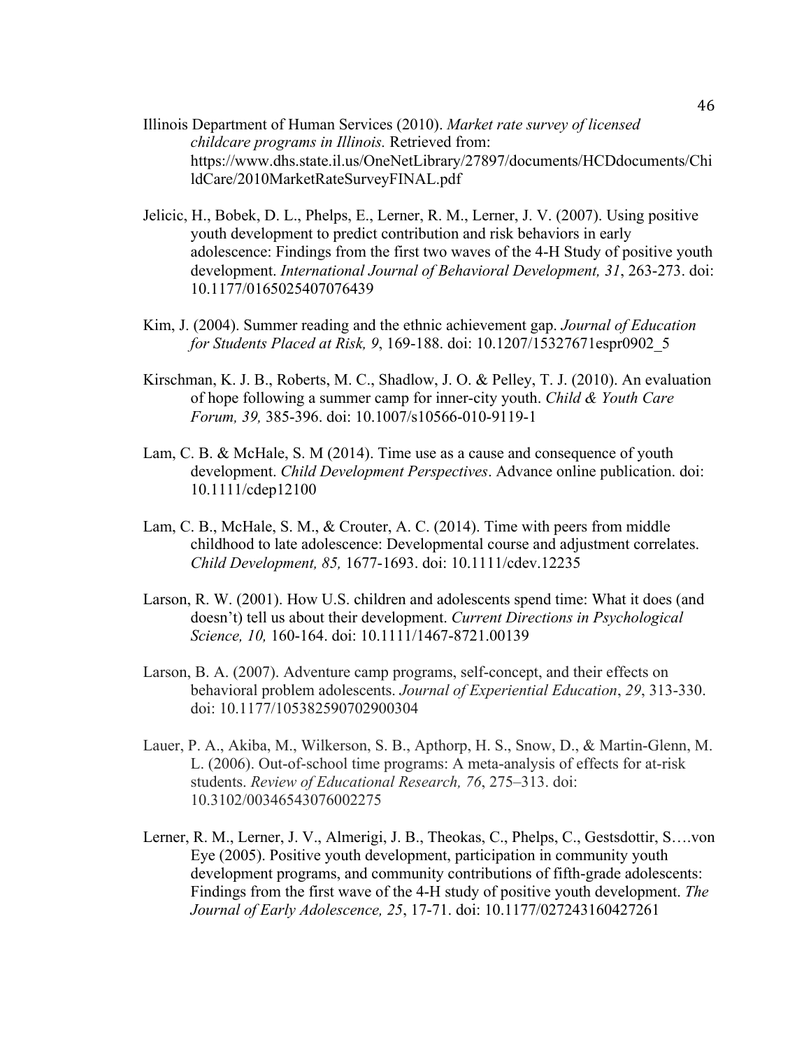Illinois Department of Human Services (2010). *Market rate survey of licensed childcare programs in Illinois.* Retrieved from: https://www.dhs.state.il.us/OneNetLibrary/27897/documents/HCDdocuments/ChildCare/2010MarketRateSurveyFINAL.pdf

Jelicic, H., Bobek, D. L., Phelps, E., Lerner, R. M., Lerner, J. V. (2007). Using positive youth development to predict contribution and risk behaviors in early adolescence: Findings from the first two waves of the 4-H Study of positive youth development. *International Journal of Behavioral Development, 31*, 263-273. doi: 10.1177/0165025407076439

Kim, J. (2004). Summer reading and the ethnic achievement gap. *Journal of Education for Students Placed at Risk, 9*, 169-188. doi: 10.1207/15327671espr0902_5

Kirschman, K. J. B., Roberts, M. C., Shadlow, J. O. & Pelley, T. J. (2010). An evaluation of hope following a summer camp for inner-city youth. *Child & Youth Care Forum, 39,* 385-396. doi: 10.1007/s10566-010-9119-1

Lam, C. B. & McHale, S. M (2014). Time use as a cause and consequence of youth development. *Child Development Perspectives*. Advance online publication. doi: 10.1111/cdep12100

Lam, C. B., McHale, S. M., & Crouter, A. C. (2014). Time with peers from middle childhood to late adolescence: Developmental course and adjustment correlates. *Child Development, 85,* 1677-1693. doi: 10.1111/cdev.12235

Larson, R. W. (2001). How U.S. children and adolescents spend time: What it does (and doesn't) tell us about their development. *Current Directions in Psychological Science, 10,* 160-164. doi: 10.1111/1467-8721.00139

Larson, B. A. (2007). Adventure camp programs, self-concept, and their effects on behavioral problem adolescents. *Journal of Experiential Education*, *29*, 313-330. doi: 10.1177/105382590702900304

Lauer, P. A., Akiba, M., Wilkerson, S. B., Apthorp, H. S., Snow, D., & Martin-Glenn, M. L. (2006). Out-of-school time programs: A meta-analysis of effects for at-risk students. *Review of Educational Research, 76*, 275–313. doi: 10.3102/00346543076002275

Lerner, R. M., Lerner, J. V., Almerigi, J. B., Theokas, C., Phelps, C., Gestsdottir, S….von Eye (2005). Positive youth development, participation in community youth development programs, and community contributions of fifth-grade adolescents: Findings from the first wave of the 4-H study of positive youth development. *The Journal of Early Adolescence, 25*, 17-71. doi: 10.1177/027243160427261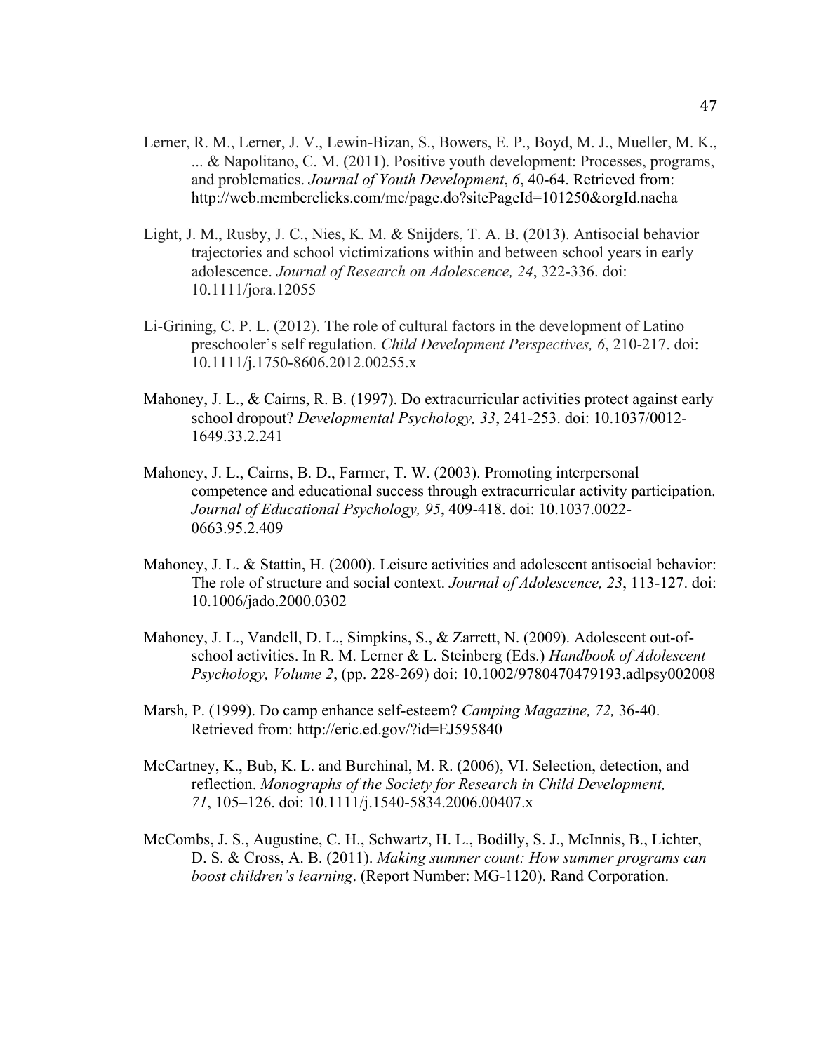Lerner, R. M., Lerner, J. V., Lewin-Bizan, S., Bowers, E. P., Boyd, M. J., Mueller, M. K., ... & Napolitano, C. M. (2011). Positive youth development: Processes, programs, and problematics. *Journal of Youth Development*, *6*, 40-64. Retrieved from: http://web.memberclicks.com/mc/page.do?sitePageId=101250&orgId.naeha

Light, J. M., Rusby, J. C., Nies, K. M. & Snijders, T. A. B. (2013). Antisocial behavior trajectories and school victimizations within and between school years in early adolescence. *Journal of Research on Adolescence, 24*, 322-336. doi: 10.1111/jora.12055

Li-Grining, C. P. L. (2012). The role of cultural factors in the development of Latino preschooler's self regulation. *Child Development Perspectives, 6*, 210-217. doi: 10.1111/j.1750-8606.2012.00255.x

Mahoney, J. L., & Cairns, R. B. (1997). Do extracurricular activities protect against early school dropout? *Developmental Psychology, 33*, 241-253. doi: 10.1037/0012-1649.33.2.241

Mahoney, J. L., Cairns, B. D., Farmer, T. W. (2003). Promoting interpersonal competence and educational success through extracurricular activity participation. *Journal of Educational Psychology, 95*, 409-418. doi: 10.1037.0022-0663.95.2.409

Mahoney, J. L. & Stattin, H. (2000). Leisure activities and adolescent antisocial behavior: The role of structure and social context. *Journal of Adolescence, 23*, 113-127. doi: 10.1006/jado.2000.0302

Mahoney, J. L., Vandell, D. L., Simpkins, S., & Zarrett, N. (2009). Adolescent out-of-school activities. In R. M. Lerner & L. Steinberg (Eds.) *Handbook of Adolescent Psychology, Volume 2*, (pp. 228-269) doi: 10.1002/9780470479193.adlpsy002008

Marsh, P. (1999). Do camp enhance self-esteem? *Camping Magazine, 72,* 36-40. Retrieved from: http://eric.ed.gov/?id=EJ595840

McCartney, K., Bub, K. L. and Burchinal, M. R. (2006), VI. Selection, detection, and reflection. *Monographs of the Society for Research in Child Development, 71*, 105–126. doi: 10.1111/j.1540-5834.2006.00407.x

McCombs, J. S., Augustine, C. H., Schwartz, H. L., Bodilly, S. J., McInnis, B., Lichter, D. S. & Cross, A. B. (2011). *Making summer count: How summer programs can boost children's learning*. (Report Number: MG-1120). Rand Corporation.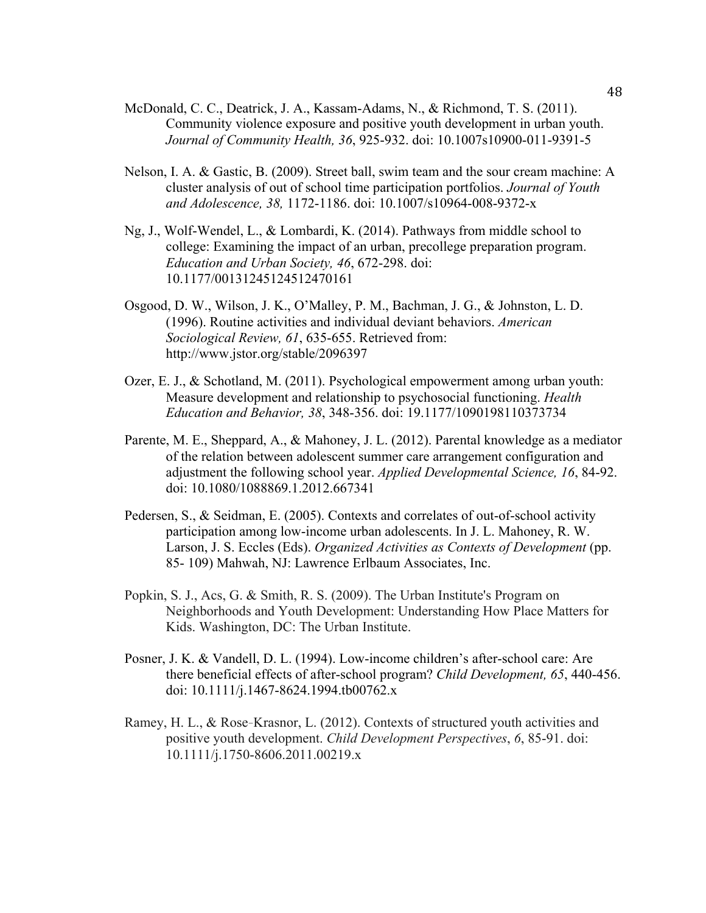McDonald, C. C., Deatrick, J. A., Kassam-Adams, N., & Richmond, T. S. (2011). Community violence exposure and positive youth development in urban youth. *Journal of Community Health, 36*, 925-932. doi: 10.1007s10900-011-9391-5

Nelson, I. A. & Gastic, B. (2009). Street ball, swim team and the sour cream machine: A cluster analysis of out of school time participation portfolios. *Journal of Youth and Adolescence, 38,* 1172-1186. doi: 10.1007/s10964-008-9372-x

Ng, J., Wolf-Wendel, L., & Lombardi, K. (2014). Pathways from middle school to college: Examining the impact of an urban, precollege preparation program. *Education and Urban Society, 46*, 672-298. doi: 10.1177/00131245124512470161

Osgood, D. W., Wilson, J. K., O'Malley, P. M., Bachman, J. G., & Johnston, L. D. (1996). Routine activities and individual deviant behaviors. *American Sociological Review, 61*, 635-655. Retrieved from: http://www.jstor.org/stable/2096397

Ozer, E. J., & Schotland, M. (2011). Psychological empowerment among urban youth: Measure development and relationship to psychosocial functioning. *Health Education and Behavior, 38*, 348-356. doi: 19.1177/1090198110373734

Parente, M. E., Sheppard, A., & Mahoney, J. L. (2012). Parental knowledge as a mediator of the relation between adolescent summer care arrangement configuration and adjustment the following school year. *Applied Developmental Science, 16*, 84-92. doi: 10.1080/1088869.1.2012.667341

Pedersen, S., & Seidman, E. (2005). Contexts and correlates of out-of-school activity participation among low-income urban adolescents. In J. L. Mahoney, R. W. Larson, J. S. Eccles (Eds). *Organized Activities as Contexts of Development* (pp. 85- 109) Mahwah, NJ: Lawrence Erlbaum Associates, Inc.

Popkin, S. J., Acs, G. & Smith, R. S. (2009). The Urban Institute's Program on Neighborhoods and Youth Development: Understanding How Place Matters for Kids. Washington, DC: The Urban Institute.

Posner, J. K. & Vandell, D. L. (1994). Low-income children's after-school care: Are there beneficial effects of after-school program? *Child Development, 65*, 440-456. doi: 10.1111/j.1467-8624.1994.tb00762.x

Ramey, H. L., & Rose-Krasnor, L. (2012). Contexts of structured youth activities and positive youth development. *Child Development Perspectives*, *6*, 85-91. doi: 10.1111/j.1750-8606.2011.00219.x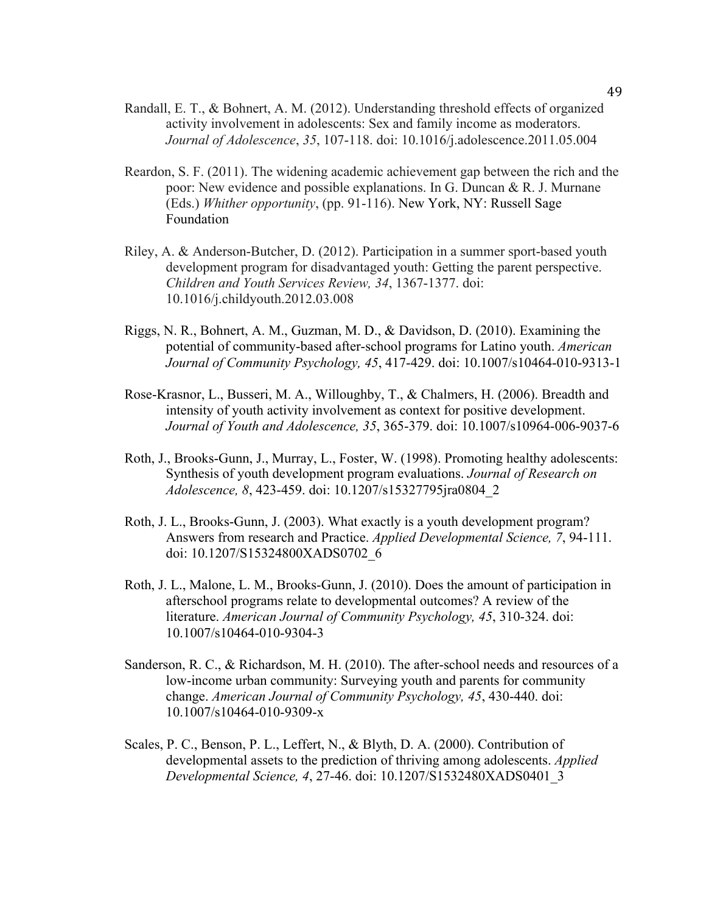Randall, E. T., & Bohnert, A. M. (2012). Understanding threshold effects of organized activity involvement in adolescents: Sex and family income as moderators. *Journal of Adolescence*, *35*, 107-118. doi: 10.1016/j.adolescence.2011.05.004

Reardon, S. F. (2011). The widening academic achievement gap between the rich and the poor: New evidence and possible explanations. In G. Duncan & R. J. Murnane (Eds.) *Whither opportunity*, (pp. 91-116). New York, NY: Russell Sage Foundation

Riley, A. & Anderson-Butcher, D. (2012). Participation in a summer sport-based youth development program for disadvantaged youth: Getting the parent perspective. *Children and Youth Services Review, 34*, 1367-1377. doi: 10.1016/j.childyouth.2012.03.008

Riggs, N. R., Bohnert, A. M., Guzman, M. D., & Davidson, D. (2010). Examining the potential of community-based after-school programs for Latino youth. *American Journal of Community Psychology, 45*, 417-429. doi: 10.1007/s10464-010-9313-1

Rose-Krasnor, L., Busseri, M. A., Willoughby, T., & Chalmers, H. (2006). Breadth and intensity of youth activity involvement as context for positive development. *Journal of Youth and Adolescence, 35*, 365-379. doi: 10.1007/s10964-006-9037-6

Roth, J., Brooks-Gunn, J., Murray, L., Foster, W. (1998). Promoting healthy adolescents: Synthesis of youth development program evaluations. *Journal of Research on Adolescence, 8*, 423-459. doi: 10.1207/s15327795jra0804_2

Roth, J. L., Brooks-Gunn, J. (2003). What exactly is a youth development program? Answers from research and Practice. *Applied Developmental Science, 7*, 94-111. doi: 10.1207/S15324800XADS0702_6

Roth, J. L., Malone, L. M., Brooks-Gunn, J. (2010). Does the amount of participation in afterschool programs relate to developmental outcomes? A review of the literature. *American Journal of Community Psychology, 45*, 310-324. doi: 10.1007/s10464-010-9304-3

Sanderson, R. C., & Richardson, M. H. (2010). The after-school needs and resources of a low-income urban community: Surveying youth and parents for community change. *American Journal of Community Psychology, 45*, 430-440. doi: 10.1007/s10464-010-9309-x

Scales, P. C., Benson, P. L., Leffert, N., & Blyth, D. A. (2000). Contribution of developmental assets to the prediction of thriving among adolescents. *Applied Developmental Science, 4*, 27-46. doi: 10.1207/S1532480XADS0401_3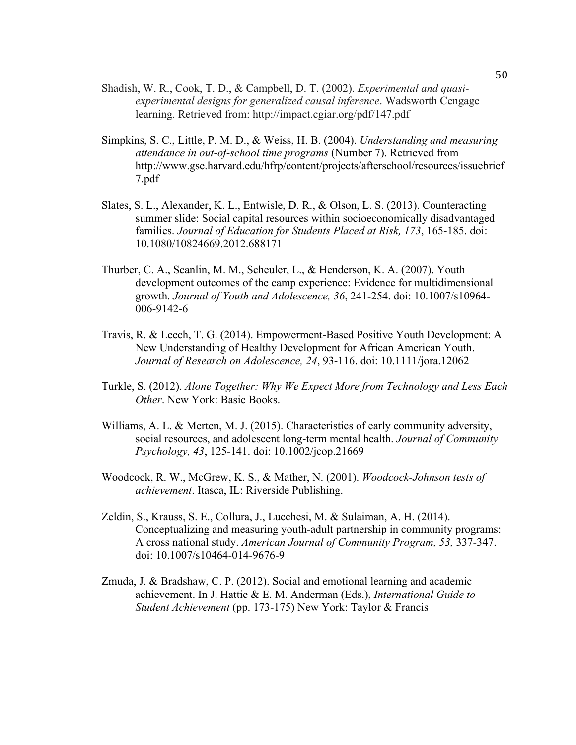Shadish, W. R., Cook, T. D., & Campbell, D. T. (2002). *Experimental and quasi-experimental designs for generalized causal inference*. Wadsworth Cengage learning. Retrieved from: http://impact.cgiar.org/pdf/147.pdf

Simpkins, S. C., Little, P. M. D., & Weiss, H. B. (2004). *Understanding and measuring attendance in out-of-school time programs* (Number 7). Retrieved from http://www.gse.harvard.edu/hfrp/content/projects/afterschool/resources/issuebrief7.pdf

Slates, S. L., Alexander, K. L., Entwisle, D. R., & Olson, L. S. (2013). Counteracting summer slide: Social capital resources within socioeconomically disadvantaged families. *Journal of Education for Students Placed at Risk, 173*, 165-185. doi: 10.1080/10824669.2012.688171

Thurber, C. A., Scanlin, M. M., Scheuler, L., & Henderson, K. A. (2007). Youth development outcomes of the camp experience: Evidence for multidimensional growth. *Journal of Youth and Adolescence, 36*, 241-254. doi: 10.1007/s10964-006-9142-6

Travis, R. & Leech, T. G. (2014). Empowerment-Based Positive Youth Development: A New Understanding of Healthy Development for African American Youth. *Journal of Research on Adolescence, 24*, 93-116. doi: 10.1111/jora.12062

Turkle, S. (2012). *Alone Together: Why We Expect More from Technology and Less Each Other*. New York: Basic Books.

Williams, A. L. & Merten, M. J. (2015). Characteristics of early community adversity, social resources, and adolescent long-term mental health. *Journal of Community Psychology, 43*, 125-141. doi: 10.1002/jcop.21669

Woodcock, R. W., McGrew, K. S., & Mather, N. (2001). *Woodcock-Johnson tests of achievement*. Itasca, IL: Riverside Publishing.

Zeldin, S., Krauss, S. E., Collura, J., Lucchesi, M. & Sulaiman, A. H. (2014). Conceptualizing and measuring youth-adult partnership in community programs: A cross national study. *American Journal of Community Program, 53,* 337-347. doi: 10.1007/s10464-014-9676-9

Zmuda, J. & Bradshaw, C. P. (2012). Social and emotional learning and academic achievement. In J. Hattie & E. M. Anderman (Eds.), *International Guide to Student Achievement* (pp. 173-175) New York: Taylor & Francis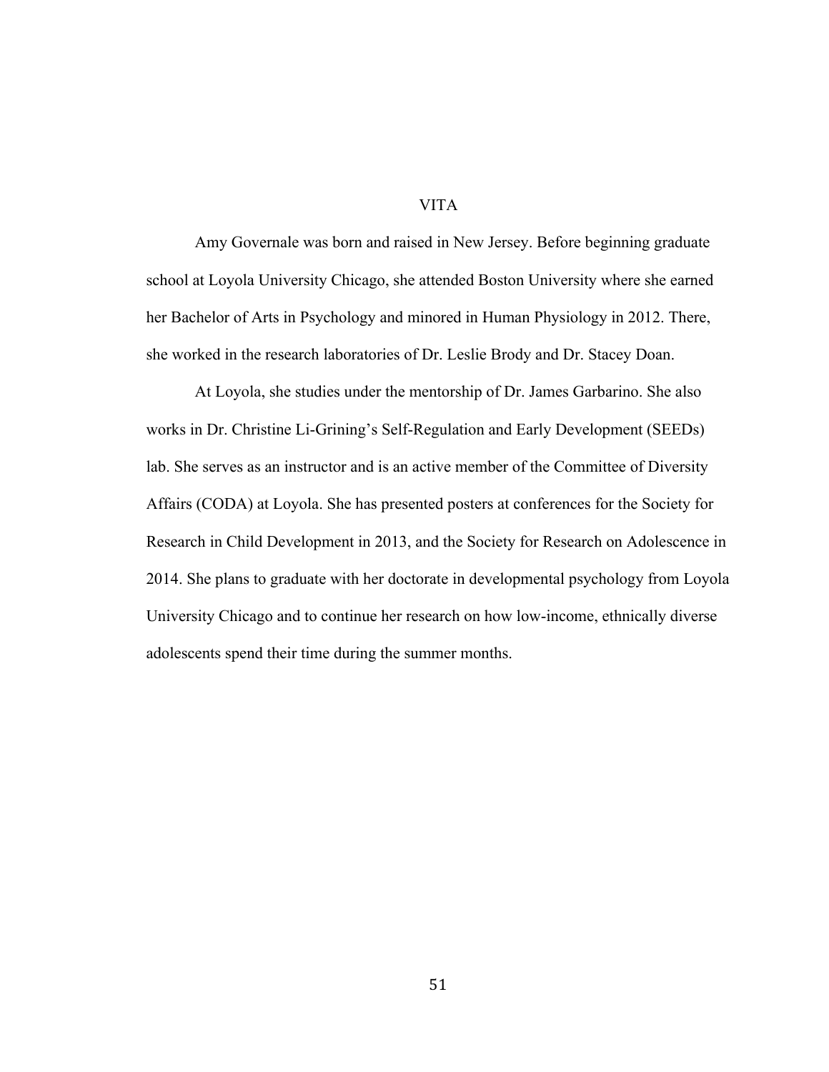# VITA

Amy Governale was born and raised in New Jersey. Before beginning graduate school at Loyola University Chicago, she attended Boston University where she earned her Bachelor of Arts in Psychology and minored in Human Physiology in 2012. There, she worked in the research laboratories of Dr. Leslie Brody and Dr. Stacey Doan.

At Loyola, she studies under the mentorship of Dr. James Garbarino. She also works in Dr. Christine Li-Grining's Self-Regulation and Early Development (SEEDs) lab. She serves as an instructor and is an active member of the Committee of Diversity Affairs (CODA) at Loyola. She has presented posters at conferences for the Society for Research in Child Development in 2013, and the Society for Research on Adolescence in 2014. She plans to graduate with her doctorate in developmental psychology from Loyola University Chicago and to continue her research on how low-income, ethnically diverse adolescents spend their time during the summer months.